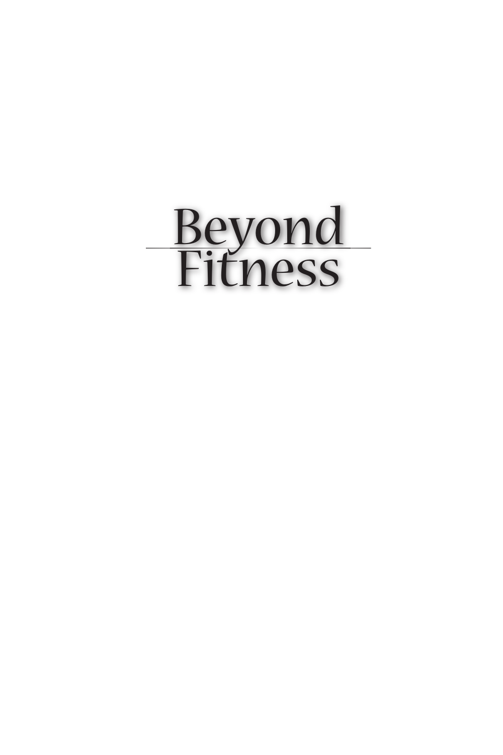# Beyond Fitness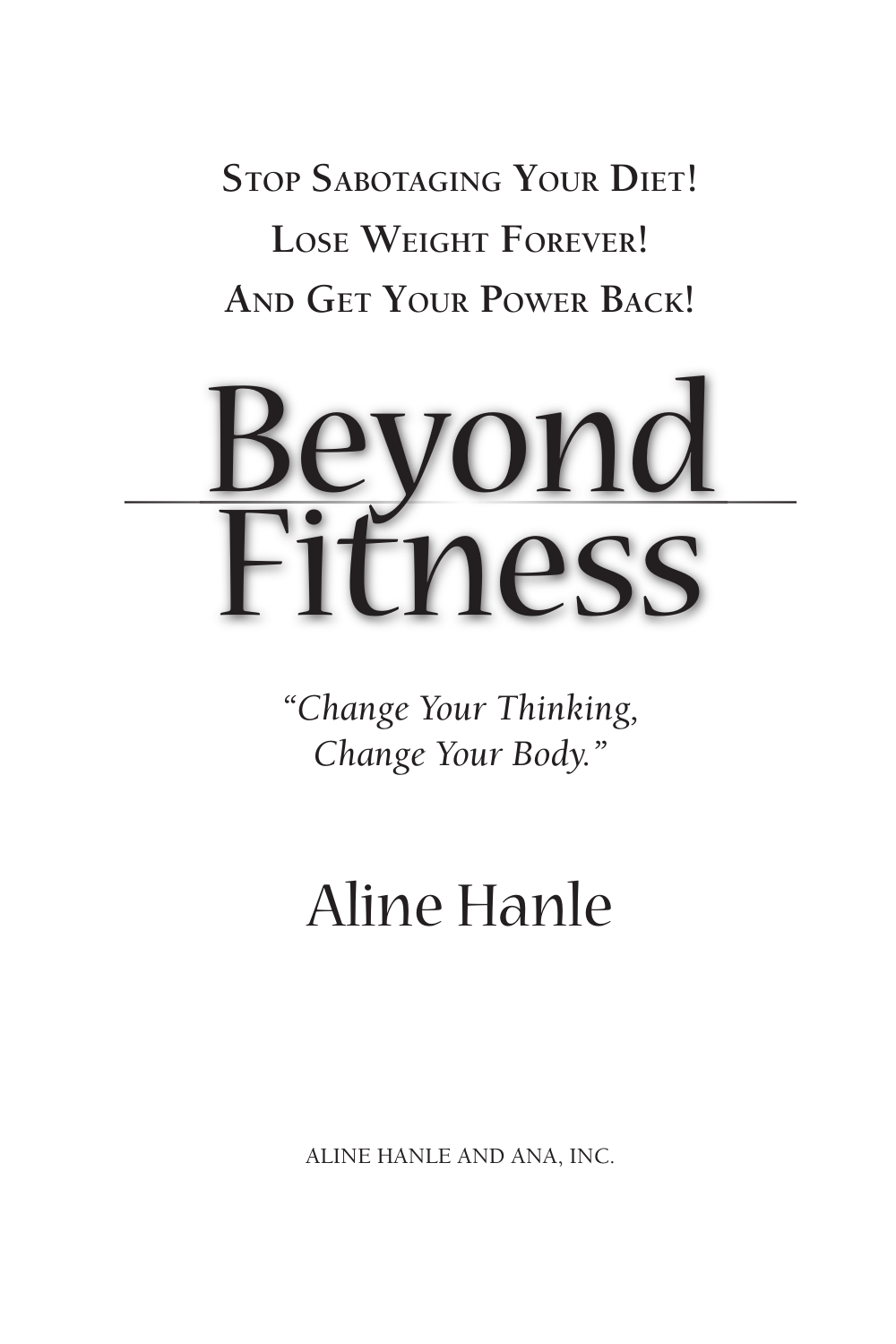**Stop Sabotaging Your Diet!**

**Lose Weight Forever!**

**And Get Your Power Back!**

# Beyond Fitness

*"Change Your Thinking, Change Your Body."*

## Aline Hanle

ALINE HANLE AND ANA, INC.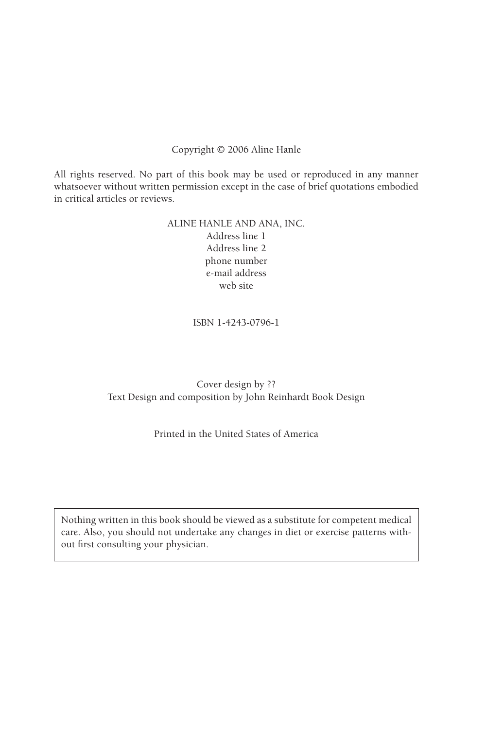Copyright © 2006 Aline Hanle

All rights reserved. No part of this book may be used or reproduced in any manner whatsoever without written permission except in the case of brief quotations embodied in critical articles or reviews.

ALINE HANLE AND ANA, INC.
Address line 1
Address line 2
phone number
e-mail address
web site

ISBN 1-4243-0796-1

Cover design by ??
Text Design and composition by John Reinhardt Book Design

Printed in the United States of America

Nothing written in this book should be viewed as a substitute for competent medical care. Also, you should not undertake any changes in diet or exercise patterns without first consulting your physician.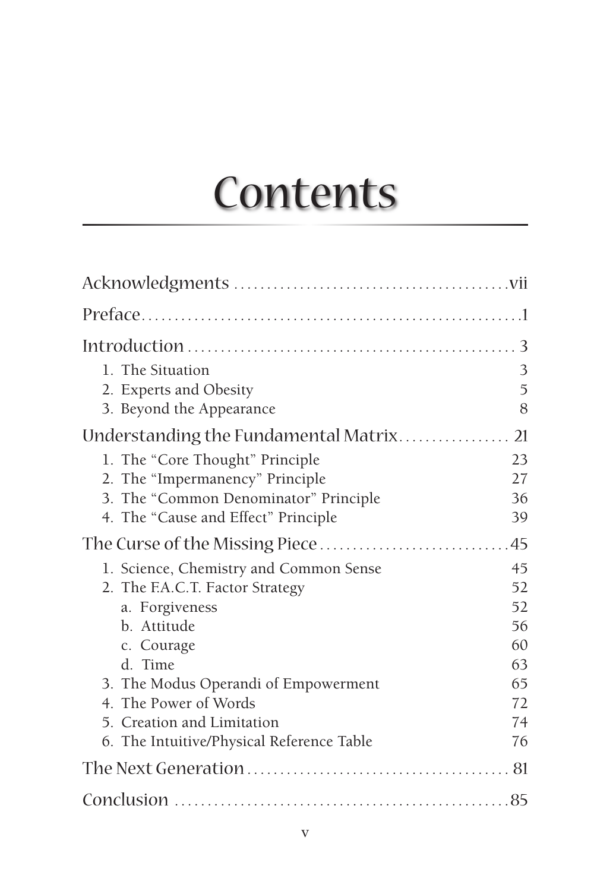# Contents

Acknowledgments ........................................vii

Preface........................................................1

Introduction ................................................ 3

1. The Situation 3
2. Experts and Obesity 5
3. Beyond the Appearance 8

Understanding the Fundamental Matrix................. 21

1. The “Core Thought” Principle 23
2. The “Impermanency” Principle 27
3. The “Common Denominator” Principle 36
4. The “Cause and Effect” Principle 39

The Curse of the Missing Piece ............................45

1. Science, Chemistry and Common Sense 45
2. The F.A.C.T. Factor Strategy 52
   a. Forgiveness 52
   b. Attitude 56
   c. Courage 60
   d. Time 63
3. The Modus Operandi of Empowerment 65
4. The Power of Words 72
5. Creation and Limitation 74
6. The Intuitive/Physical Reference Table 76

The Next Generation ...................................... 81

Conclusion .................................................85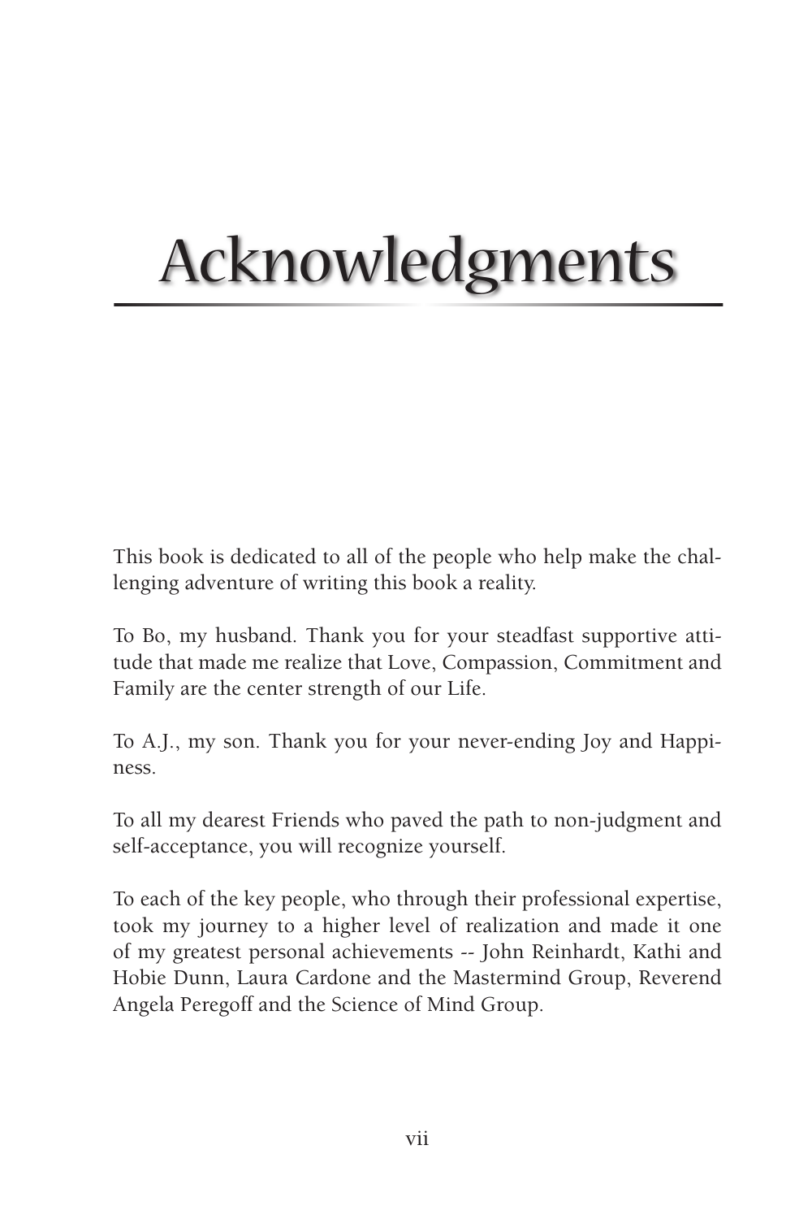# Acknowledgments

This book is dedicated to all of the people who help make the challenging adventure of writing this book a reality.

To Bo, my husband. Thank you for your steadfast supportive attitude that made me realize that Love, Compassion, Commitment and Family are the center strength of our Life.

To A.J., my son. Thank you for your never-ending Joy and Happiness.

To all my dearest Friends who paved the path to non-judgment and self-acceptance, you will recognize yourself.

To each of the key people, who through their professional expertise, took my journey to a higher level of realization and made it one of my greatest personal achievements -- John Reinhardt, Kathi and Hobie Dunn, Laura Cardone and the Mastermind Group, Reverend Angela Peregoff and the Science of Mind Group.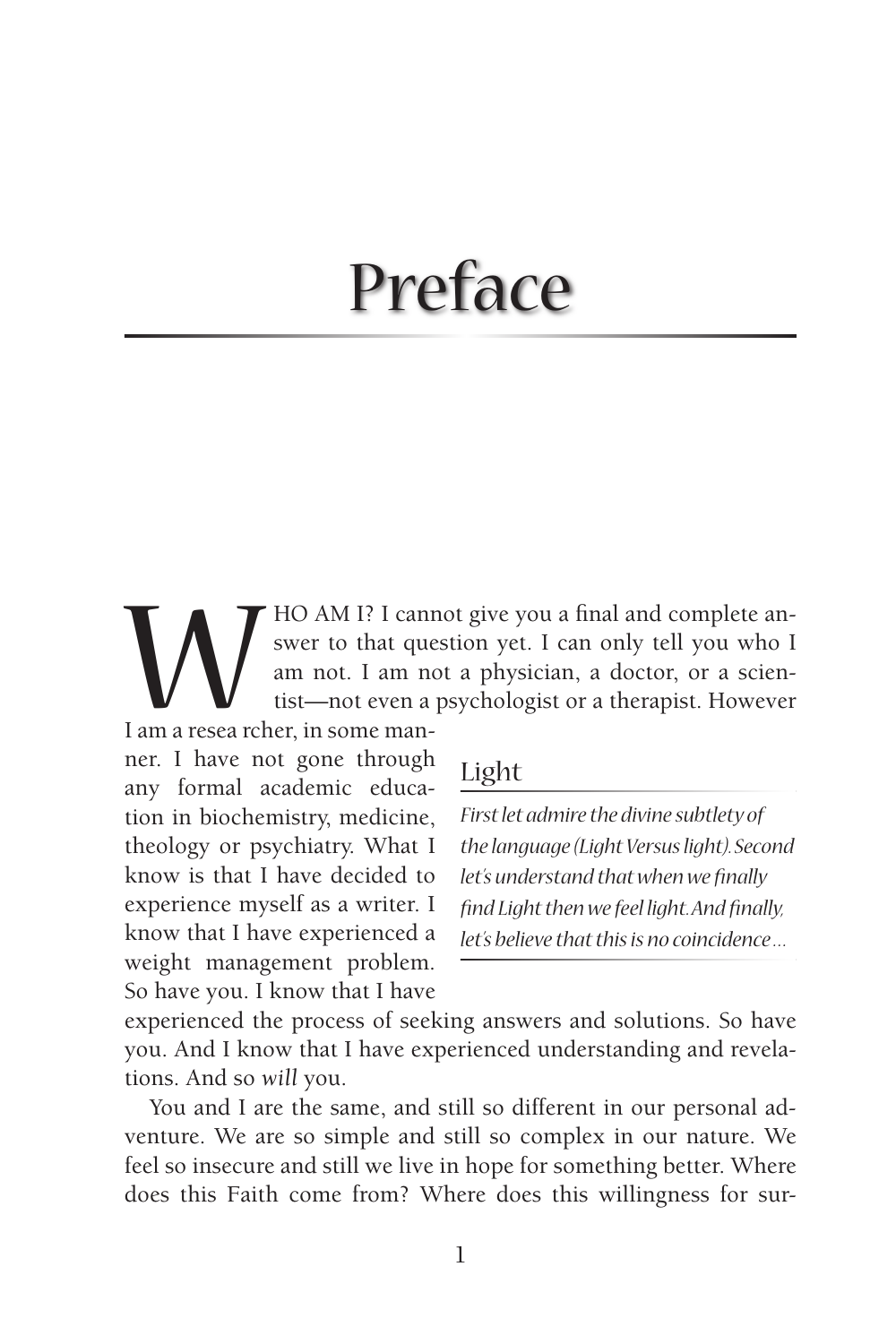# Preface

WHO AM I? I cannot give you a final and complete answer to that question yet. I can only tell you who I am not. I am not a physician, a doctor, or a scientist—not even a psychologist or a therapist. However I am a resea rcher, in some manner. I have not gone through any formal academic education in biochemistry, medicine, theology or psychiatry. What I know is that I have decided to experience myself as a writer. I know that I have experienced a weight management problem. So have you. I know that I have experienced the process of seeking answers and solutions. So have you. And I know that I have experienced understanding and revelations. And so *will* you.

> ## Light
>
> *First let admire the divine subtlety of the language (Light Versus light). Second let's understand that when we finally find Light then we feel light. And finally, let's believe that this is no coincidence…*

You and I are the same, and still so different in our personal adventure. We are so simple and still so complex in our nature. We feel so insecure and still we live in hope for something better. Where does this Faith come from? Where does this willingness for sur-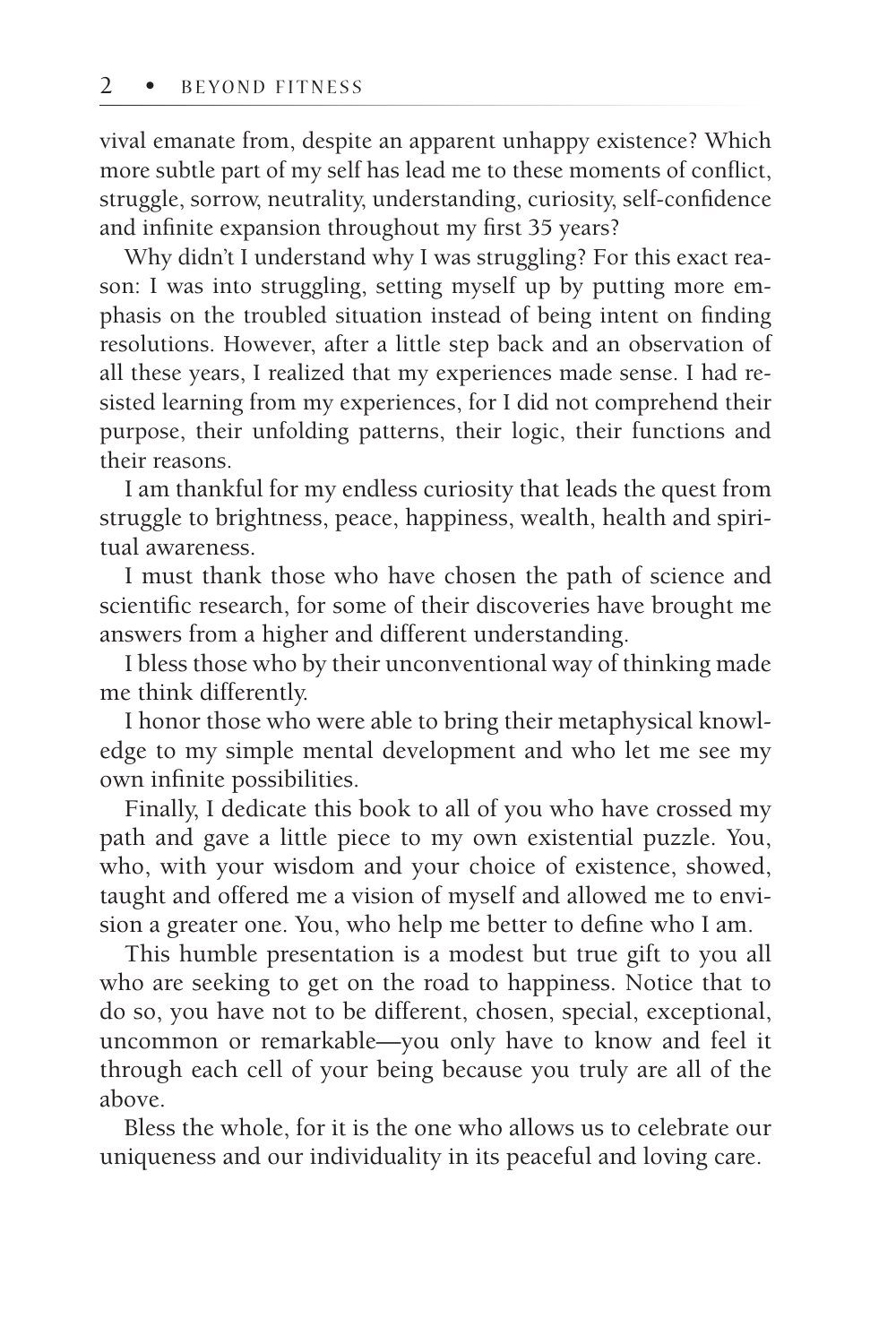vival emanate from, despite an apparent unhappy existence? Which more subtle part of my self has lead me to these moments of conflict, struggle, sorrow, neutrality, understanding, curiosity, self-confidence and infinite expansion throughout my first 35 years?

Why didn't I understand why I was struggling? For this exact reason: I was into struggling, setting myself up by putting more emphasis on the troubled situation instead of being intent on finding resolutions. However, after a little step back and an observation of all these years, I realized that my experiences made sense. I had resisted learning from my experiences, for I did not comprehend their purpose, their unfolding patterns, their logic, their functions and their reasons.

I am thankful for my endless curiosity that leads the quest from struggle to brightness, peace, happiness, wealth, health and spiritual awareness.

I must thank those who have chosen the path of science and scientific research, for some of their discoveries have brought me answers from a higher and different understanding.

I bless those who by their unconventional way of thinking made me think differently.

I honor those who were able to bring their metaphysical knowledge to my simple mental development and who let me see my own infinite possibilities.

Finally, I dedicate this book to all of you who have crossed my path and gave a little piece to my own existential puzzle. You, who, with your wisdom and your choice of existence, showed, taught and offered me a vision of myself and allowed me to envision a greater one. You, who help me better to define who I am.

This humble presentation is a modest but true gift to you all who are seeking to get on the road to happiness. Notice that to do so, you have not to be different, chosen, special, exceptional, uncommon or remarkable—you only have to know and feel it through each cell of your being because you truly are all of the above.

Bless the whole, for it is the one who allows us to celebrate our uniqueness and our individuality in its peaceful and loving care.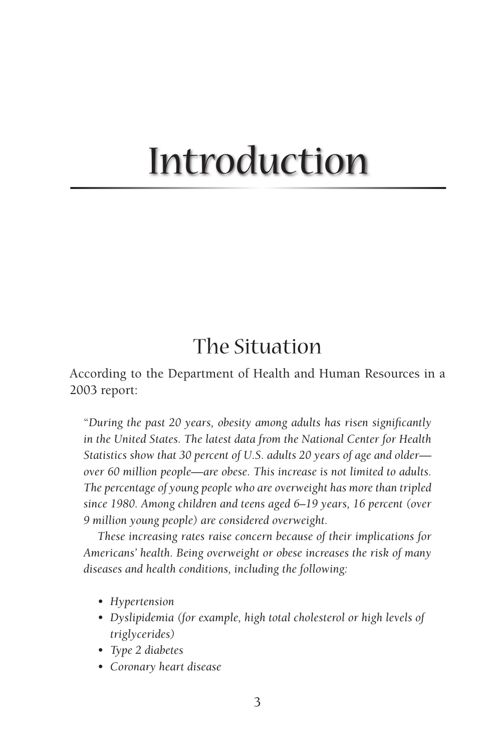# Introduction

## The Situation

According to the Department of Health and Human Resources in a 2003 report:

> "*During the past 20 years, obesity among adults has risen significantly in the United States. The latest data from the National Center for Health Statistics show that 30 percent of U.S. adults 20 years of age and older—over 60 million people—are obese. This increase is not limited to adults. The percentage of young people who are overweight has more than tripled since 1980. Among children and teens aged 6–19 years, 16 percent (over 9 million young people) are considered overweight.*
>
> *These increasing rates raise concern because of their implications for Americans' health. Being overweight or obese increases the risk of many diseases and health conditions, including the following:*
>
> - *Hypertension*
> - *Dyslipidemia (for example, high total cholesterol or high levels of triglycerides)*
> - *Type 2 diabetes*
> - *Coronary heart disease*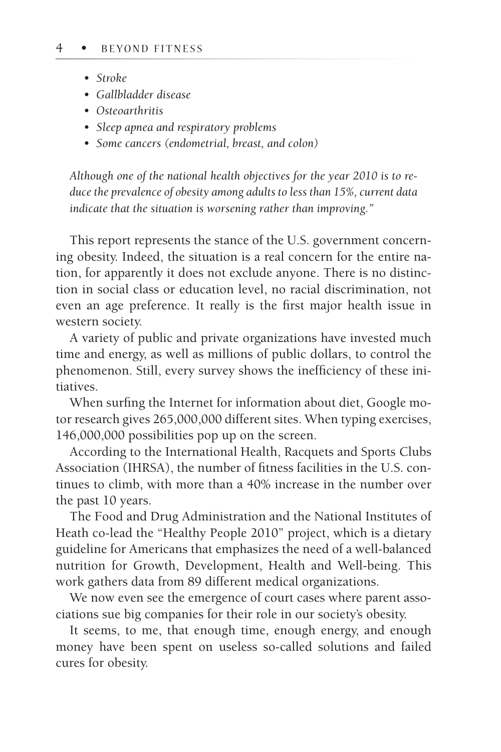- *Stroke*
- *Gallbladder disease*
- *Osteoarthritis*
- *Sleep apnea and respiratory problems*
- *Some cancers (endometrial, breast, and colon)*

*Although one of the national health objectives for the year 2010 is to reduce the prevalence of obesity among adults to less than 15%, current data indicate that the situation is worsening rather than improving."*

This report represents the stance of the U.S. government concerning obesity. Indeed, the situation is a real concern for the entire nation, for apparently it does not exclude anyone. There is no distinction in social class or education level, no racial discrimination, not even an age preference. It really is the first major health issue in western society.

A variety of public and private organizations have invested much time and energy, as well as millions of public dollars, to control the phenomenon. Still, every survey shows the inefficiency of these initiatives.

When surfing the Internet for information about diet, Google motor research gives 265,000,000 different sites. When typing exercises, 146,000,000 possibilities pop up on the screen.

According to the International Health, Racquets and Sports Clubs Association (IHRSA), the number of fitness facilities in the U.S. continues to climb, with more than a 40% increase in the number over the past 10 years.

The Food and Drug Administration and the National Institutes of Heath co-lead the "Healthy People 2010" project, which is a dietary guideline for Americans that emphasizes the need of a well-balanced nutrition for Growth, Development, Health and Well-being. This work gathers data from 89 different medical organizations.

We now even see the emergence of court cases where parent associations sue big companies for their role in our society's obesity.

It seems, to me, that enough time, enough energy, and enough money have been spent on useless so-called solutions and failed cures for obesity.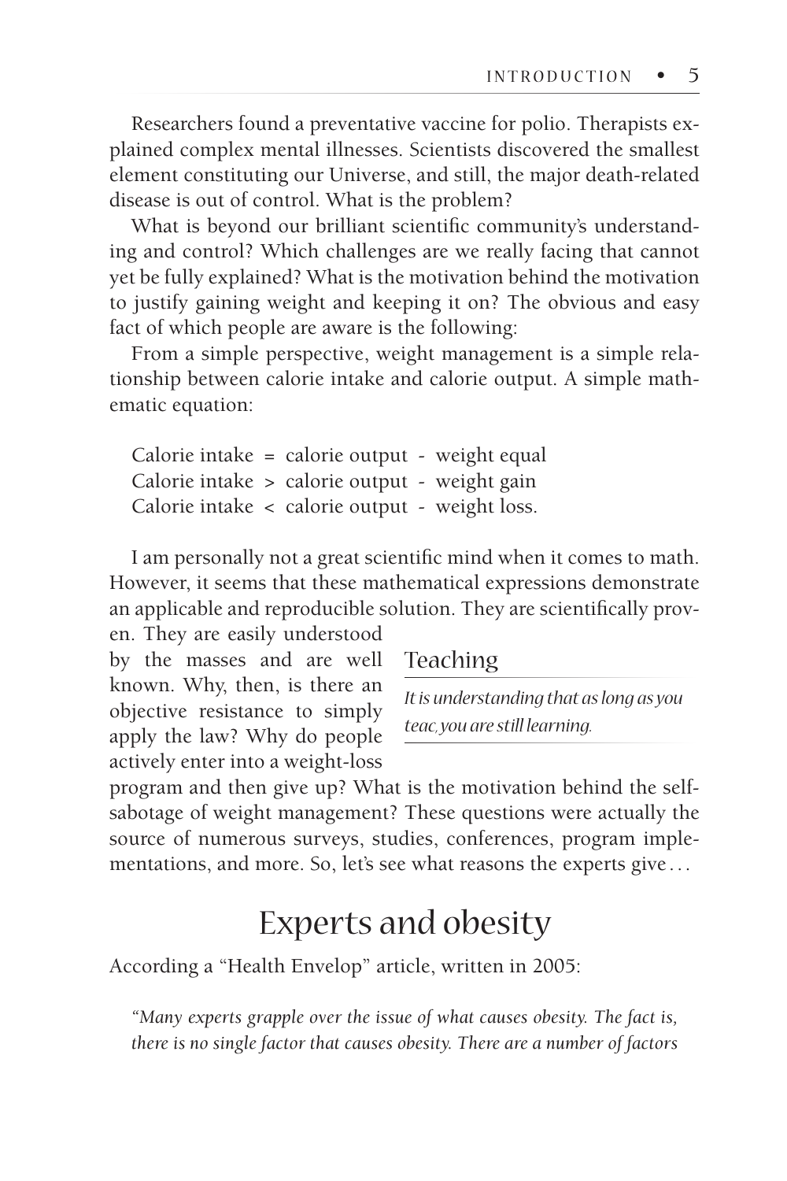Researchers found a preventative vaccine for polio. Therapists explained complex mental illnesses. Scientists discovered the smallest element constituting our Universe, and still, the major death-related disease is out of control. What is the problem?

What is beyond our brilliant scientific community's understanding and control? Which challenges are we really facing that cannot yet be fully explained? What is the motivation behind the motivation to justify gaining weight and keeping it on? The obvious and easy fact of which people are aware is the following:

From a simple perspective, weight management is a simple relationship between calorie intake and calorie output. A simple mathematic equation:

Calorie intake = calorie output - weight equal
Calorie intake > calorie output - weight gain
Calorie intake < calorie output - weight loss.

I am personally not a great scientific mind when it comes to math. However, it seems that these mathematical expressions demonstrate an applicable and reproducible solution. They are scientifically proven. They are easily understood by the masses and are well known. Why, then, is there an objective resistance to simply apply the law? Why do people actively enter into a weight-loss program and then give up? What is the motivation behind the self-sabotage of weight management? These questions were actually the source of numerous surveys, studies, conferences, program implementations, and more. So, let's see what reasons the experts give…

> **Teaching**
>
> *It is understanding that as long as you teac, you are still learning.*

## Experts and obesity

According a "Health Envelop" article, written in 2005:

*"Many experts grapple over the issue of what causes obesity. The fact is, there is no single factor that causes obesity. There are a number of factors*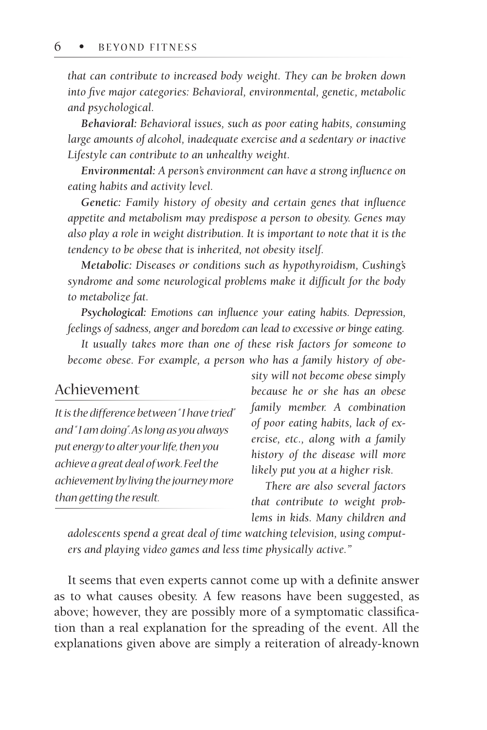*that can contribute to increased body weight. They can be broken down into five major categories: Behavioral, environmental, genetic, metabolic and psychological.*

***Behavioral:*** *Behavioral issues, such as poor eating habits, consuming large amounts of alcohol, inadequate exercise and a sedentary or inactive Lifestyle can contribute to an unhealthy weight.*

***Environmental:*** *A person's environment can have a strong influence on eating habits and activity level.*

***Genetic:*** *Family history of obesity and certain genes that influence appetite and metabolism may predispose a person to obesity. Genes may also play a role in weight distribution. It is important to note that it is the tendency to be obese that is inherited, not obesity itself.*

***Metabolic:*** *Diseases or conditions such as hypothyroidism, Cushing's syndrome and some neurological problems make it difficult for the body to metabolize fat.*

***Psychological:*** *Emotions can influence your eating habits. Depression, feelings of sadness, anger and boredom can lead to excessive or binge eating.*

*It usually takes more than one of these risk factors for someone to become obese. For example, a person who has a family history of obesity will not become obese simply because he or she has an obese family member. A combination of poor eating habits, lack of exercise, etc., along with a family history of the disease will more likely put you at a higher risk.*

*There are also several factors that contribute to weight problems in kids. Many children and adolescents spend a great deal of time watching television, using computers and playing video games and less time physically active."*

## Achievement

*It is the difference between "I have tried" and "I am doing". As long as you always put energy to alter your life, then you achieve a great deal of work. Feel the achievement by living the journey more than getting the result.*

It seems that even experts cannot come up with a definite answer as to what causes obesity. A few reasons have been suggested, as above; however, they are possibly more of a symptomatic classification than a real explanation for the spreading of the event. All the explanations given above are simply a reiteration of already-known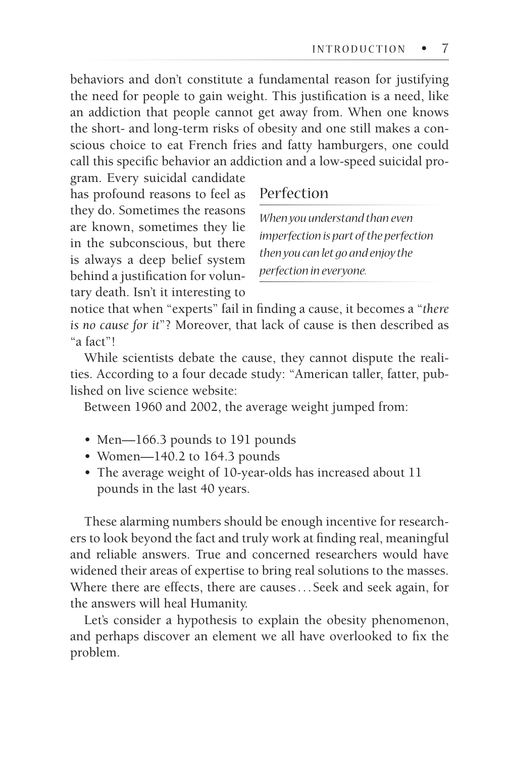behaviors and don't constitute a fundamental reason for justifying the need for people to gain weight. This justification is a need, like an addiction that people cannot get away from. When one knows the short- and long-term risks of obesity and one still makes a conscious choice to eat French fries and fatty hamburgers, one could call this specific behavior an addiction and a low-speed suicidal program. Every suicidal candidate has profound reasons to feel as they do. Sometimes the reasons are known, sometimes they lie in the subconscious, but there is always a deep belief system behind a justification for voluntary death. Isn't it interesting to notice that when "experts" fail in finding a cause, it becomes a "*there is no cause for it*"? Moreover, that lack of cause is then described as "a fact"!

> **Perfection**
>
> *When you understand than even imperfection is part of the perfection then you can let go and enjoy the perfection in everyone.*

While scientists debate the cause, they cannot dispute the realities. According to a four decade study: "American taller, fatter, published on live science website:

Between 1960 and 2002, the average weight jumped from:

- Men—166.3 pounds to 191 pounds
- Women—140.2 to 164.3 pounds
- The average weight of 10-year-olds has increased about 11 pounds in the last 40 years.

These alarming numbers should be enough incentive for researchers to look beyond the fact and truly work at finding real, meaningful and reliable answers. True and concerned researchers would have widened their areas of expertise to bring real solutions to the masses. Where there are effects, there are causes... Seek and seek again, for the answers will heal Humanity.

Let's consider a hypothesis to explain the obesity phenomenon, and perhaps discover an element we all have overlooked to fix the problem.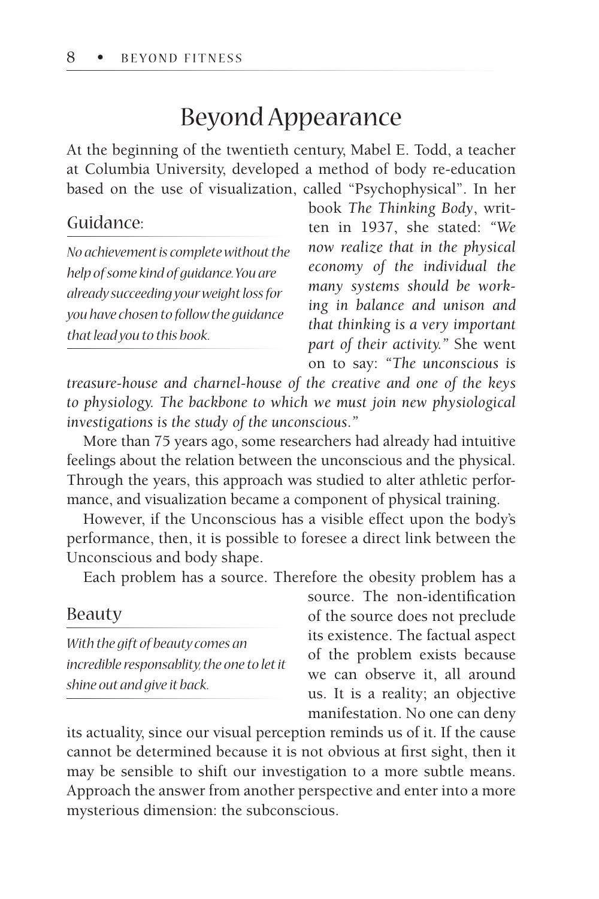# Beyond Appearance

At the beginning of the twentieth century, Mabel E. Todd, a teacher at Columbia University, developed a method of body re-education based on the use of visualization, called "Psychophysical". In her book *The Thinking Body*, written in 1937, she stated: *"We now realize that in the physical economy of the individual the many systems should be working in balance and unison and that thinking is a very important part of their activity."* She went on to say: *"The unconscious is treasure-house and charnel-house of the creative and one of the keys to physiology. The backbone to which we must join new physiological investigations is the study of the unconscious."*

> ### Guidance:
>
> *No achievement is complete without the help of some kind of guidance. You are already succeeding your weight loss for you have chosen to follow the guidance that lead you to this book.*

More than 75 years ago, some researchers had already had intuitive feelings about the relation between the unconscious and the physical. Through the years, this approach was studied to alter athletic performance, and visualization became a component of physical training.

However, if the Unconscious has a visible effect upon the body's performance, then, it is possible to foresee a direct link between the Unconscious and body shape.

Each problem has a source. Therefore the obesity problem has a source. The non-identification of the source does not preclude its existence. The factual aspect of the problem exists because we can observe it, all around us. It is a reality; an objective manifestation. No one can deny its actuality, since our visual perception reminds us of it. If the cause cannot be determined because it is not obvious at first sight, then it may be sensible to shift our investigation to a more subtle means. Approach the answer from another perspective and enter into a more mysterious dimension: the subconscious.

> ### Beauty
>
> *With the gift of beauty comes an incredible responsablity, the one to let it shine out and give it back.*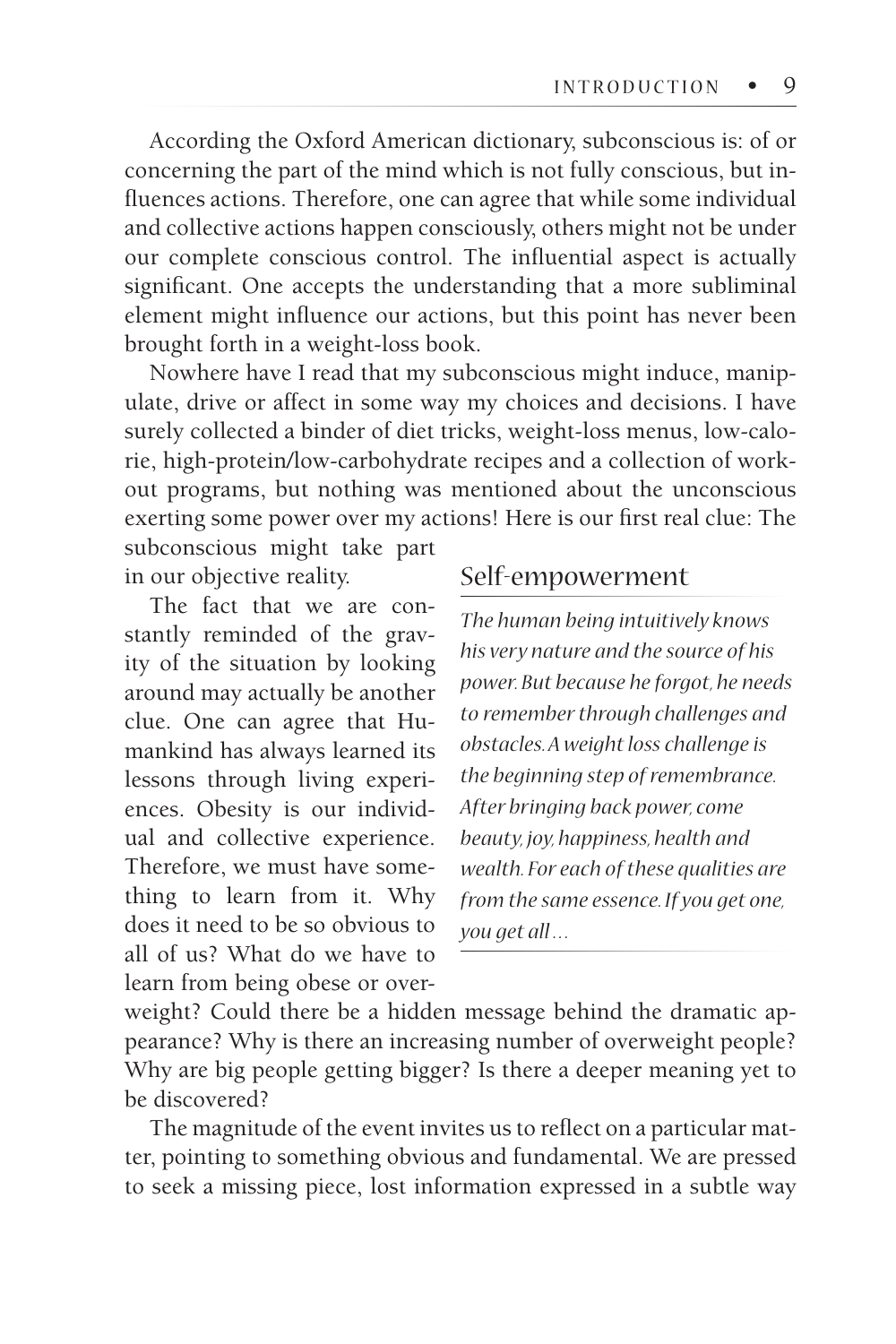According the Oxford American dictionary, subconscious is: of or concerning the part of the mind which is not fully conscious, but influences actions. Therefore, one can agree that while some individual and collective actions happen consciously, others might not be under our complete conscious control. The influential aspect is actually significant. One accepts the understanding that a more subliminal element might influence our actions, but this point has never been brought forth in a weight-loss book.

Nowhere have I read that my subconscious might induce, manipulate, drive or affect in some way my choices and decisions. I have surely collected a binder of diet tricks, weight-loss menus, low-calorie, high-protein/low-carbohydrate recipes and a collection of workout programs, but nothing was mentioned about the unconscious exerting some power over my actions! Here is our first real clue: The subconscious might take part in our objective reality.

The fact that we are constantly reminded of the gravity of the situation by looking around may actually be another clue. One can agree that Humankind has always learned its lessons through living experiences. Obesity is our individual and collective experience. Therefore, we must have something to learn from it. Why does it need to be so obvious to all of us? What do we have to learn from being obese or overweight? Could there be a hidden message behind the dramatic appearance? Why is there an increasing number of overweight people? Why are big people getting bigger? Is there a deeper meaning yet to be discovered?

### Self-empowerment

*The human being intuitively knows his very nature and the source of his power. But because he forgot, he needs to remember through challenges and obstacles. A weight loss challenge is the beginning step of remembrance. After bringing back power, come beauty, joy, happiness, health and wealth. For each of these qualities are from the same essence. If you get one, you get all…*

The magnitude of the event invites us to reflect on a particular matter, pointing to something obvious and fundamental. We are pressed to seek a missing piece, lost information expressed in a subtle way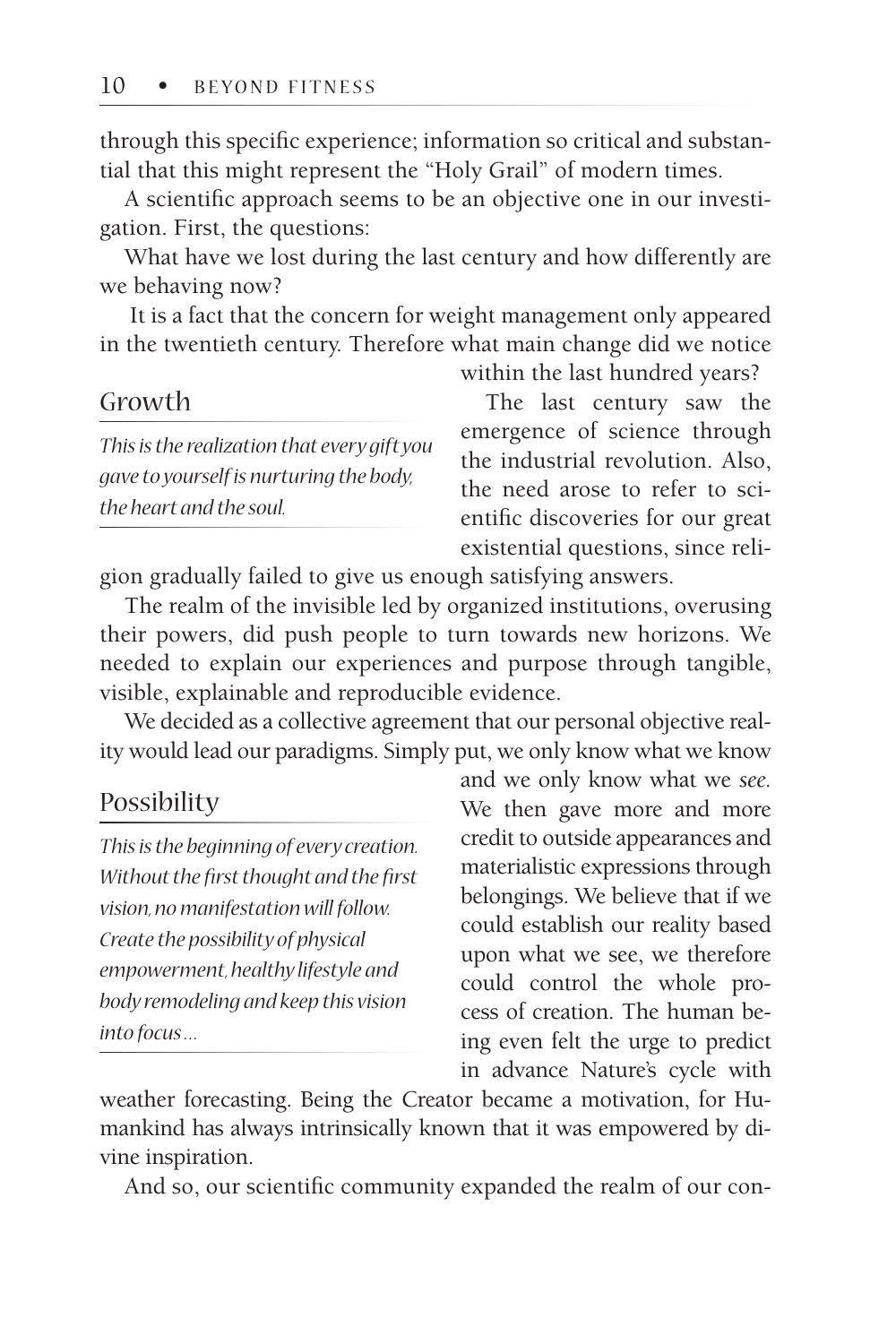through this specific experience; information so critical and substantial that this might represent the "Holy Grail" of modern times.

A scientific approach seems to be an objective one in our investigation. First, the questions:

What have we lost during the last century and how differently are we behaving now?

It is a fact that the concern for weight management only appeared in the twentieth century. Therefore what main change did we notice within the last hundred years?

The last century saw the emergence of science through the industrial revolution. Also, the need arose to refer to scientific discoveries for our great existential questions, since religion gradually failed to give us enough satisfying answers.

> ## Growth
>
> *This is the realization that every gift you gave to yourself is nurturing the body, the heart and the soul.*

The realm of the invisible led by organized institutions, overusing their powers, did push people to turn towards new horizons. We needed to explain our experiences and purpose through tangible, visible, explainable and reproducible evidence.

We decided as a collective agreement that our personal objective reality would lead our paradigms. Simply put, we only know what we know and we only know what we *see*. We then gave more and more credit to outside appearances and materialistic expressions through belongings. We believe that if we could establish our reality based upon what we see, we therefore could control the whole process of creation. The human being even felt the urge to predict in advance Nature's cycle with weather forecasting. Being the Creator became a motivation, for Humankind has always intrinsically known that it was empowered by divine inspiration.

> ## Possibility
>
> *This is the beginning of every creation. Without the first thought and the first vision, no manifestation will follow. Create the possibility of physical empowerment, healthy lifestyle and body remodeling and keep this vision into focus…*

And so, our scientific community expanded the realm of our con-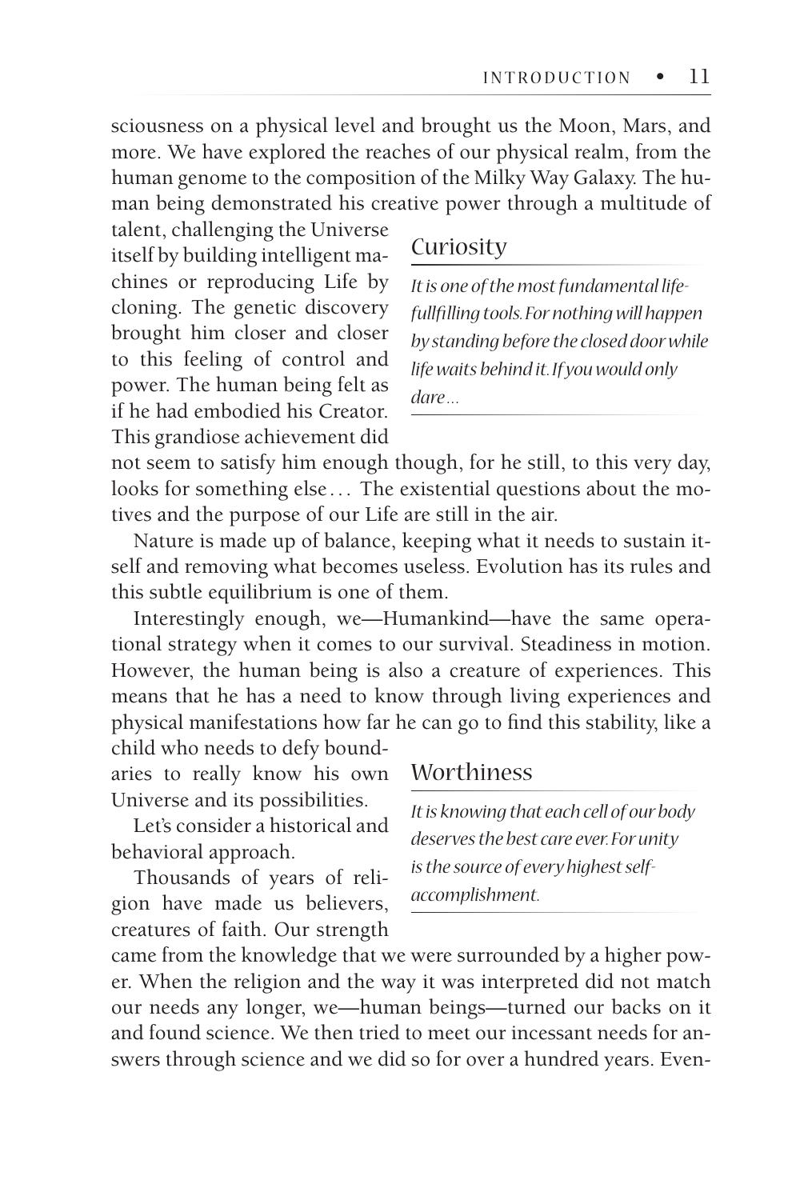sciousness on a physical level and brought us the Moon, Mars, and more. We have explored the reaches of our physical realm, from the human genome to the composition of the Milky Way Galaxy. The human being demonstrated his creative power through a multitude of talent, challenging the Universe itself by building intelligent machines or reproducing Life by cloning. The genetic discovery brought him closer and closer to this feeling of control and power. The human being felt as if he had embodied his Creator. This grandiose achievement did not seem to satisfy him enough though, for he still, to this very day, looks for something else… The existential questions about the motives and the purpose of our Life are still in the air.

> ### Curiosity
>
> *It is one of the most fundamental life-fullfilling tools. For nothing will happen by standing before the closed door while life waits behind it. If you would only dare…*

Nature is made up of balance, keeping what it needs to sustain itself and removing what becomes useless. Evolution has its rules and this subtle equilibrium is one of them.

Interestingly enough, we—Humankind—have the same operational strategy when it comes to our survival. Steadiness in motion. However, the human being is also a creature of experiences. This means that he has a need to know through living experiences and physical manifestations how far he can go to find this stability, like a child who needs to defy boundaries to really know his own Universe and its possibilities.

> ### Worthiness
>
> *It is knowing that each cell of our body deserves the best care ever. For unity is the source of every highest self-accomplishment.*

Let's consider a historical and behavioral approach.

Thousands of years of religion have made us believers, creatures of faith. Our strength came from the knowledge that we were surrounded by a higher power. When the religion and the way it was interpreted did not match our needs any longer, we—human beings—turned our backs on it and found science. We then tried to meet our incessant needs for answers through science and we did so for over a hundred years. Even-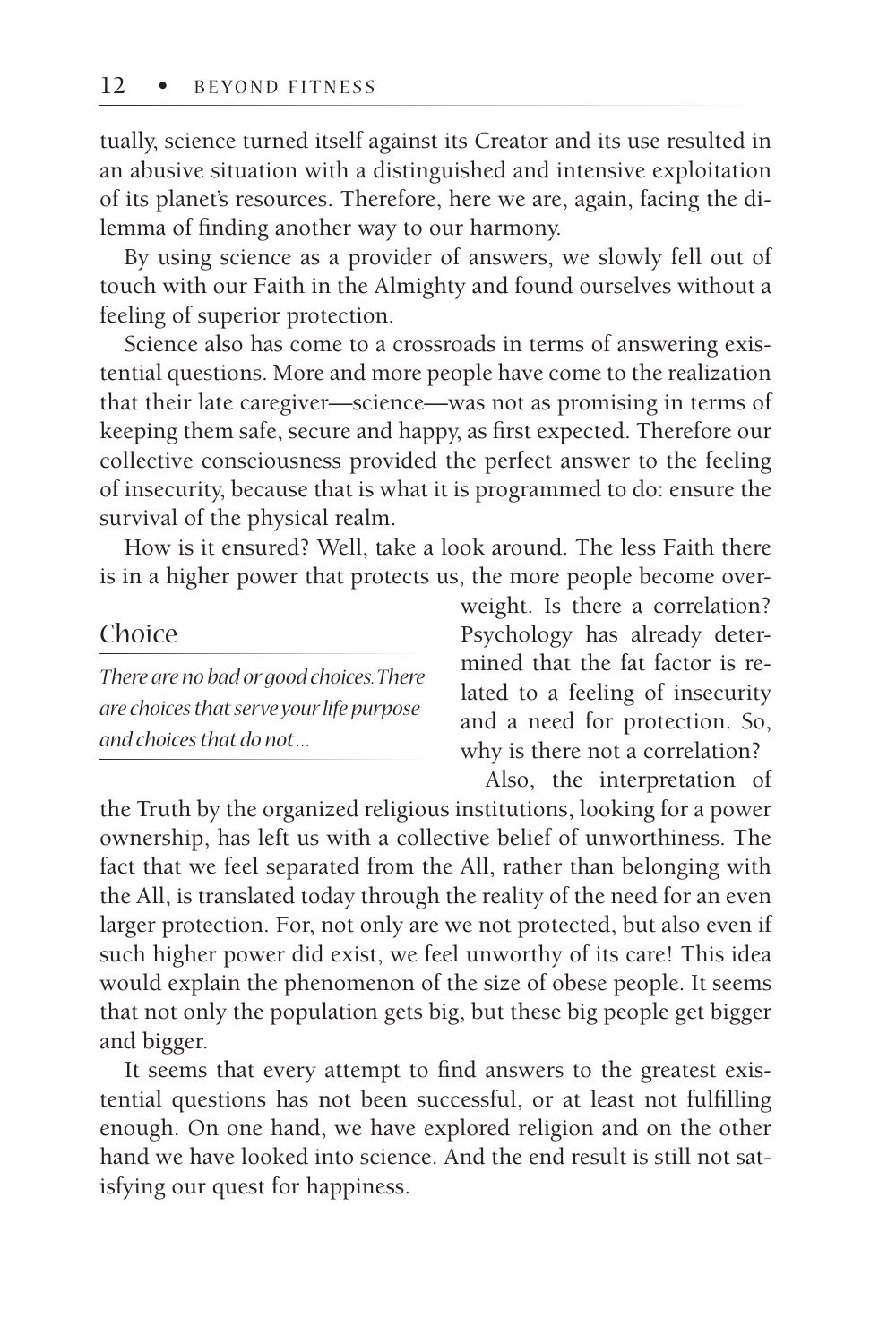tually, science turned itself against its Creator and its use resulted in an abusive situation with a distinguished and intensive exploitation of its planet's resources. Therefore, here we are, again, facing the dilemma of finding another way to our harmony.

By using science as a provider of answers, we slowly fell out of touch with our Faith in the Almighty and found ourselves without a feeling of superior protection.

Science also has come to a crossroads in terms of answering existential questions. More and more people have come to the realization that their late caregiver—science—was not as promising in terms of keeping them safe, secure and happy, as first expected. Therefore our collective consciousness provided the perfect answer to the feeling of insecurity, because that is what it is programmed to do: ensure the survival of the physical realm.

How is it ensured? Well, take a look around. The less Faith there is in a higher power that protects us, the more people become overweight. Is there a correlation? Psychology has already determined that the fat factor is related to a feeling of insecurity and a need for protection. So, why is there not a correlation?

## Choice

*There are no bad or good choices. There are choices that serve your life purpose and choices that do not…*

Also, the interpretation of the Truth by the organized religious institutions, looking for a power ownership, has left us with a collective belief of unworthiness. The fact that we feel separated from the All, rather than belonging with the All, is translated today through the reality of the need for an even larger protection. For, not only are we not protected, but also even if such higher power did exist, we feel unworthy of its care! This idea would explain the phenomenon of the size of obese people. It seems that not only the population gets big, but these big people get bigger and bigger.

It seems that every attempt to find answers to the greatest existential questions has not been successful, or at least not fulfilling enough. On one hand, we have explored religion and on the other hand we have looked into science. And the end result is still not satisfying our quest for happiness.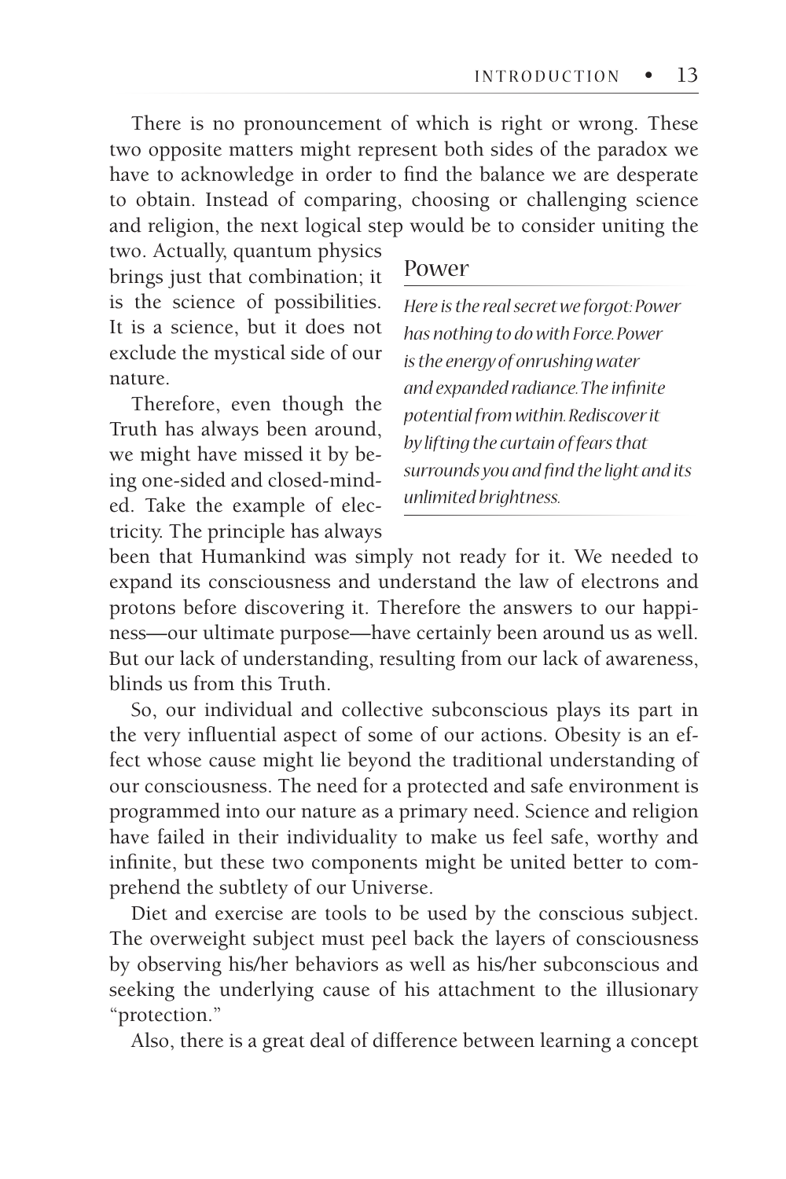There is no pronouncement of which is right or wrong. These two opposite matters might represent both sides of the paradox we have to acknowledge in order to find the balance we are desperate to obtain. Instead of comparing, choosing or challenging science and religion, the next logical step would be to consider uniting the two. Actually, quantum physics brings just that combination; it is the science of possibilities. It is a science, but it does not exclude the mystical side of our nature.

Therefore, even though the Truth has always been around, we might have missed it by being one-sided and closed-minded. Take the example of electricity. The principle has always been that Humankind was simply not ready for it. We needed to expand its consciousness and understand the law of electrons and protons before discovering it. Therefore the answers to our happiness—our ultimate purpose—have certainly been around us as well. But our lack of understanding, resulting from our lack of awareness, blinds us from this Truth.

> **Power**
>
> *Here is the real secret we forgot: Power has nothing to do with Force. Power is the energy of onrushing water and expanded radiance. The infinite potential from within. Rediscover it by lifting the curtain of fears that surrounds you and find the light and its unlimited brightness.*

So, our individual and collective subconscious plays its part in the very influential aspect of some of our actions. Obesity is an effect whose cause might lie beyond the traditional understanding of our consciousness. The need for a protected and safe environment is programmed into our nature as a primary need. Science and religion have failed in their individuality to make us feel safe, worthy and infinite, but these two components might be united better to comprehend the subtlety of our Universe.

Diet and exercise are tools to be used by the conscious subject. The overweight subject must peel back the layers of consciousness by observing his/her behaviors as well as his/her subconscious and seeking the underlying cause of his attachment to the illusionary "protection."

Also, there is a great deal of difference between learning a concept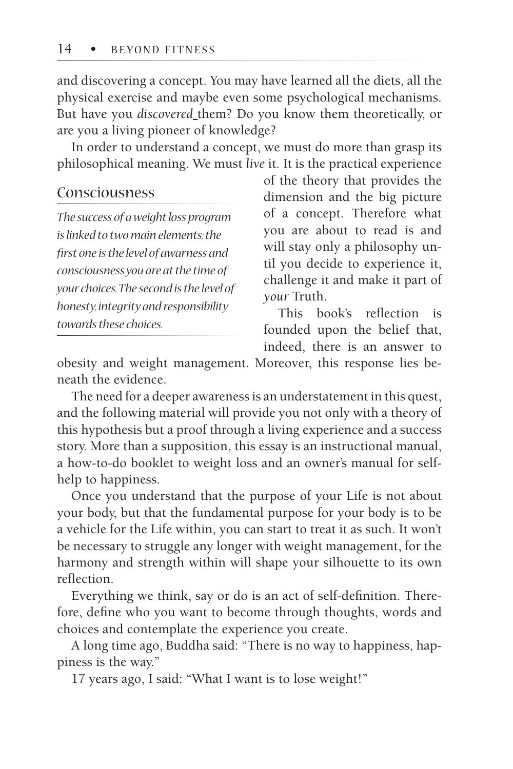and discovering a concept. You may have learned all the diets, all the physical exercise and maybe even some psychological mechanisms. But have you *discovered* them? Do you know them theoretically, or are you a living pioneer of knowledge?

In order to understand a concept, we must do more than grasp its philosophical meaning. We must *live* it. It is the practical experience of the theory that provides the dimension and the big picture of a concept. Therefore what you are about to read is and will stay only a philosophy until you decide to experience it, challenge it and make it part of *your* Truth.

> ### Consciousness
>
> *The success of a weight loss program is linked to two main elements: the first one is the level of awarness and consciousness you are at the time of your choices. The second is the level of honesty, integrity and responsibility towards these choices.*

This book's reflection is founded upon the belief that, indeed, there is an answer to obesity and weight management. Moreover, this response lies beneath the evidence.

The need for a deeper awareness is an understatement in this quest, and the following material will provide you not only with a theory of this hypothesis but a proof through a living experience and a success story. More than a supposition, this essay is an instructional manual, a how-to-do booklet to weight loss and an owner's manual for self-help to happiness.

Once you understand that the purpose of your Life is not about your body, but that the fundamental purpose for your body is to be a vehicle for the Life within, you can start to treat it as such. It won't be necessary to struggle any longer with weight management, for the harmony and strength within will shape your silhouette to its own reflection.

Everything we think, say or do is an act of self-definition. Therefore, define who you want to become through thoughts, words and choices and contemplate the experience you create.

A long time ago, Buddha said: "There is no way to happiness, happiness is the way."

17 years ago, I said: "What I want is to lose weight!"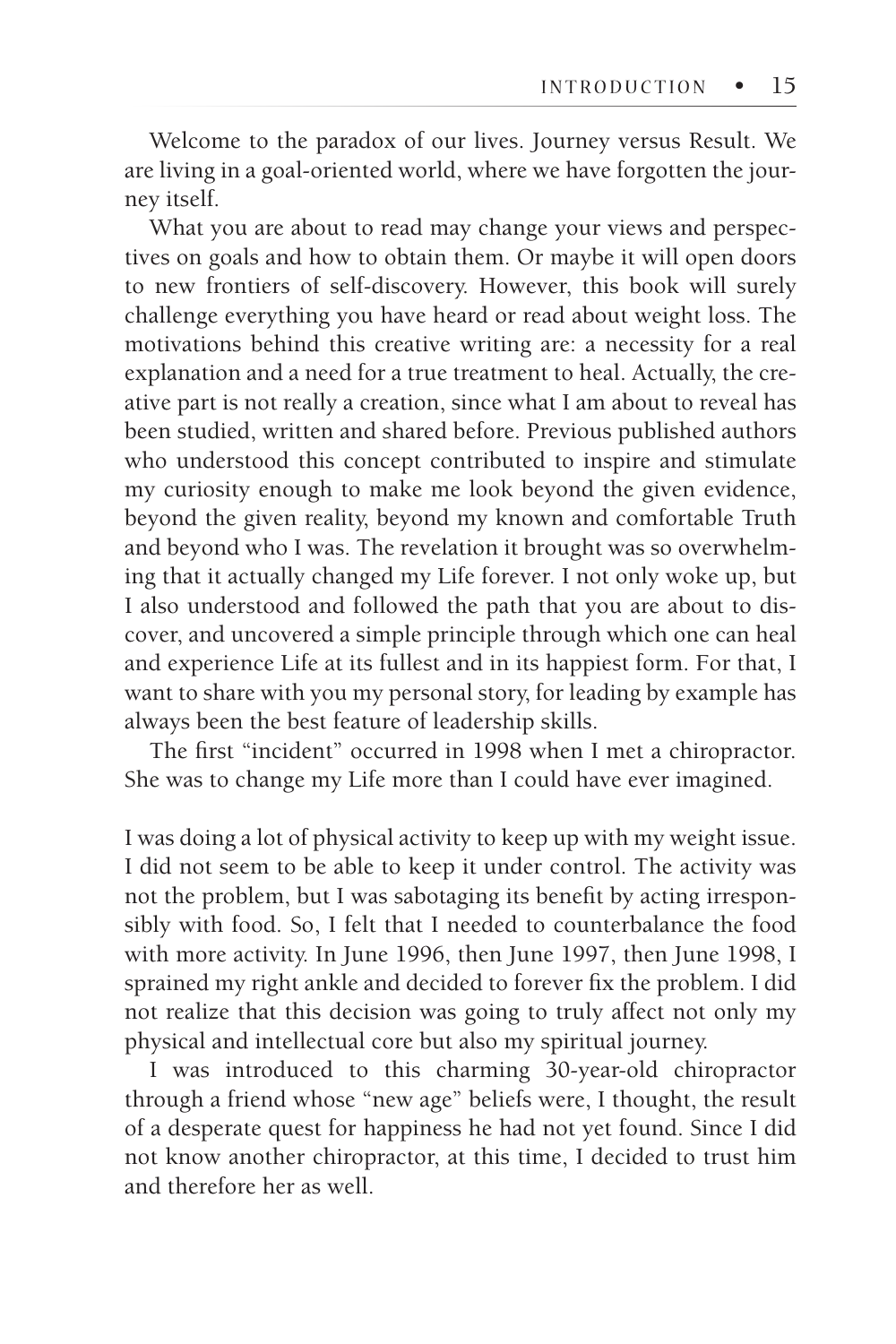Welcome to the paradox of our lives. Journey versus Result. We are living in a goal-oriented world, where we have forgotten the journey itself.

What you are about to read may change your views and perspectives on goals and how to obtain them. Or maybe it will open doors to new frontiers of self-discovery. However, this book will surely challenge everything you have heard or read about weight loss. The motivations behind this creative writing are: a necessity for a real explanation and a need for a true treatment to heal. Actually, the creative part is not really a creation, since what I am about to reveal has been studied, written and shared before. Previous published authors who understood this concept contributed to inspire and stimulate my curiosity enough to make me look beyond the given evidence, beyond the given reality, beyond my known and comfortable Truth and beyond who I was. The revelation it brought was so overwhelming that it actually changed my Life forever. I not only woke up, but I also understood and followed the path that you are about to discover, and uncovered a simple principle through which one can heal and experience Life at its fullest and in its happiest form. For that, I want to share with you my personal story, for leading by example has always been the best feature of leadership skills.

The first "incident" occurred in 1998 when I met a chiropractor. She was to change my Life more than I could have ever imagined.

I was doing a lot of physical activity to keep up with my weight issue. I did not seem to be able to keep it under control. The activity was not the problem, but I was sabotaging its benefit by acting irresponsibly with food. So, I felt that I needed to counterbalance the food with more activity. In June 1996, then June 1997, then June 1998, I sprained my right ankle and decided to forever fix the problem. I did not realize that this decision was going to truly affect not only my physical and intellectual core but also my spiritual journey.

I was introduced to this charming 30-year-old chiropractor through a friend whose "new age" beliefs were, I thought, the result of a desperate quest for happiness he had not yet found. Since I did not know another chiropractor, at this time, I decided to trust him and therefore her as well.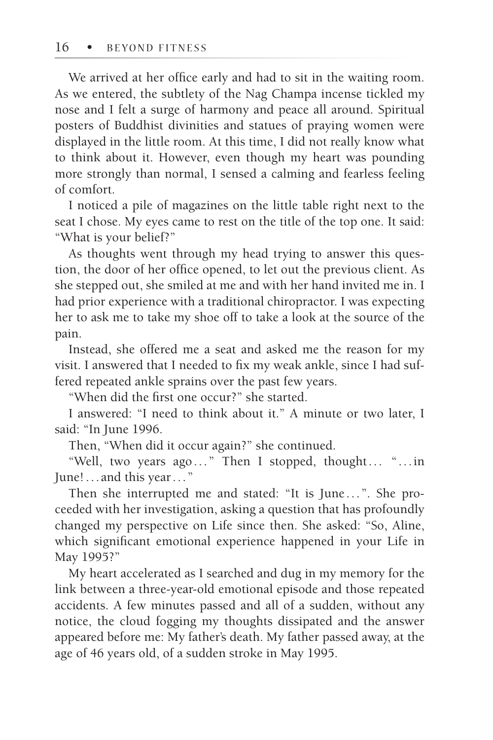We arrived at her office early and had to sit in the waiting room. As we entered, the subtlety of the Nag Champa incense tickled my nose and I felt a surge of harmony and peace all around. Spiritual posters of Buddhist divinities and statues of praying women were displayed in the little room. At this time, I did not really know what to think about it. However, even though my heart was pounding more strongly than normal, I sensed a calming and fearless feeling of comfort.

I noticed a pile of magazines on the little table right next to the seat I chose. My eyes came to rest on the title of the top one. It said: "What is your belief?"

As thoughts went through my head trying to answer this question, the door of her office opened, to let out the previous client. As she stepped out, she smiled at me and with her hand invited me in. I had prior experience with a traditional chiropractor. I was expecting her to ask me to take my shoe off to take a look at the source of the pain.

Instead, she offered me a seat and asked me the reason for my visit. I answered that I needed to fix my weak ankle, since I had suffered repeated ankle sprains over the past few years.

"When did the first one occur?" she started.

I answered: "I need to think about it." A minute or two later, I said: "In June 1996.

Then, "When did it occur again?" she continued.

"Well, two years ago…" Then I stopped, thought… "…in June!…and this year…"

Then she interrupted me and stated: "It is June…". She proceeded with her investigation, asking a question that has profoundly changed my perspective on Life since then. She asked: "So, Aline, which significant emotional experience happened in your Life in May 1995?"

My heart accelerated as I searched and dug in my memory for the link between a three-year-old emotional episode and those repeated accidents. A few minutes passed and all of a sudden, without any notice, the cloud fogging my thoughts dissipated and the answer appeared before me: My father's death. My father passed away, at the age of 46 years old, of a sudden stroke in May 1995.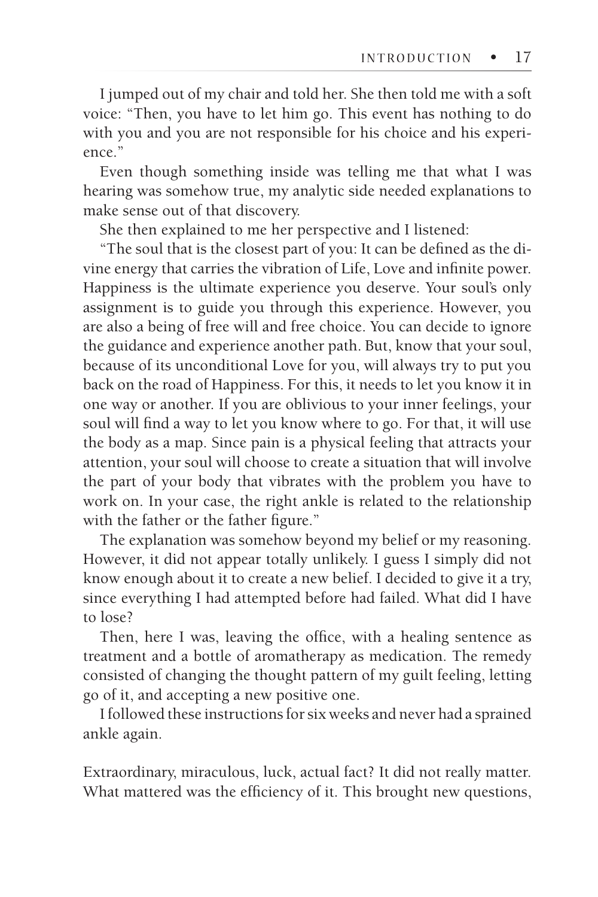I jumped out of my chair and told her. She then told me with a soft voice: "Then, you have to let him go. This event has nothing to do with you and you are not responsible for his choice and his experience."

Even though something inside was telling me that what I was hearing was somehow true, my analytic side needed explanations to make sense out of that discovery.

She then explained to me her perspective and I listened:

"The soul that is the closest part of you: It can be defined as the divine energy that carries the vibration of Life, Love and infinite power. Happiness is the ultimate experience you deserve. Your soul's only assignment is to guide you through this experience. However, you are also a being of free will and free choice. You can decide to ignore the guidance and experience another path. But, know that your soul, because of its unconditional Love for you, will always try to put you back on the road of Happiness. For this, it needs to let you know it in one way or another. If you are oblivious to your inner feelings, your soul will find a way to let you know where to go. For that, it will use the body as a map. Since pain is a physical feeling that attracts your attention, your soul will choose to create a situation that will involve the part of your body that vibrates with the problem you have to work on. In your case, the right ankle is related to the relationship with the father or the father figure."

The explanation was somehow beyond my belief or my reasoning. However, it did not appear totally unlikely. I guess I simply did not know enough about it to create a new belief. I decided to give it a try, since everything I had attempted before had failed. What did I have to lose?

Then, here I was, leaving the office, with a healing sentence as treatment and a bottle of aromatherapy as medication. The remedy consisted of changing the thought pattern of my guilt feeling, letting go of it, and accepting a new positive one.

I followed these instructions for six weeks and never had a sprained ankle again.

Extraordinary, miraculous, luck, actual fact? It did not really matter. What mattered was the efficiency of it. This brought new questions,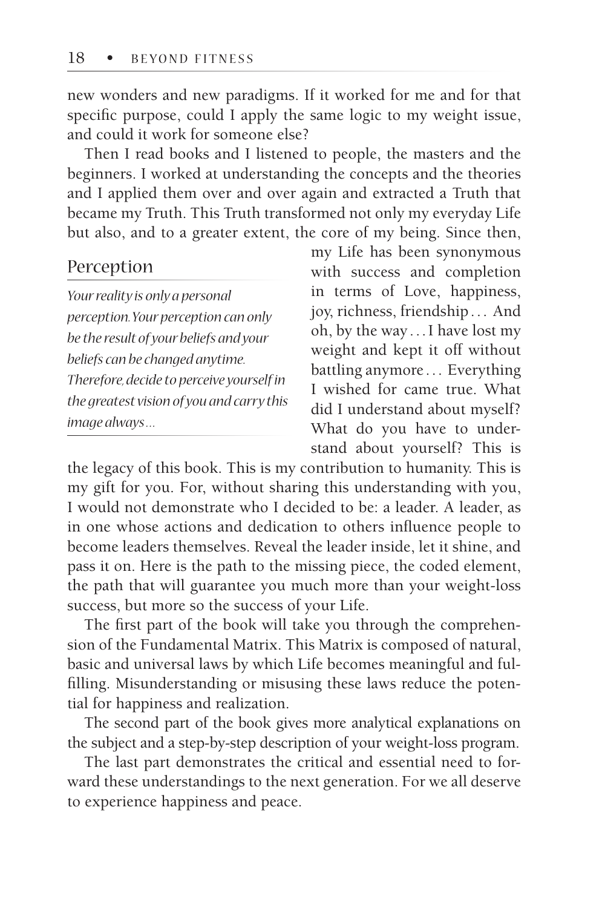new wonders and new paradigms. If it worked for me and for that specific purpose, could I apply the same logic to my weight issue, and could it work for someone else?

Then I read books and I listened to people, the masters and the beginners. I worked at understanding the concepts and the theories and I applied them over and over again and extracted a Truth that became my Truth. This Truth transformed not only my everyday Life but also, and to a greater extent, the core of my being. Since then, my Life has been synonymous with success and completion in terms of Love, happiness, joy, richness, friendship… And oh, by the way…I have lost my weight and kept it off without battling anymore… Everything I wished for came true. What did I understand about myself? What do you have to understand about yourself? This is the legacy of this book. This is my contribution to humanity. This is my gift for you. For, without sharing this understanding with you, I would not demonstrate who I decided to be: a leader. A leader, as in one whose actions and dedication to others influence people to become leaders themselves. Reveal the leader inside, let it shine, and pass it on. Here is the path to the missing piece, the coded element, the path that will guarantee you much more than your weight-loss success, but more so the success of your Life.

> **Perception**
>
> *Your reality is only a personal perception. Your perception can only be the result of your beliefs and your beliefs can be changed anytime. Therefore, decide to perceive yourself in the greatest vision of you and carry this image always…*

The first part of the book will take you through the comprehension of the Fundamental Matrix. This Matrix is composed of natural, basic and universal laws by which Life becomes meaningful and fulfilling. Misunderstanding or misusing these laws reduce the potential for happiness and realization.

The second part of the book gives more analytical explanations on the subject and a step-by-step description of your weight-loss program.

The last part demonstrates the critical and essential need to forward these understandings to the next generation. For we all deserve to experience happiness and peace.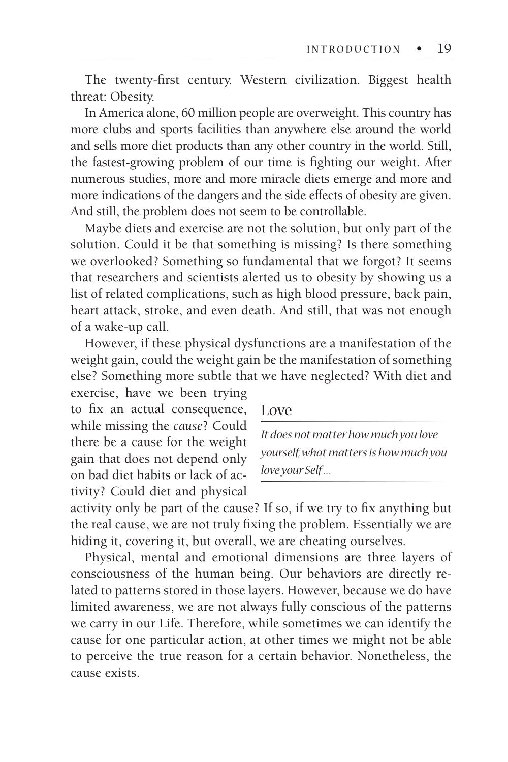The twenty-first century. Western civilization. Biggest health threat: Obesity.

In America alone, 60 million people are overweight. This country has more clubs and sports facilities than anywhere else around the world and sells more diet products than any other country in the world. Still, the fastest-growing problem of our time is fighting our weight. After numerous studies, more and more miracle diets emerge and more and more indications of the dangers and the side effects of obesity are given. And still, the problem does not seem to be controllable.

Maybe diets and exercise are not the solution, but only part of the solution. Could it be that something is missing? Is there something we overlooked? Something so fundamental that we forgot? It seems that researchers and scientists alerted us to obesity by showing us a list of related complications, such as high blood pressure, back pain, heart attack, stroke, and even death. And still, that was not enough of a wake-up call.

However, if these physical dysfunctions are a manifestation of the weight gain, could the weight gain be the manifestation of something else? Something more subtle that we have neglected? With diet and exercise, have we been trying to fix an actual consequence, while missing the *cause*? Could there be a cause for the weight gain that does not depend only on bad diet habits or lack of activity? Could diet and physical activity only be part of the cause? If so, if we try to fix anything but the real cause, we are not truly fixing the problem. Essentially we are hiding it, covering it, but overall, we are cheating ourselves.

> **Love**
>
> *It does not matter how much you love yourself, what matters is how much you love your Self…*

Physical, mental and emotional dimensions are three layers of consciousness of the human being. Our behaviors are directly related to patterns stored in those layers. However, because we do have limited awareness, we are not always fully conscious of the patterns we carry in our Life. Therefore, while sometimes we can identify the cause for one particular action, at other times we might not be able to perceive the true reason for a certain behavior. Nonetheless, the cause exists.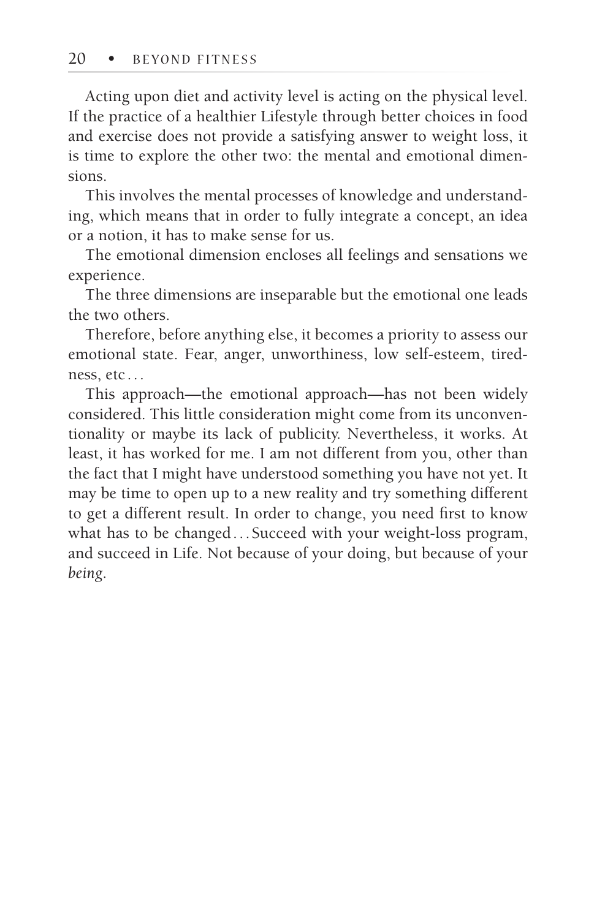Acting upon diet and activity level is acting on the physical level. If the practice of a healthier Lifestyle through better choices in food and exercise does not provide a satisfying answer to weight loss, it is time to explore the other two: the mental and emotional dimensions.

This involves the mental processes of knowledge and understanding, which means that in order to fully integrate a concept, an idea or a notion, it has to make sense for us.

The emotional dimension encloses all feelings and sensations we experience.

The three dimensions are inseparable but the emotional one leads the two others.

Therefore, before anything else, it becomes a priority to assess our emotional state. Fear, anger, unworthiness, low self-esteem, tiredness, etc…

This approach—the emotional approach—has not been widely considered. This little consideration might come from its unconventionality or maybe its lack of publicity. Nevertheless, it works. At least, it has worked for me. I am not different from you, other than the fact that I might have understood something you have not yet. It may be time to open up to a new reality and try something different to get a different result. In order to change, you need first to know what has to be changed…Succeed with your weight-loss program, and succeed in Life. Not because of your doing, but because of your *being*.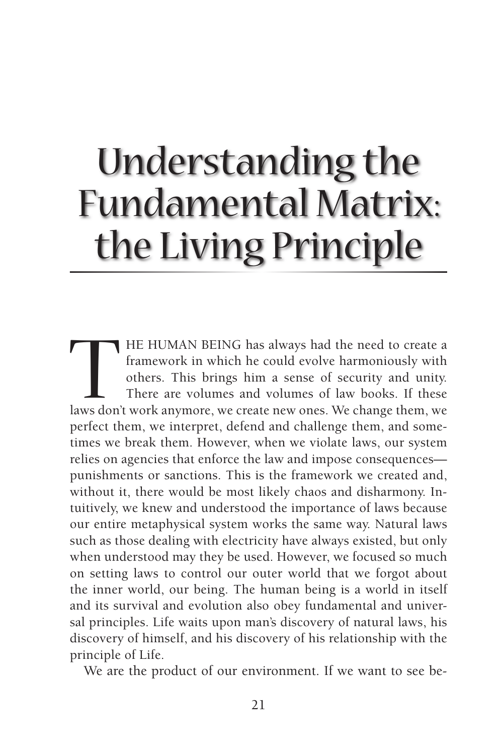# Understanding the Fundamental Matrix: the Living Principle

THE HUMAN BEING has always had the need to create a framework in which he could evolve harmoniously with others. This brings him a sense of security and unity. There are volumes and volumes of law books. If these laws don't work anymore, we create new ones. We change them, we perfect them, we interpret, defend and challenge them, and sometimes we break them. However, when we violate laws, our system relies on agencies that enforce the law and impose consequences—punishments or sanctions. This is the framework we created and, without it, there would be most likely chaos and disharmony. Intuitively, we knew and understood the importance of laws because our entire metaphysical system works the same way. Natural laws such as those dealing with electricity have always existed, but only when understood may they be used. However, we focused so much on setting laws to control our outer world that we forgot about the inner world, our being. The human being is a world in itself and its survival and evolution also obey fundamental and universal principles. Life waits upon man's discovery of natural laws, his discovery of himself, and his discovery of his relationship with the principle of Life.

We are the product of our environment. If we want to see be-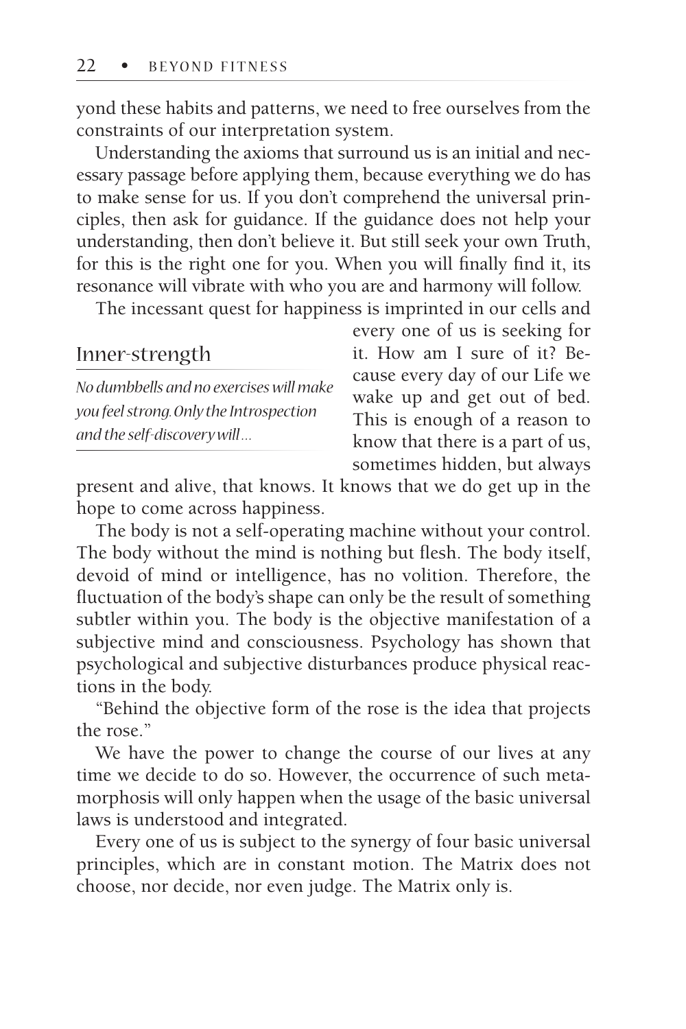yond these habits and patterns, we need to free ourselves from the constraints of our interpretation system.

Understanding the axioms that surround us is an initial and necessary passage before applying them, because everything we do has to make sense for us. If you don't comprehend the universal principles, then ask for guidance. If the guidance does not help your understanding, then don't believe it. But still seek your own Truth, for this is the right one for you. When you will finally find it, its resonance will vibrate with who you are and harmony will follow.

The incessant quest for happiness is imprinted in our cells and every one of us is seeking for it. How am I sure of it? Because every day of our Life we wake up and get out of bed. This is enough of a reason to know that there is a part of us, sometimes hidden, but always present and alive, that knows. It knows that we do get up in the hope to come across happiness.

> **Inner-strength**
>
> *No dumbbells and no exercises will make you feel strong. Only the Introspection and the self-discovery will…*

The body is not a self-operating machine without your control. The body without the mind is nothing but flesh. The body itself, devoid of mind or intelligence, has no volition. Therefore, the fluctuation of the body's shape can only be the result of something subtler within you. The body is the objective manifestation of a subjective mind and consciousness. Psychology has shown that psychological and subjective disturbances produce physical reactions in the body.

"Behind the objective form of the rose is the idea that projects the rose."

We have the power to change the course of our lives at any time we decide to do so. However, the occurrence of such metamorphosis will only happen when the usage of the basic universal laws is understood and integrated.

Every one of us is subject to the synergy of four basic universal principles, which are in constant motion. The Matrix does not choose, nor decide, nor even judge. The Matrix only is.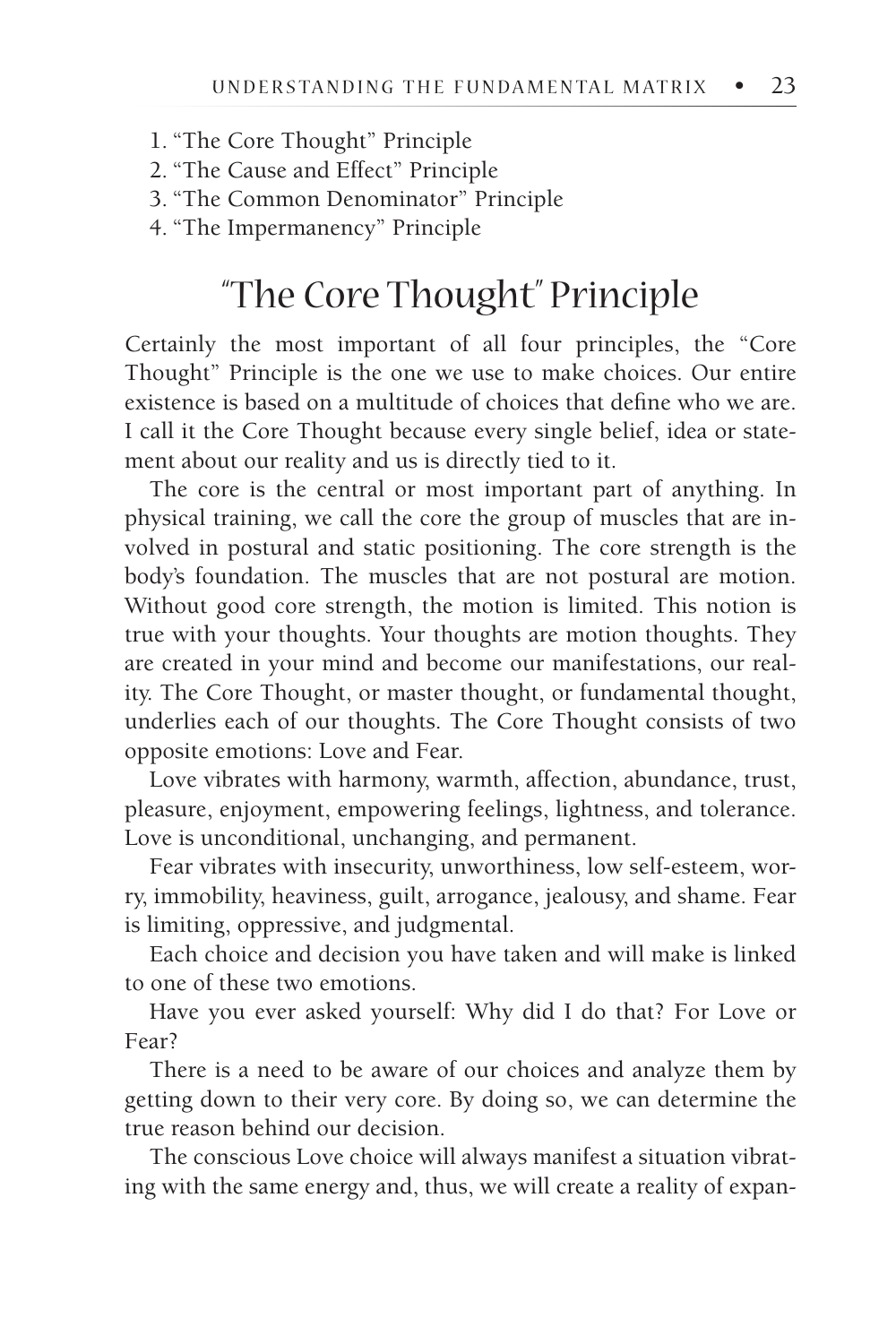1. "The Core Thought" Principle
2. "The Cause and Effect" Principle
3. "The Common Denominator" Principle
4. "The Impermanency" Principle

## "The Core Thought" Principle

Certainly the most important of all four principles, the "Core Thought" Principle is the one we use to make choices. Our entire existence is based on a multitude of choices that define who we are. I call it the Core Thought because every single belief, idea or statement about our reality and us is directly tied to it.

The core is the central or most important part of anything. In physical training, we call the core the group of muscles that are involved in postural and static positioning. The core strength is the body's foundation. The muscles that are not postural are motion. Without good core strength, the motion is limited. This notion is true with your thoughts. Your thoughts are motion thoughts. They are created in your mind and become our manifestations, our reality. The Core Thought, or master thought, or fundamental thought, underlies each of our thoughts. The Core Thought consists of two opposite emotions: Love and Fear.

Love vibrates with harmony, warmth, affection, abundance, trust, pleasure, enjoyment, empowering feelings, lightness, and tolerance. Love is unconditional, unchanging, and permanent.

Fear vibrates with insecurity, unworthiness, low self-esteem, worry, immobility, heaviness, guilt, arrogance, jealousy, and shame. Fear is limiting, oppressive, and judgmental.

Each choice and decision you have taken and will make is linked to one of these two emotions.

Have you ever asked yourself: Why did I do that? For Love or Fear?

There is a need to be aware of our choices and analyze them by getting down to their very core. By doing so, we can determine the true reason behind our decision.

The conscious Love choice will always manifest a situation vibrating with the same energy and, thus, we will create a reality of expan-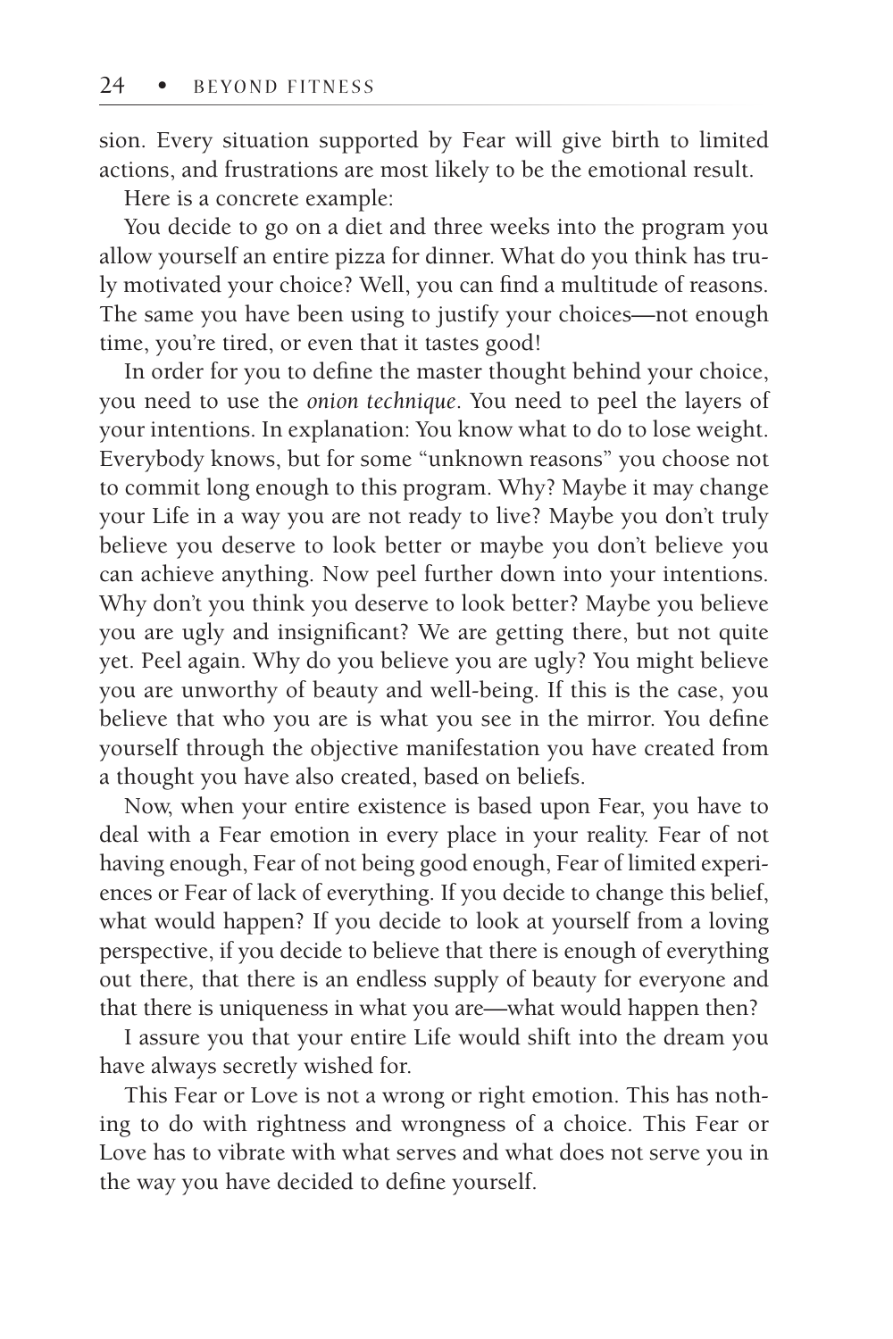sion. Every situation supported by Fear will give birth to limited actions, and frustrations are most likely to be the emotional result.

Here is a concrete example:

You decide to go on a diet and three weeks into the program you allow yourself an entire pizza for dinner. What do you think has truly motivated your choice? Well, you can find a multitude of reasons. The same you have been using to justify your choices—not enough time, you're tired, or even that it tastes good!

In order for you to define the master thought behind your choice, you need to use the *onion technique*. You need to peel the layers of your intentions. In explanation: You know what to do to lose weight. Everybody knows, but for some "unknown reasons" you choose not to commit long enough to this program. Why? Maybe it may change your Life in a way you are not ready to live? Maybe you don't truly believe you deserve to look better or maybe you don't believe you can achieve anything. Now peel further down into your intentions. Why don't you think you deserve to look better? Maybe you believe you are ugly and insignificant? We are getting there, but not quite yet. Peel again. Why do you believe you are ugly? You might believe you are unworthy of beauty and well-being. If this is the case, you believe that who you are is what you see in the mirror. You define yourself through the objective manifestation you have created from a thought you have also created, based on beliefs.

Now, when your entire existence is based upon Fear, you have to deal with a Fear emotion in every place in your reality. Fear of not having enough, Fear of not being good enough, Fear of limited experiences or Fear of lack of everything. If you decide to change this belief, what would happen? If you decide to look at yourself from a loving perspective, if you decide to believe that there is enough of everything out there, that there is an endless supply of beauty for everyone and that there is uniqueness in what you are—what would happen then?

I assure you that your entire Life would shift into the dream you have always secretly wished for.

This Fear or Love is not a wrong or right emotion. This has nothing to do with rightness and wrongness of a choice. This Fear or Love has to vibrate with what serves and what does not serve you in the way you have decided to define yourself.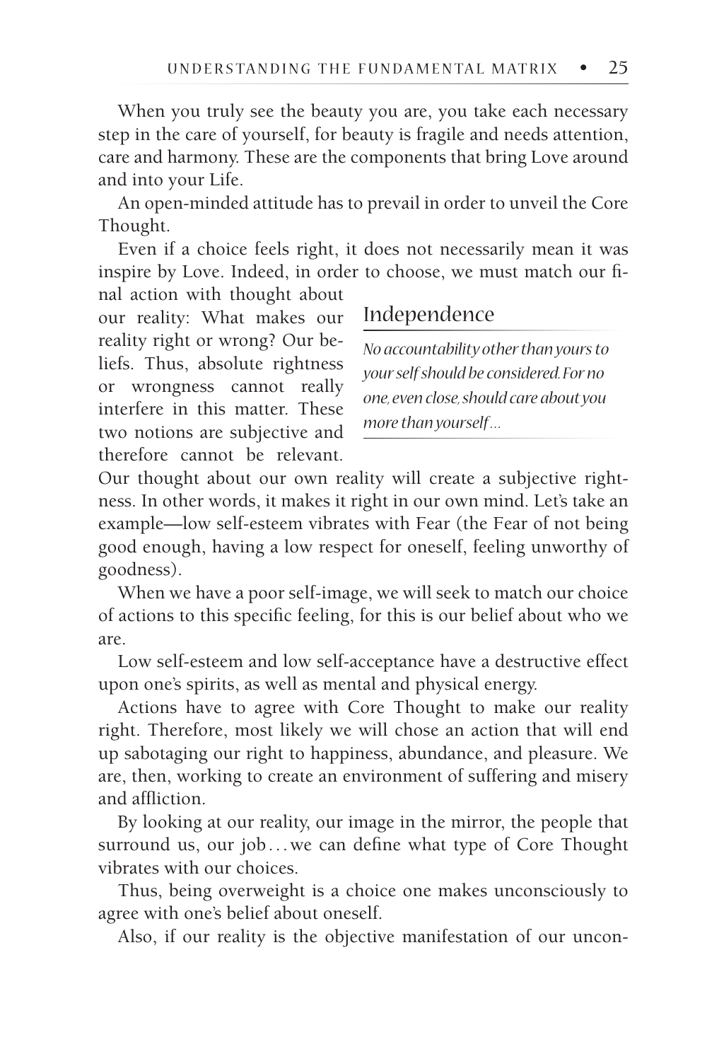When you truly see the beauty you are, you take each necessary step in the care of yourself, for beauty is fragile and needs attention, care and harmony. These are the components that bring Love around and into your Life.

An open-minded attitude has to prevail in order to unveil the Core Thought.

Even if a choice feels right, it does not necessarily mean it was inspire by Love. Indeed, in order to choose, we must match our final action with thought about our reality: What makes our reality right or wrong? Our beliefs. Thus, absolute rightness or wrongness cannot really interfere in this matter. These two notions are subjective and therefore cannot be relevant. Our thought about our own reality will create a subjective rightness. In other words, it makes it right in our own mind. Let's take an example—low self-esteem vibrates with Fear (the Fear of not being good enough, having a low respect for oneself, feeling unworthy of goodness).

> **Independence**
>
> *No accountability other than yours to your self should be considered. For no one, even close, should care about you more than yourself…*

When we have a poor self-image, we will seek to match our choice of actions to this specific feeling, for this is our belief about who we are.

Low self-esteem and low self-acceptance have a destructive effect upon one's spirits, as well as mental and physical energy.

Actions have to agree with Core Thought to make our reality right. Therefore, most likely we will chose an action that will end up sabotaging our right to happiness, abundance, and pleasure. We are, then, working to create an environment of suffering and misery and affliction.

By looking at our reality, our image in the mirror, the people that surround us, our job…we can define what type of Core Thought vibrates with our choices.

Thus, being overweight is a choice one makes unconsciously to agree with one's belief about oneself.

Also, if our reality is the objective manifestation of our uncon-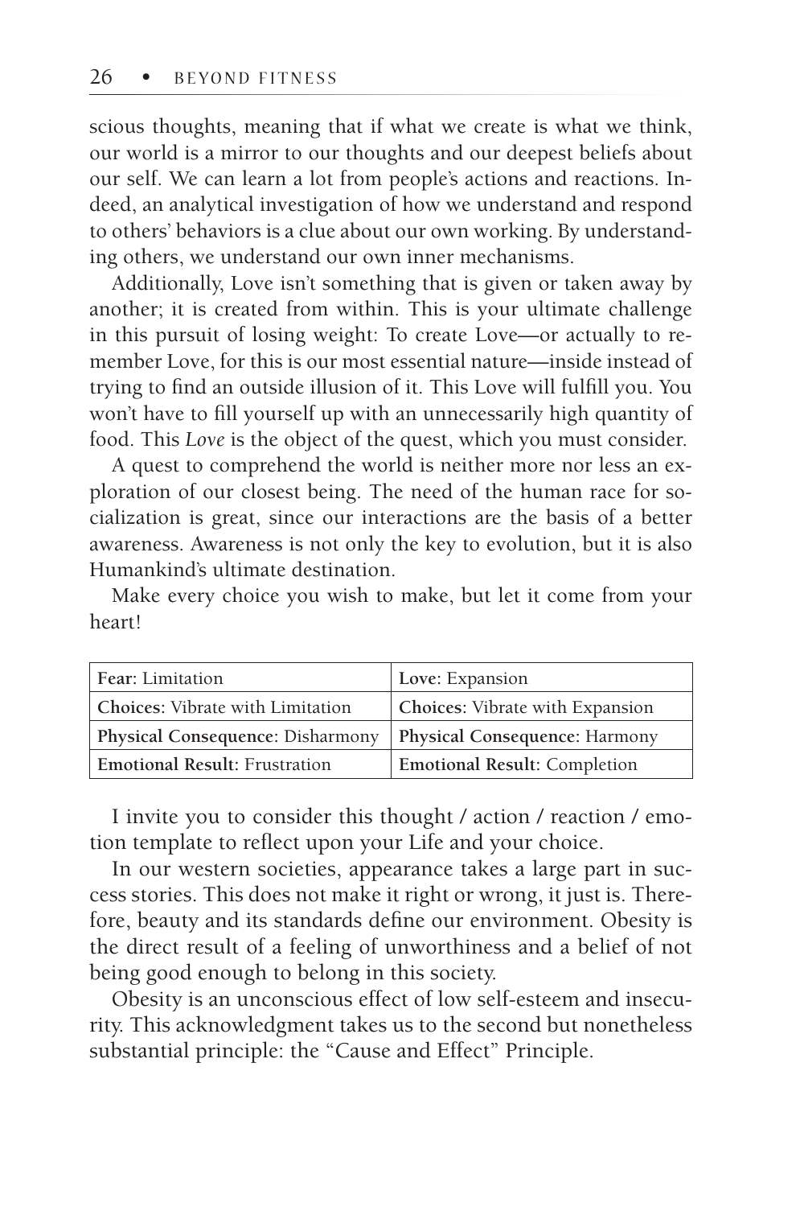scious thoughts, meaning that if what we create is what we think, our world is a mirror to our thoughts and our deepest beliefs about our self. We can learn a lot from people's actions and reactions. Indeed, an analytical investigation of how we understand and respond to others' behaviors is a clue about our own working. By understanding others, we understand our own inner mechanisms.

Additionally, Love isn't something that is given or taken away by another; it is created from within. This is your ultimate challenge in this pursuit of losing weight: To create Love—or actually to remember Love, for this is our most essential nature—inside instead of trying to find an outside illusion of it. This Love will fulfill you. You won't have to fill yourself up with an unnecessarily high quantity of food. This *Love* is the object of the quest, which you must consider.

A quest to comprehend the world is neither more nor less an exploration of our closest being. The need of the human race for socialization is great, since our interactions are the basis of a better awareness. Awareness is not only the key to evolution, but it is also Humankind's ultimate destination.

Make every choice you wish to make, but let it come from your heart!

| **Fear**: Limitation | **Love**: Expansion |
|---|---|
| **Choices**: Vibrate with Limitation | **Choices**: Vibrate with Expansion |
| **Physical Consequence**: Disharmony | **Physical Consequence**: Harmony |
| **Emotional Result**: Frustration | **Emotional Result**: Completion |

I invite you to consider this thought / action / reaction / emotion template to reflect upon your Life and your choice.

In our western societies, appearance takes a large part in success stories. This does not make it right or wrong, it just is. Therefore, beauty and its standards define our environment. Obesity is the direct result of a feeling of unworthiness and a belief of not being good enough to belong in this society.

Obesity is an unconscious effect of low self-esteem and insecurity. This acknowledgment takes us to the second but nonetheless substantial principle: the "Cause and Effect" Principle.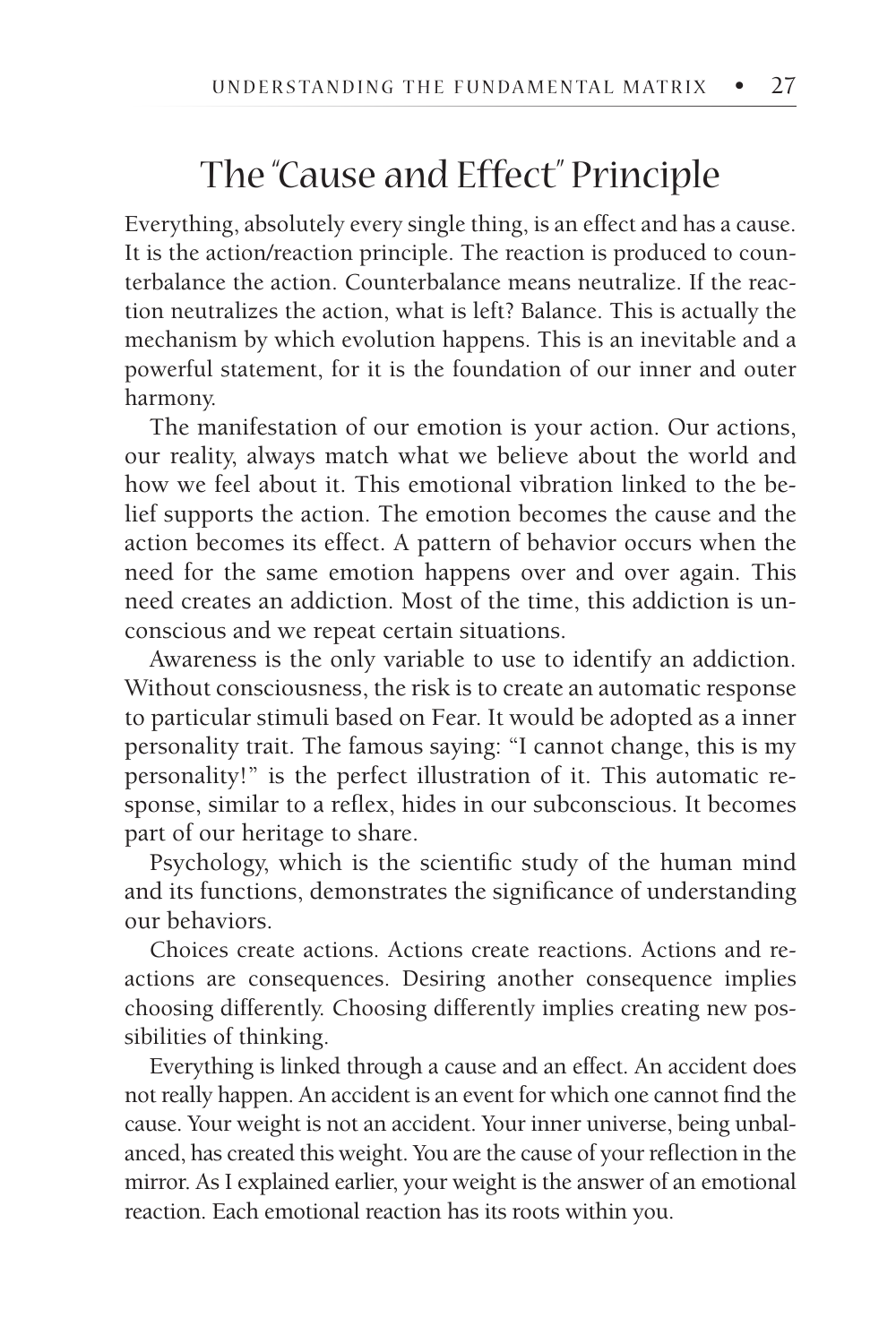# The "Cause and Effect" Principle

Everything, absolutely every single thing, is an effect and has a cause. It is the action/reaction principle. The reaction is produced to counterbalance the action. Counterbalance means neutralize. If the reaction neutralizes the action, what is left? Balance. This is actually the mechanism by which evolution happens. This is an inevitable and a powerful statement, for it is the foundation of our inner and outer harmony.

The manifestation of our emotion is your action. Our actions, our reality, always match what we believe about the world and how we feel about it. This emotional vibration linked to the belief supports the action. The emotion becomes the cause and the action becomes its effect. A pattern of behavior occurs when the need for the same emotion happens over and over again. This need creates an addiction. Most of the time, this addiction is unconscious and we repeat certain situations.

Awareness is the only variable to use to identify an addiction. Without consciousness, the risk is to create an automatic response to particular stimuli based on Fear. It would be adopted as a inner personality trait. The famous saying: "I cannot change, this is my personality!" is the perfect illustration of it. This automatic response, similar to a reflex, hides in our subconscious. It becomes part of our heritage to share.

Psychology, which is the scientific study of the human mind and its functions, demonstrates the significance of understanding our behaviors.

Choices create actions. Actions create reactions. Actions and reactions are consequences. Desiring another consequence implies choosing differently. Choosing differently implies creating new possibilities of thinking.

Everything is linked through a cause and an effect. An accident does not really happen. An accident is an event for which one cannot find the cause. Your weight is not an accident. Your inner universe, being unbalanced, has created this weight. You are the cause of your reflection in the mirror. As I explained earlier, your weight is the answer of an emotional reaction. Each emotional reaction has its roots within you.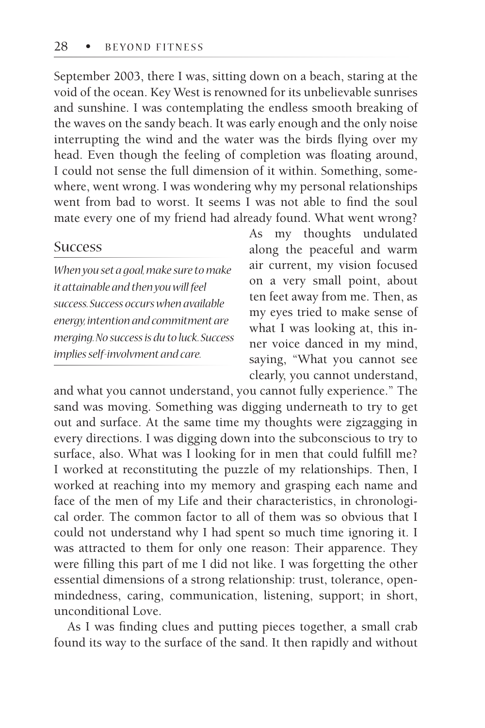September 2003, there I was, sitting down on a beach, staring at the void of the ocean. Key West is renowned for its unbelievable sunrises and sunshine. I was contemplating the endless smooth breaking of the waves on the sandy beach. It was early enough and the only noise interrupting the wind and the water was the birds flying over my head. Even though the feeling of completion was floating around, I could not sense the full dimension of it within. Something, somewhere, went wrong. I was wondering why my personal relationships went from bad to worst. It seems I was not able to find the soul mate every one of my friend had already found. What went wrong? As my thoughts undulated along the peaceful and warm air current, my vision focused on a very small point, about ten feet away from me. Then, as my eyes tried to make sense of what I was looking at, this inner voice danced in my mind, saying, "What you cannot see clearly, you cannot understand, and what you cannot understand, you cannot fully experience." The sand was moving. Something was digging underneath to try to get out and surface. At the same time my thoughts were zigzagging in every directions. I was digging down into the subconscious to try to surface, also. What was I looking for in men that could fulfill me? I worked at reconstituting the puzzle of my relationships. Then, I worked at reaching into my memory and grasping each name and face of the men of my Life and their characteristics, in chronological order. The common factor to all of them was so obvious that I could not understand why I had spent so much time ignoring it. I was attracted to them for only one reason: Their apparence. They were filling this part of me I did not like. I was forgetting the other essential dimensions of a strong relationship: trust, tolerance, openmindedness, caring, communication, listening, support; in short, unconditional Love.

> ### Success
>
> *When you set a goal, make sure to make it attainable and then you will feel success. Success occurs when available energy, intention and commitment are merging. No success is du to luck. Success implies self-involvment and care.*

As I was finding clues and putting pieces together, a small crab found its way to the surface of the sand. It then rapidly and without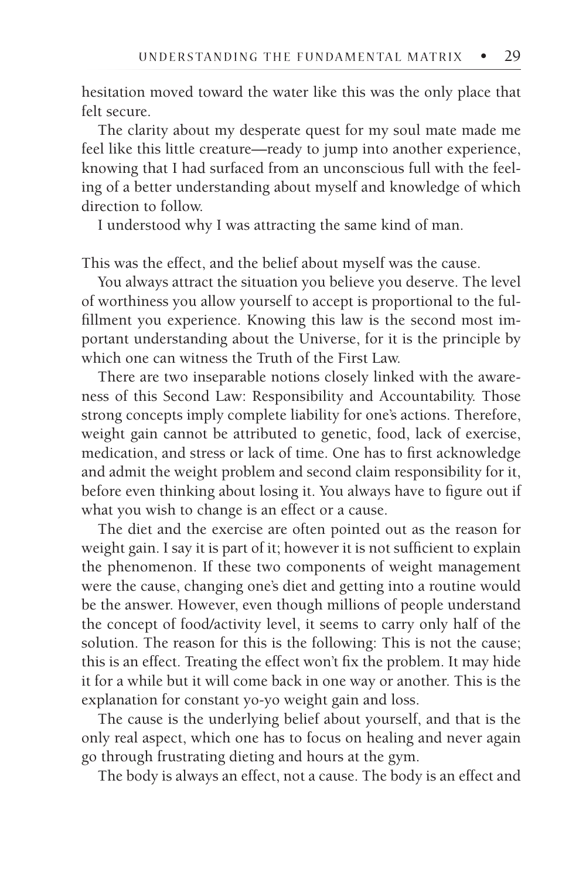hesitation moved toward the water like this was the only place that felt secure.

The clarity about my desperate quest for my soul mate made me feel like this little creature—ready to jump into another experience, knowing that I had surfaced from an unconscious full with the feeling of a better understanding about myself and knowledge of which direction to follow.

I understood why I was attracting the same kind of man.

This was the effect, and the belief about myself was the cause.

You always attract the situation you believe you deserve. The level of worthiness you allow yourself to accept is proportional to the fulfillment you experience. Knowing this law is the second most important understanding about the Universe, for it is the principle by which one can witness the Truth of the First Law.

There are two inseparable notions closely linked with the awareness of this Second Law: Responsibility and Accountability. Those strong concepts imply complete liability for one's actions. Therefore, weight gain cannot be attributed to genetic, food, lack of exercise, medication, and stress or lack of time. One has to first acknowledge and admit the weight problem and second claim responsibility for it, before even thinking about losing it. You always have to figure out if what you wish to change is an effect or a cause.

The diet and the exercise are often pointed out as the reason for weight gain. I say it is part of it; however it is not sufficient to explain the phenomenon. If these two components of weight management were the cause, changing one's diet and getting into a routine would be the answer. However, even though millions of people understand the concept of food/activity level, it seems to carry only half of the solution. The reason for this is the following: This is not the cause; this is an effect. Treating the effect won't fix the problem. It may hide it for a while but it will come back in one way or another. This is the explanation for constant yo-yo weight gain and loss.

The cause is the underlying belief about yourself, and that is the only real aspect, which one has to focus on healing and never again go through frustrating dieting and hours at the gym.

The body is always an effect, not a cause. The body is an effect and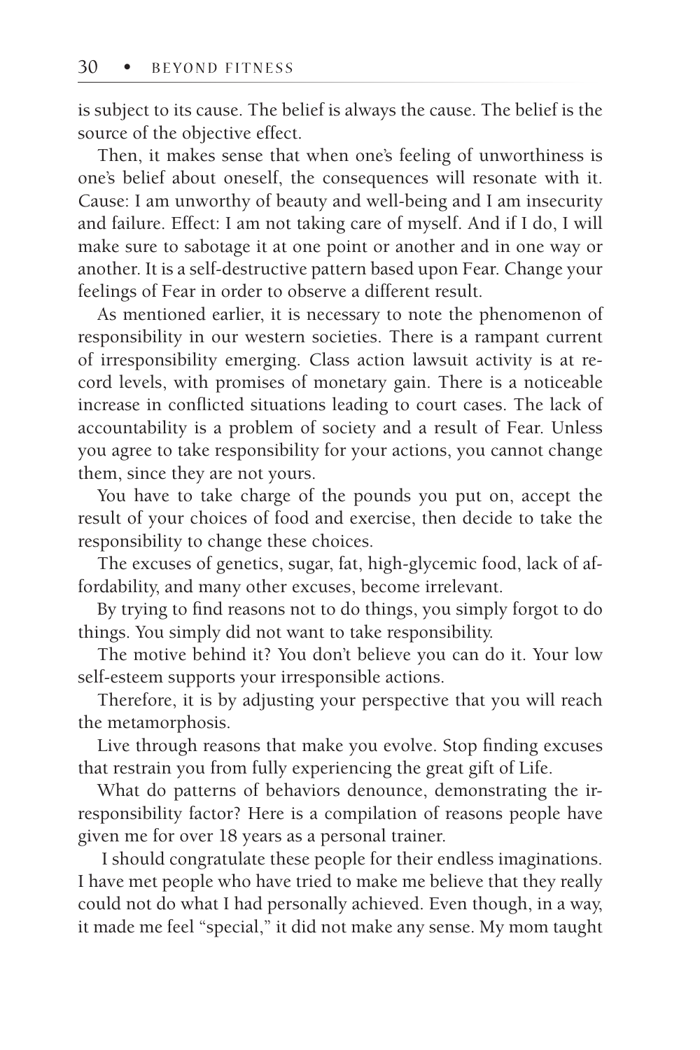is subject to its cause. The belief is always the cause. The belief is the source of the objective effect.

Then, it makes sense that when one's feeling of unworthiness is one's belief about oneself, the consequences will resonate with it. Cause: I am unworthy of beauty and well-being and I am insecurity and failure. Effect: I am not taking care of myself. And if I do, I will make sure to sabotage it at one point or another and in one way or another. It is a self-destructive pattern based upon Fear. Change your feelings of Fear in order to observe a different result.

As mentioned earlier, it is necessary to note the phenomenon of responsibility in our western societies. There is a rampant current of irresponsibility emerging. Class action lawsuit activity is at record levels, with promises of monetary gain. There is a noticeable increase in conflicted situations leading to court cases. The lack of accountability is a problem of society and a result of Fear. Unless you agree to take responsibility for your actions, you cannot change them, since they are not yours.

You have to take charge of the pounds you put on, accept the result of your choices of food and exercise, then decide to take the responsibility to change these choices.

The excuses of genetics, sugar, fat, high-glycemic food, lack of affordability, and many other excuses, become irrelevant.

By trying to find reasons not to do things, you simply forgot to do things. You simply did not want to take responsibility.

The motive behind it? You don't believe you can do it. Your low self-esteem supports your irresponsible actions.

Therefore, it is by adjusting your perspective that you will reach the metamorphosis.

Live through reasons that make you evolve. Stop finding excuses that restrain you from fully experiencing the great gift of Life.

What do patterns of behaviors denounce, demonstrating the irresponsibility factor? Here is a compilation of reasons people have given me for over 18 years as a personal trainer.

I should congratulate these people for their endless imaginations. I have met people who have tried to make me believe that they really could not do what I had personally achieved. Even though, in a way, it made me feel "special," it did not make any sense. My mom taught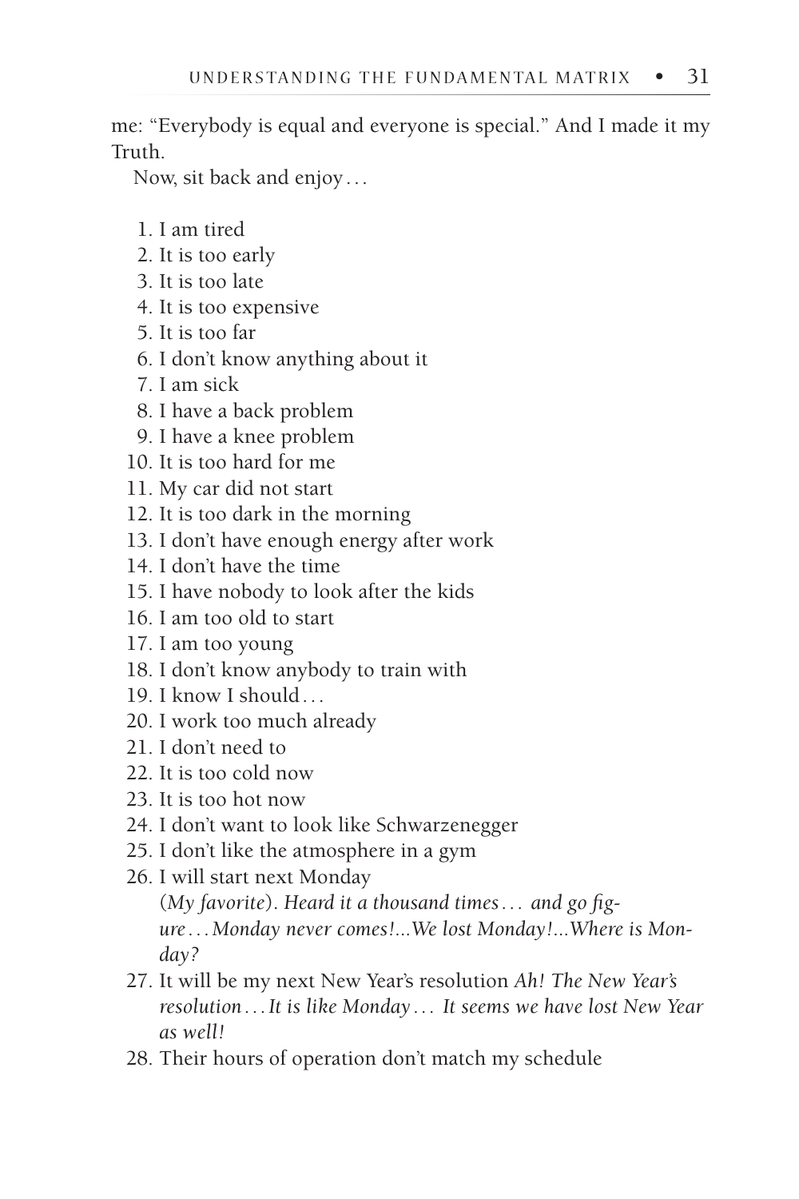me: "Everybody is equal and everyone is special." And I made it my Truth.

Now, sit back and enjoy . . .

1. I am tired
2. It is too early
3. It is too late
4. It is too expensive
5. It is too far
6. I don't know anything about it
7. I am sick
8. I have a back problem
9. I have a knee problem
10. It is too hard for me
11. My car did not start
12. It is too dark in the morning
13. I don't have enough energy after work
14. I don't have the time
15. I have nobody to look after the kids
16. I am too old to start
17. I am too young
18. I don't know anybody to train with
19. I know I should . . .
20. I work too much already
21. I don't need to
22. It is too cold now
23. It is too hot now
24. I don't want to look like Schwarzenegger
25. I don't like the atmosphere in a gym
26. I will start next Monday
    (*My favorite*). *Heard it a thousand times . . . and go figure . . . Monday never comes!...We lost Monday!...Where is Monday?*
27. It will be my next New Year's resolution *Ah! The New Year's resolution . . . It is like Monday . . . It seems we have lost New Year as well!*
28. Their hours of operation don't match my schedule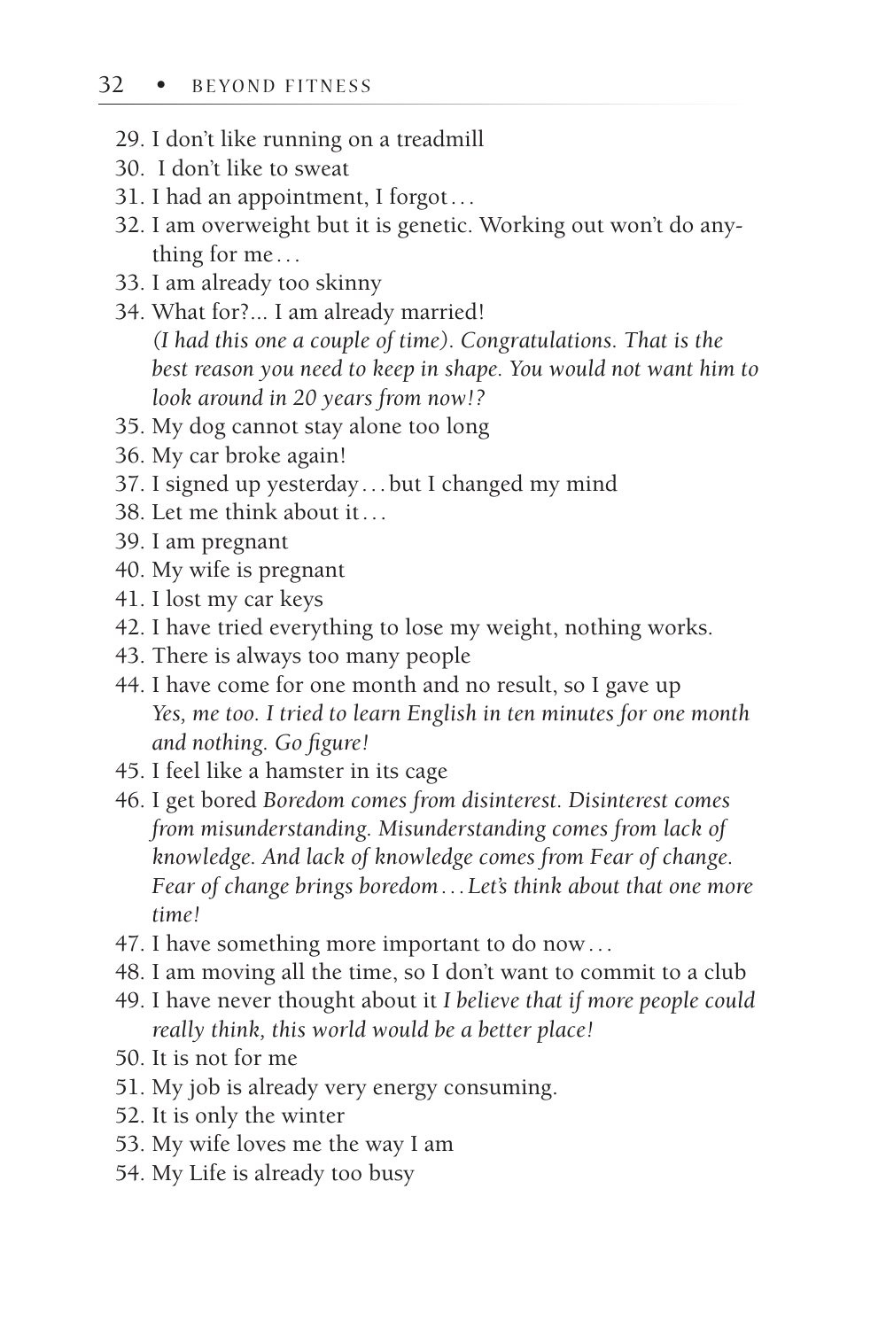29. I don't like running on a treadmill
30. I don't like to sweat
31. I had an appointment, I forgot…
32. I am overweight but it is genetic. Working out won't do anything for me…
33. I am already too skinny
34. What for?... I am already married!
    *(I had this one a couple of time). Congratulations. That is the best reason you need to keep in shape. You would not want him to look around in 20 years from now!?*
35. My dog cannot stay alone too long
36. My car broke again!
37. I signed up yesterday…but I changed my mind
38. Let me think about it…
39. I am pregnant
40. My wife is pregnant
41. I lost my car keys
42. I have tried everything to lose my weight, nothing works.
43. There is always too many people
44. I have come for one month and no result, so I gave up
    *Yes, me too. I tried to learn English in ten minutes for one month and nothing. Go figure!*
45. I feel like a hamster in its cage
46. I get bored *Boredom comes from disinterest. Disinterest comes from misunderstanding. Misunderstanding comes from lack of knowledge. And lack of knowledge comes from Fear of change. Fear of change brings boredom…Let's think about that one more time!*
47. I have something more important to do now…
48. I am moving all the time, so I don't want to commit to a club
49. I have never thought about it *I believe that if more people could really think, this world would be a better place!*
50. It is not for me
51. My job is already very energy consuming.
52. It is only the winter
53. My wife loves me the way I am
54. My Life is already too busy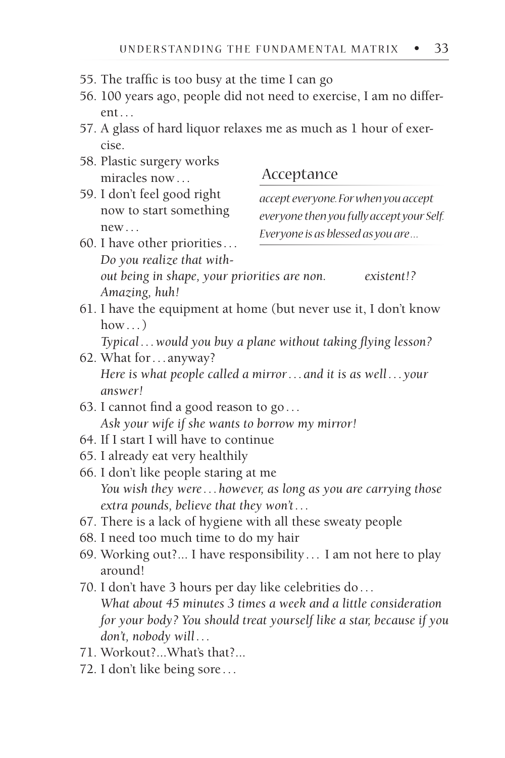55. The traffic is too busy at the time I can go
56. 100 years ago, people did not need to exercise, I am no different…
57. A glass of hard liquor relaxes me as much as 1 hour of exercise.
58. Plastic surgery works miracles now…
59. I don't feel good right now to start something new…
60. I have other priorities…
    *Do you realize that without being in shape, your priorities are non. existent!? Amazing, huh!*

> **Acceptance**
>
> *accept everyone. For when you accept everyone then you fully accept your Self. Everyone is as blessed as you are…*

61. I have the equipment at home (but never use it, I don't know how…)
    *Typical… would you buy a plane without taking flying lesson?*
62. What for… anyway?
    *Here is what people called a mirror… and it is as well… your answer!*
63. I cannot find a good reason to go…
    *Ask your wife if she wants to borrow my mirror!*
64. If I start I will have to continue
65. I already eat very healthily
66. I don't like people staring at me
    *You wish they were… however, as long as you are carrying those extra pounds, believe that they won't…*
67. There is a lack of hygiene with all these sweaty people
68. I need too much time to do my hair
69. Working out?... I have responsibility… I am not here to play around!
70. I don't have 3 hours per day like celebrities do…
    *What about 45 minutes 3 times a week and a little consideration for your body? You should treat yourself like a star, because if you don't, nobody will…*
71. Workout?...What's that?...
72. I don't like being sore…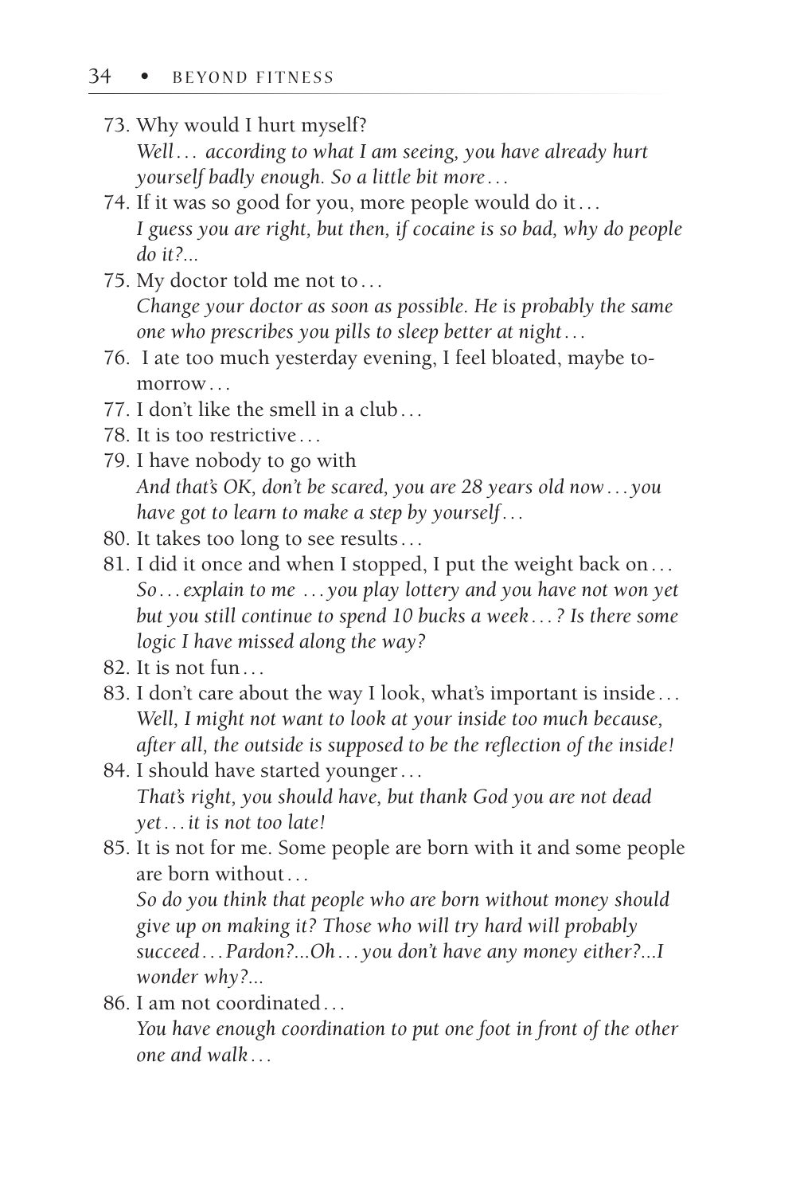73. Why would I hurt myself?
    *Well… according to what I am seeing, you have already hurt yourself badly enough. So a little bit more…*
74. If it was so good for you, more people would do it…
    *I guess you are right, but then, if cocaine is so bad, why do people do it?...*
75. My doctor told me not to…
    *Change your doctor as soon as possible. He is probably the same one who prescribes you pills to sleep better at night…*
76. I ate too much yesterday evening, I feel bloated, maybe tomorrow…
77. I don't like the smell in a club…
78. It is too restrictive…
79. I have nobody to go with
    *And that's OK, don't be scared, you are 28 years old now…you have got to learn to make a step by yourself…*
80. It takes too long to see results…
81. I did it once and when I stopped, I put the weight back on…
    *So…explain to me …you play lottery and you have not won yet but you still continue to spend 10 bucks a week…? Is there some logic I have missed along the way?*
82. It is not fun…
83. I don't care about the way I look, what's important is inside…
    *Well, I might not want to look at your inside too much because, after all, the outside is supposed to be the reflection of the inside!*
84. I should have started younger…
    *That's right, you should have, but thank God you are not dead yet…it is not too late!*
85. It is not for me. Some people are born with it and some people are born without…
    *So do you think that people who are born without money should give up on making it? Those who will try hard will probably succeed…Pardon?...Oh…you don't have any money either?...I wonder why?...*
86. I am not coordinated…
    *You have enough coordination to put one foot in front of the other one and walk…*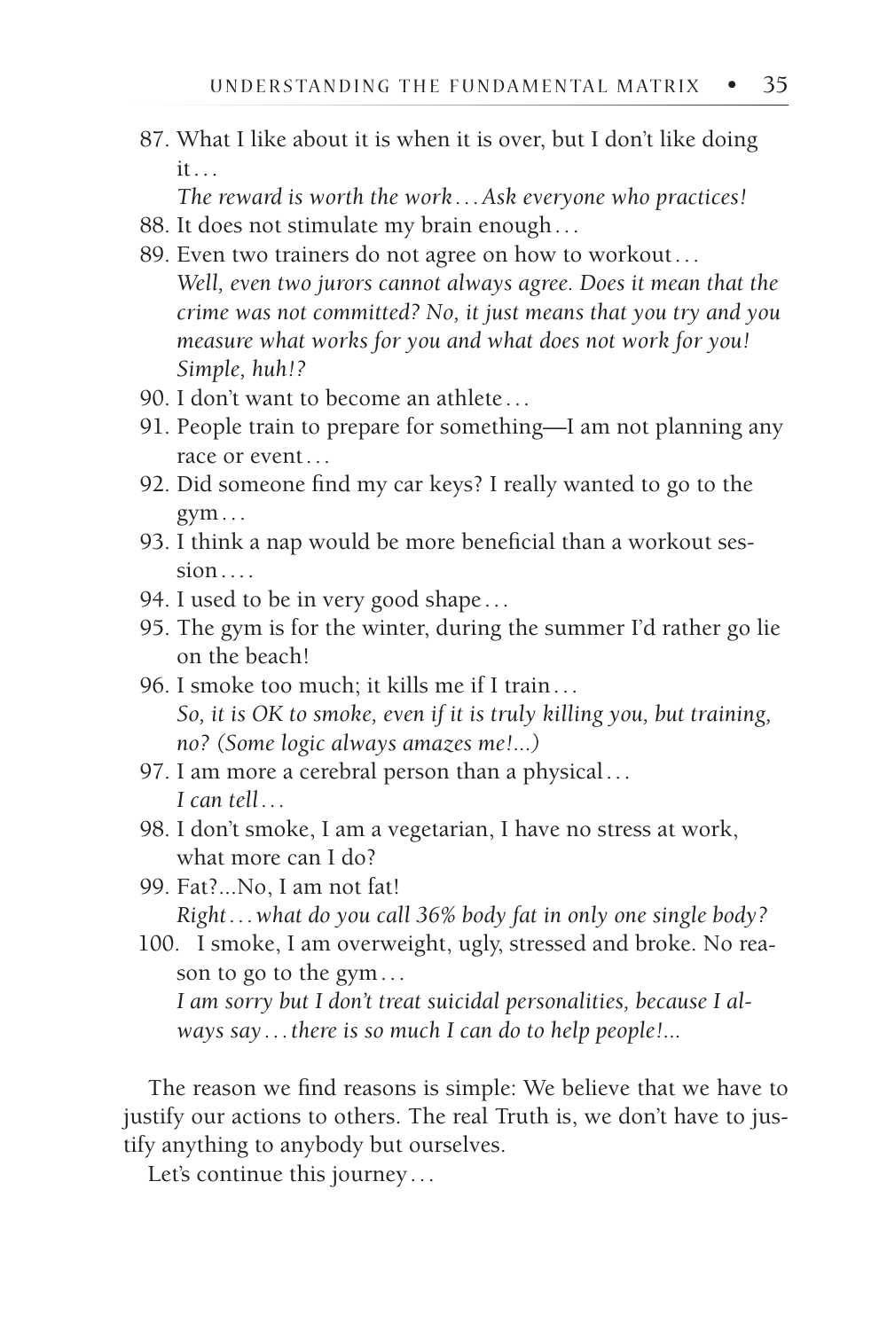87. What I like about it is when it is over, but I don't like doing it…
    *The reward is worth the work…Ask everyone who practices!*
88. It does not stimulate my brain enough…
89. Even two trainers do not agree on how to workout…
    *Well, even two jurors cannot always agree. Does it mean that the crime was not committed? No, it just means that you try and you measure what works for you and what does not work for you! Simple, huh!?*
90. I don't want to become an athlete…
91. People train to prepare for something—I am not planning any race or event…
92. Did someone find my car keys? I really wanted to go to the gym…
93. I think a nap would be more beneficial than a workout session….
94. I used to be in very good shape…
95. The gym is for the winter, during the summer I'd rather go lie on the beach!
96. I smoke too much; it kills me if I train…
    *So, it is OK to smoke, even if it is truly killing you, but training, no? (Some logic always amazes me!...)*
97. I am more a cerebral person than a physical…
    *I can tell…*
98. I don't smoke, I am a vegetarian, I have no stress at work, what more can I do?
99. Fat?...No, I am not fat!
    *Right…what do you call 36% body fat in only one single body?*
100. I smoke, I am overweight, ugly, stressed and broke. No reason to go to the gym…
    *I am sorry but I don't treat suicidal personalities, because I always say…there is so much I can do to help people!...*

The reason we find reasons is simple: We believe that we have to justify our actions to others. The real Truth is, we don't have to justify anything to anybody but ourselves.

Let's continue this journey…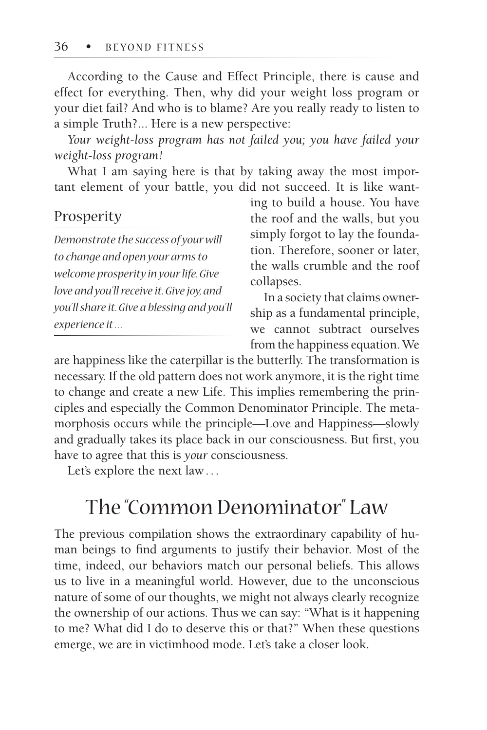According to the Cause and Effect Principle, there is cause and effect for everything. Then, why did your weight loss program or your diet fail? And who is to blame? Are you really ready to listen to a simple Truth?... Here is a new perspective:

*Your weight-loss program has not failed you; you have failed your weight-loss program!*

What I am saying here is that by taking away the most important element of your battle, you did not succeed. It is like wanting to build a house. You have the roof and the walls, but you simply forgot to lay the foundation. Therefore, sooner or later, the walls crumble and the roof collapses.

> **Prosperity**
>
> *Demonstrate the success of your will to change and open your arms to welcome prosperity in your life. Give love and you'll receive it. Give joy, and you'll share it. Give a blessing and you'll experience it…*

In a society that claims ownership as a fundamental principle, we cannot subtract ourselves from the happiness equation. We are happiness like the caterpillar is the butterfly. The transformation is necessary. If the old pattern does not work anymore, it is the right time to change and create a new Life. This implies remembering the principles and especially the Common Denominator Principle. The metamorphosis occurs while the principle—Love and Happiness—slowly and gradually takes its place back in our consciousness. But first, you have to agree that this is *your* consciousness.

Let's explore the next law…

## The "Common Denominator" Law

The previous compilation shows the extraordinary capability of human beings to find arguments to justify their behavior. Most of the time, indeed, our behaviors match our personal beliefs. This allows us to live in a meaningful world. However, due to the unconscious nature of some of our thoughts, we might not always clearly recognize the ownership of our actions. Thus we can say: "What is it happening to me? What did I do to deserve this or that?" When these questions emerge, we are in victimhood mode. Let's take a closer look.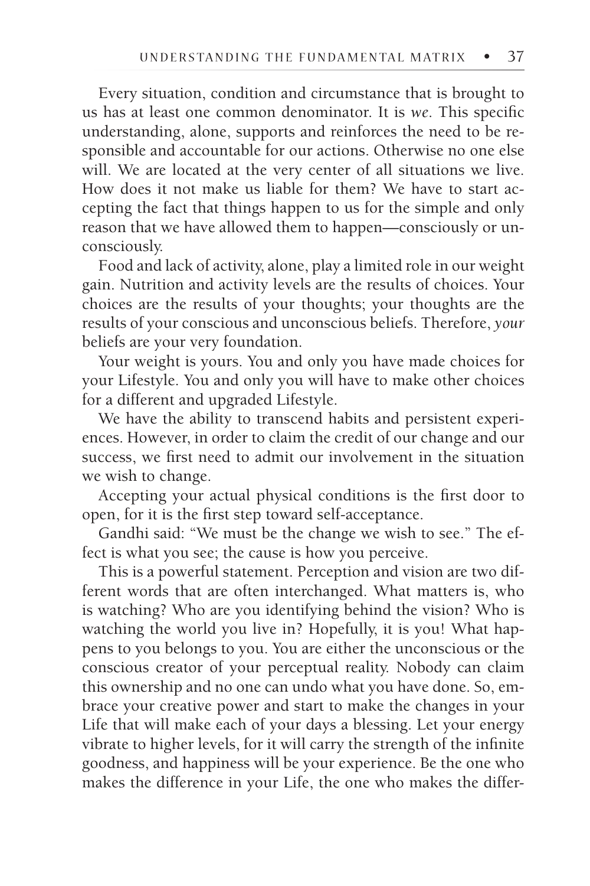Every situation, condition and circumstance that is brought to us has at least one common denominator. It is *we*. This specific understanding, alone, supports and reinforces the need to be responsible and accountable for our actions. Otherwise no one else will. We are located at the very center of all situations we live. How does it not make us liable for them? We have to start accepting the fact that things happen to us for the simple and only reason that we have allowed them to happen—consciously or unconsciously.

Food and lack of activity, alone, play a limited role in our weight gain. Nutrition and activity levels are the results of choices. Your choices are the results of your thoughts; your thoughts are the results of your conscious and unconscious beliefs. Therefore, *your* beliefs are your very foundation.

Your weight is yours. You and only you have made choices for your Lifestyle. You and only you will have to make other choices for a different and upgraded Lifestyle.

We have the ability to transcend habits and persistent experiences. However, in order to claim the credit of our change and our success, we first need to admit our involvement in the situation we wish to change.

Accepting your actual physical conditions is the first door to open, for it is the first step toward self-acceptance.

Gandhi said: "We must be the change we wish to see." The effect is what you see; the cause is how you perceive.

This is a powerful statement. Perception and vision are two different words that are often interchanged. What matters is, who is watching? Who are you identifying behind the vision? Who is watching the world you live in? Hopefully, it is you! What happens to you belongs to you. You are either the unconscious or the conscious creator of your perceptual reality. Nobody can claim this ownership and no one can undo what you have done. So, embrace your creative power and start to make the changes in your Life that will make each of your days a blessing. Let your energy vibrate to higher levels, for it will carry the strength of the infinite goodness, and happiness will be your experience. Be the one who makes the difference in your Life, the one who makes the differ-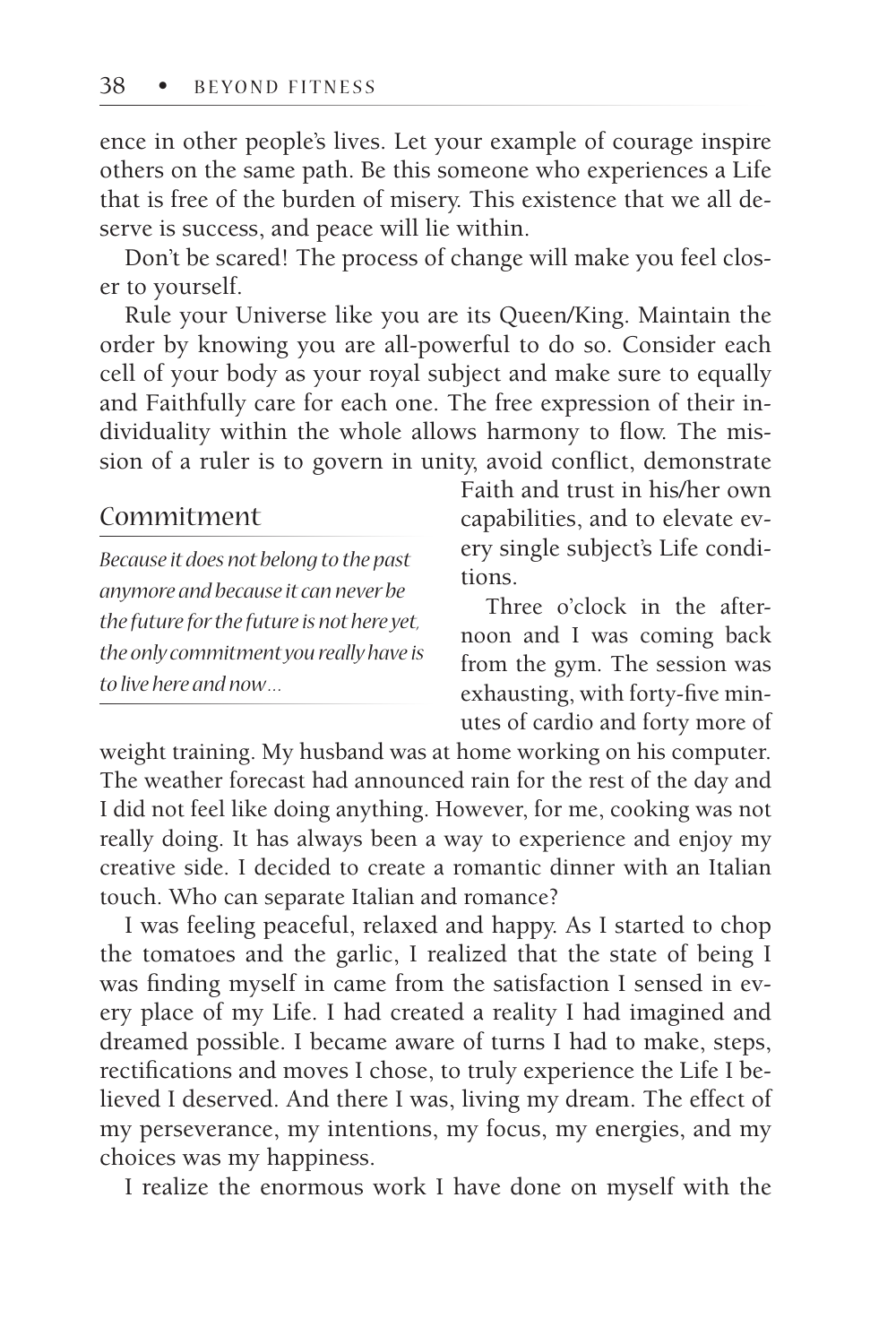ence in other people's lives. Let your example of courage inspire others on the same path. Be this someone who experiences a Life that is free of the burden of misery. This existence that we all deserve is success, and peace will lie within.

Don't be scared! The process of change will make you feel closer to yourself.

Rule your Universe like you are its Queen/King. Maintain the order by knowing you are all-powerful to do so. Consider each cell of your body as your royal subject and make sure to equally and Faithfully care for each one. The free expression of their individuality within the whole allows harmony to flow. The mission of a ruler is to govern in unity, avoid conflict, demonstrate Faith and trust in his/her own capabilities, and to elevate every single subject's Life conditions.

## Commitment

*Because it does not belong to the past anymore and because it can never be the future for the future is not here yet, the only commitment you really have is to live here and now…*

Three o'clock in the afternoon and I was coming back from the gym. The session was exhausting, with forty-five minutes of cardio and forty more of weight training. My husband was at home working on his computer. The weather forecast had announced rain for the rest of the day and I did not feel like doing anything. However, for me, cooking was not really doing. It has always been a way to experience and enjoy my creative side. I decided to create a romantic dinner with an Italian touch. Who can separate Italian and romance?

I was feeling peaceful, relaxed and happy. As I started to chop the tomatoes and the garlic, I realized that the state of being I was finding myself in came from the satisfaction I sensed in every place of my Life. I had created a reality I had imagined and dreamed possible. I became aware of turns I had to make, steps, rectifications and moves I chose, to truly experience the Life I believed I deserved. And there I was, living my dream. The effect of my perseverance, my intentions, my focus, my energies, and my choices was my happiness.

I realize the enormous work I have done on myself with the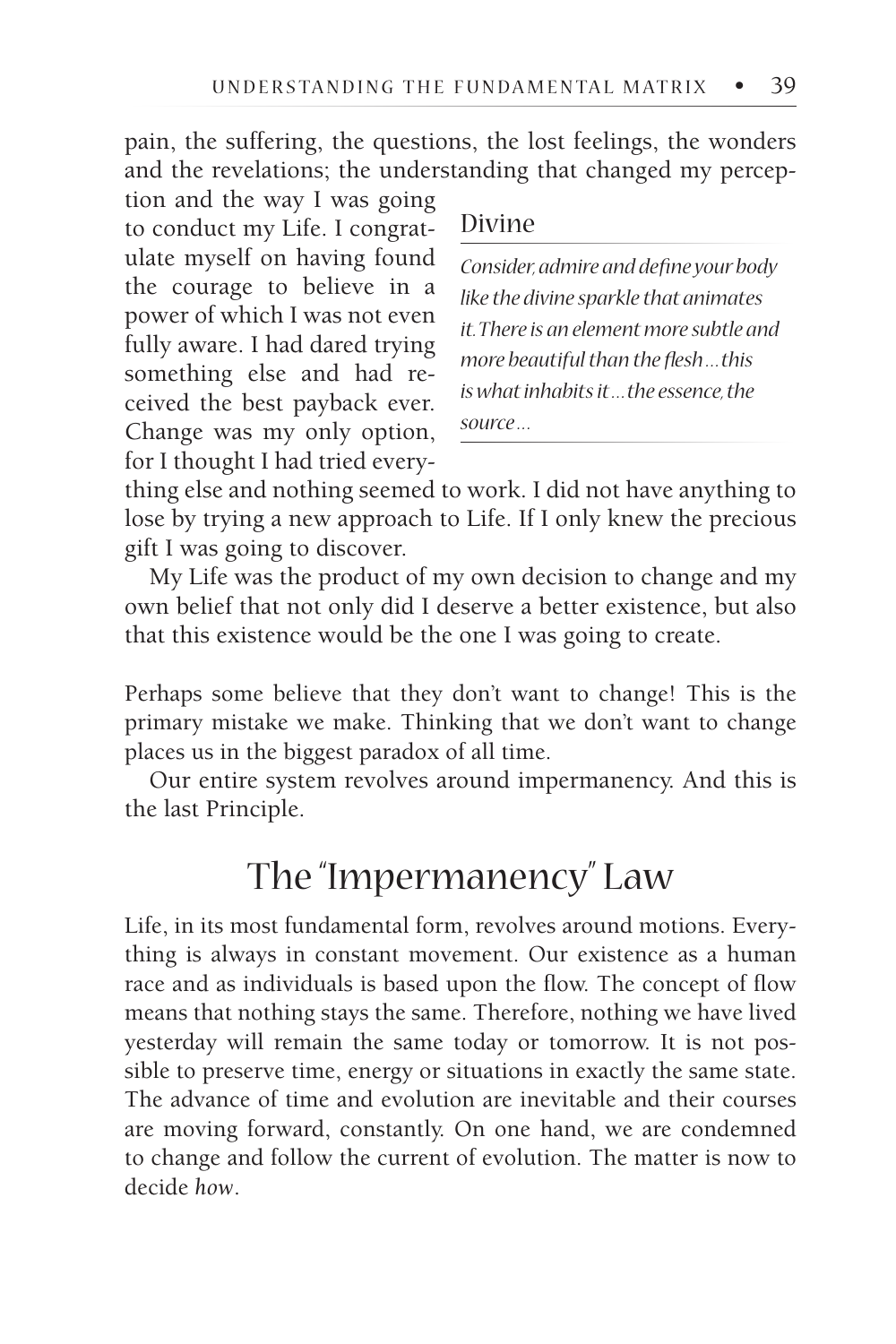pain, the suffering, the questions, the lost feelings, the wonders and the revelations; the understanding that changed my perception and the way I was going to conduct my Life. I congratulate myself on having found the courage to believe in a power of which I was not even fully aware. I had dared trying something else and had received the best payback ever. Change was my only option, for I thought I had tried everything else and nothing seemed to work. I did not have anything to lose by trying a new approach to Life. If I only knew the precious gift I was going to discover.

> **Divine**
>
> *Consider, admire and define your body like the divine sparkle that animates it. There is an element more subtle and more beautiful than the flesh…this is what inhabits it…the essence, the source…*

My Life was the product of my own decision to change and my own belief that not only did I deserve a better existence, but also that this existence would be the one I was going to create.

Perhaps some believe that they don't want to change! This is the primary mistake we make. Thinking that we don't want to change places us in the biggest paradox of all time.

Our entire system revolves around impermanency. And this is the last Principle.

## The "Impermanency" Law

Life, in its most fundamental form, revolves around motions. Everything is always in constant movement. Our existence as a human race and as individuals is based upon the flow. The concept of flow means that nothing stays the same. Therefore, nothing we have lived yesterday will remain the same today or tomorrow. It is not possible to preserve time, energy or situations in exactly the same state. The advance of time and evolution are inevitable and their courses are moving forward, constantly. On one hand, we are condemned to change and follow the current of evolution. The matter is now to decide *how*.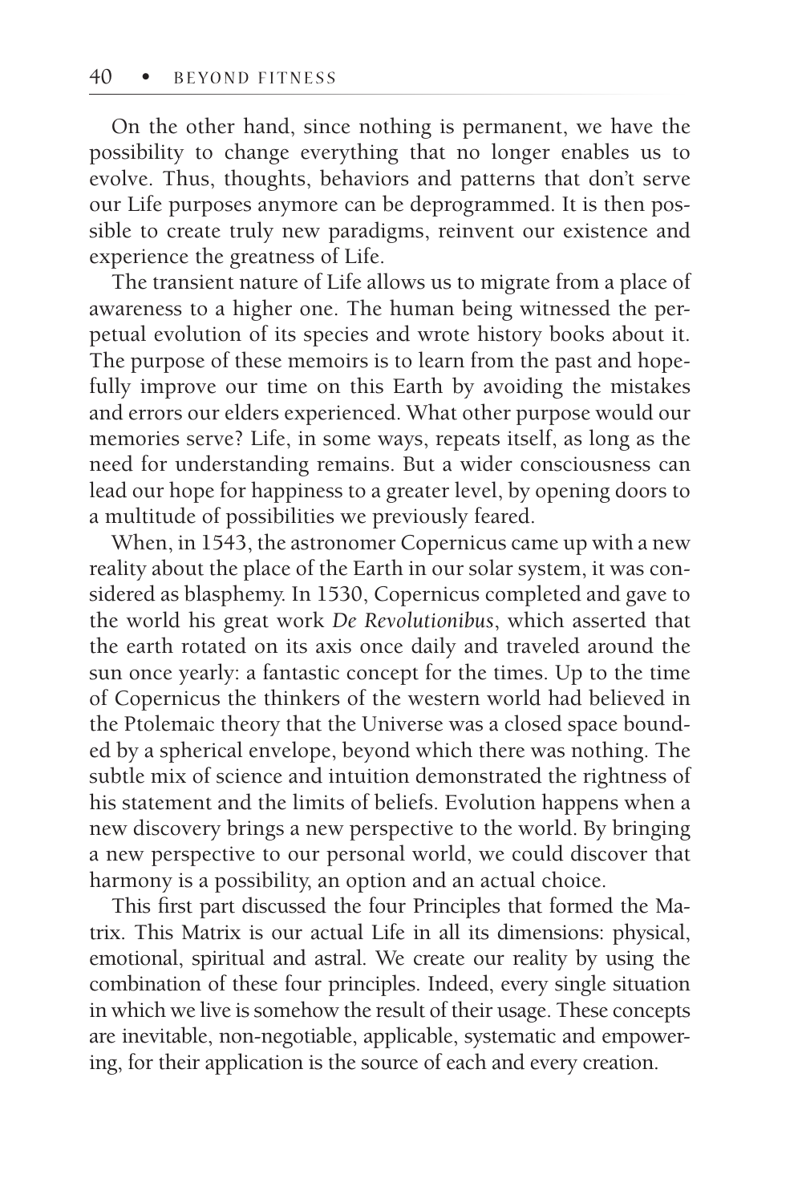On the other hand, since nothing is permanent, we have the possibility to change everything that no longer enables us to evolve. Thus, thoughts, behaviors and patterns that don't serve our Life purposes anymore can be deprogrammed. It is then possible to create truly new paradigms, reinvent our existence and experience the greatness of Life.

The transient nature of Life allows us to migrate from a place of awareness to a higher one. The human being witnessed the perpetual evolution of its species and wrote history books about it. The purpose of these memoirs is to learn from the past and hopefully improve our time on this Earth by avoiding the mistakes and errors our elders experienced. What other purpose would our memories serve? Life, in some ways, repeats itself, as long as the need for understanding remains. But a wider consciousness can lead our hope for happiness to a greater level, by opening doors to a multitude of possibilities we previously feared.

When, in 1543, the astronomer Copernicus came up with a new reality about the place of the Earth in our solar system, it was considered as blasphemy. In 1530, Copernicus completed and gave to the world his great work *De Revolutionibus*, which asserted that the earth rotated on its axis once daily and traveled around the sun once yearly: a fantastic concept for the times. Up to the time of Copernicus the thinkers of the western world had believed in the Ptolemaic theory that the Universe was a closed space bounded by a spherical envelope, beyond which there was nothing. The subtle mix of science and intuition demonstrated the rightness of his statement and the limits of beliefs. Evolution happens when a new discovery brings a new perspective to the world. By bringing a new perspective to our personal world, we could discover that harmony is a possibility, an option and an actual choice.

This first part discussed the four Principles that formed the Matrix. This Matrix is our actual Life in all its dimensions: physical, emotional, spiritual and astral. We create our reality by using the combination of these four principles. Indeed, every single situation in which we live is somehow the result of their usage. These concepts are inevitable, non-negotiable, applicable, systematic and empowering, for their application is the source of each and every creation.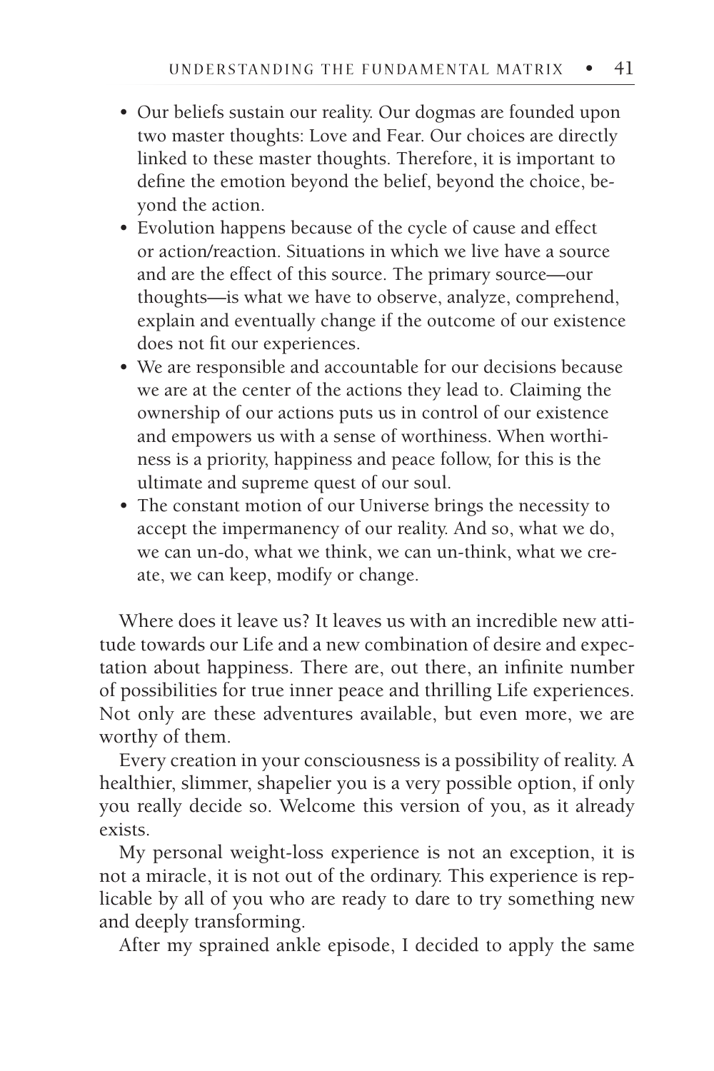- Our beliefs sustain our reality. Our dogmas are founded upon two master thoughts: Love and Fear. Our choices are directly linked to these master thoughts. Therefore, it is important to define the emotion beyond the belief, beyond the choice, beyond the action.
- Evolution happens because of the cycle of cause and effect or action/reaction. Situations in which we live have a source and are the effect of this source. The primary source—our thoughts—is what we have to observe, analyze, comprehend, explain and eventually change if the outcome of our existence does not fit our experiences.
- We are responsible and accountable for our decisions because we are at the center of the actions they lead to. Claiming the ownership of our actions puts us in control of our existence and empowers us with a sense of worthiness. When worthiness is a priority, happiness and peace follow, for this is the ultimate and supreme quest of our soul.
- The constant motion of our Universe brings the necessity to accept the impermanency of our reality. And so, what we do, we can un-do, what we think, we can un-think, what we create, we can keep, modify or change.

Where does it leave us? It leaves us with an incredible new attitude towards our Life and a new combination of desire and expectation about happiness. There are, out there, an infinite number of possibilities for true inner peace and thrilling Life experiences. Not only are these adventures available, but even more, we are worthy of them.

Every creation in your consciousness is a possibility of reality. A healthier, slimmer, shapelier you is a very possible option, if only you really decide so. Welcome this version of you, as it already exists.

My personal weight-loss experience is not an exception, it is not a miracle, it is not out of the ordinary. This experience is replicable by all of you who are ready to dare to try something new and deeply transforming.

After my sprained ankle episode, I decided to apply the same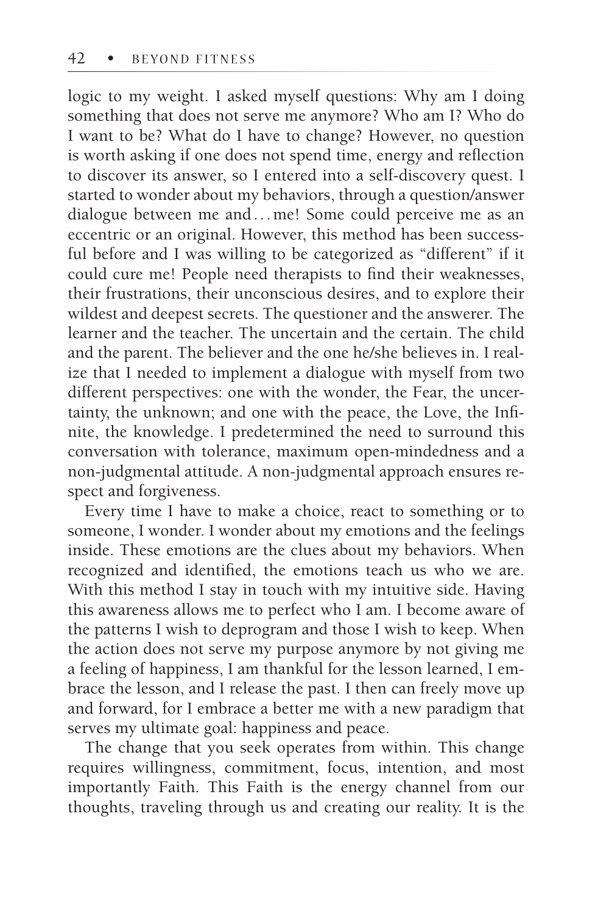logic to my weight. I asked myself questions: Why am I doing something that does not serve me anymore? Who am I? Who do I want to be? What do I have to change? However, no question is worth asking if one does not spend time, energy and reflection to discover its answer, so I entered into a self-discovery quest. I started to wonder about my behaviors, through a question/answer dialogue between me and . . . me! Some could perceive me as an eccentric or an original. However, this method has been successful before and I was willing to be categorized as "different" if it could cure me! People need therapists to find their weaknesses, their frustrations, their unconscious desires, and to explore their wildest and deepest secrets. The questioner and the answerer. The learner and the teacher. The uncertain and the certain. The child and the parent. The believer and the one he/she believes in. I realize that I needed to implement a dialogue with myself from two different perspectives: one with the wonder, the Fear, the uncertainty, the unknown; and one with the peace, the Love, the Infinite, the knowledge. I predetermined the need to surround this conversation with tolerance, maximum open-mindedness and a non-judgmental attitude. A non-judgmental approach ensures respect and forgiveness.

Every time I have to make a choice, react to something or to someone, I wonder. I wonder about my emotions and the feelings inside. These emotions are the clues about my behaviors. When recognized and identified, the emotions teach us who we are. With this method I stay in touch with my intuitive side. Having this awareness allows me to perfect who I am. I become aware of the patterns I wish to deprogram and those I wish to keep. When the action does not serve my purpose anymore by not giving me a feeling of happiness, I am thankful for the lesson learned, I embrace the lesson, and I release the past. I then can freely move up and forward, for I embrace a better me with a new paradigm that serves my ultimate goal: happiness and peace.

The change that you seek operates from within. This change requires willingness, commitment, focus, intention, and most importantly Faith. This Faith is the energy channel from our thoughts, traveling through us and creating our reality. It is the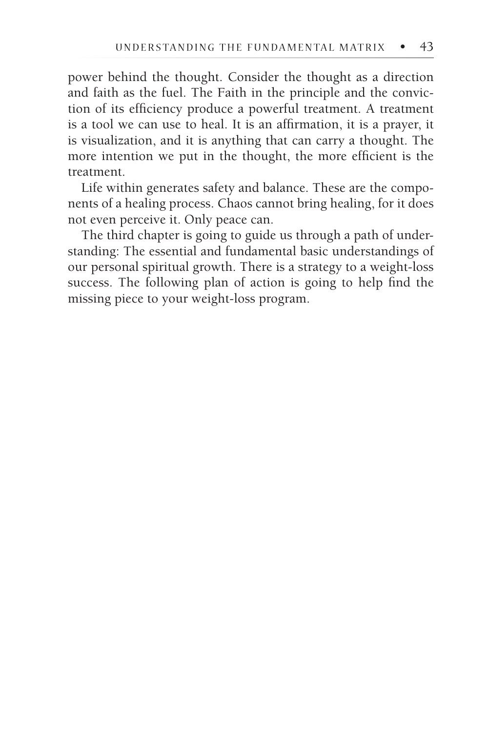power behind the thought. Consider the thought as a direction and faith as the fuel. The Faith in the principle and the conviction of its efficiency produce a powerful treatment. A treatment is a tool we can use to heal. It is an affirmation, it is a prayer, it is visualization, and it is anything that can carry a thought. The more intention we put in the thought, the more efficient is the treatment.

Life within generates safety and balance. These are the components of a healing process. Chaos cannot bring healing, for it does not even perceive it. Only peace can.

The third chapter is going to guide us through a path of understanding: The essential and fundamental basic understandings of our personal spiritual growth. There is a strategy to a weight-loss success. The following plan of action is going to help find the missing piece to your weight-loss program.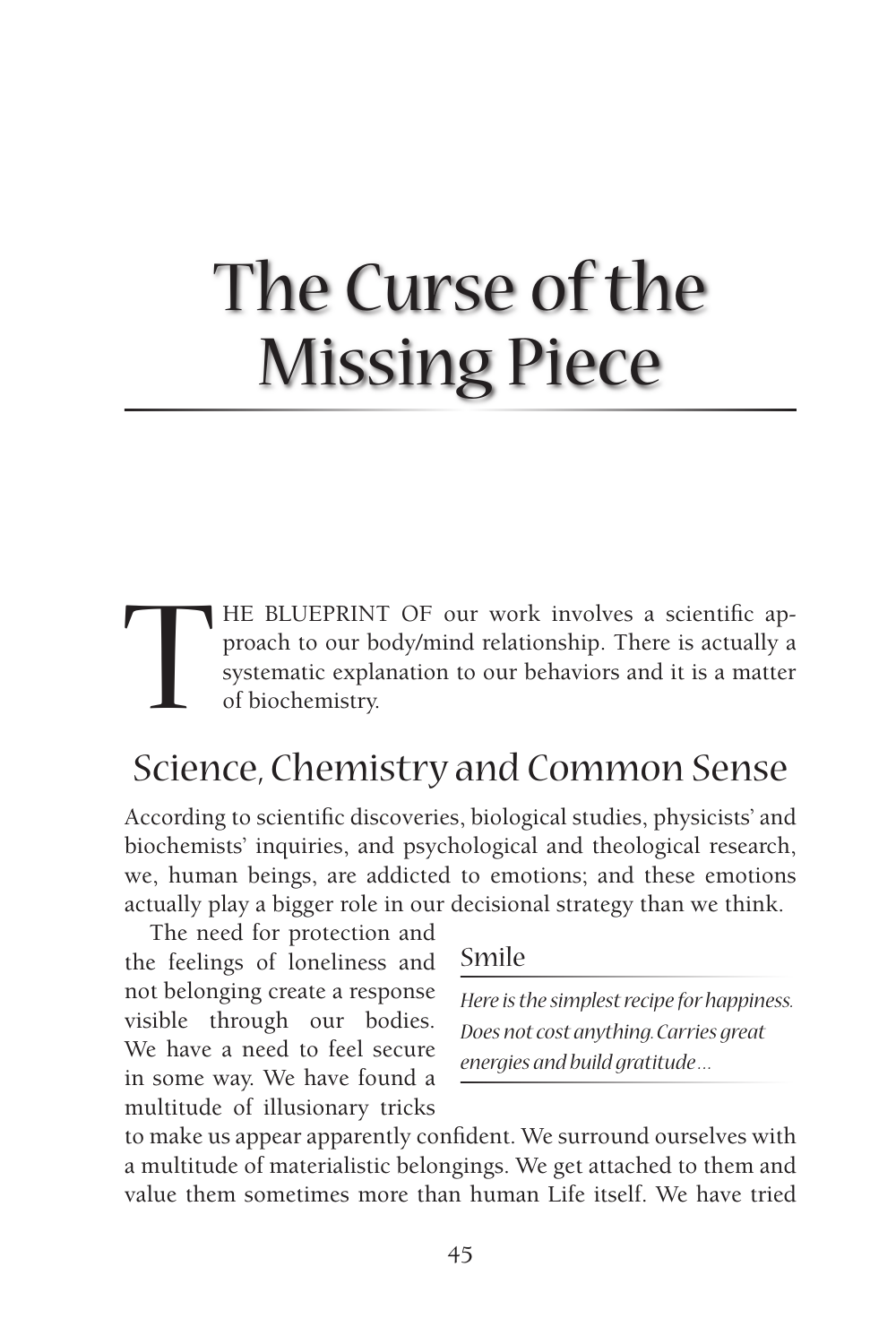# The Curse of the Missing Piece

THE BLUEPRINT OF our work involves a scientific approach to our body/mind relationship. There is actually a systematic explanation to our behaviors and it is a matter of biochemistry.

## Science, Chemistry and Common Sense

According to scientific discoveries, biological studies, physicists' and biochemists' inquiries, and psychological and theological research, we, human beings, are addicted to emotions; and these emotions actually play a bigger role in our decisional strategy than we think.

The need for protection and the feelings of loneliness and not belonging create a response visible through our bodies. We have a need to feel secure in some way. We have found a multitude of illusionary tricks to make us appear apparently confident. We surround ourselves with a multitude of materialistic belongings. We get attached to them and value them sometimes more than human Life itself. We have tried

> **Smile**
>
> *Here is the simplest recipe for happiness. Does not cost anything. Carries great energies and build gratitude…*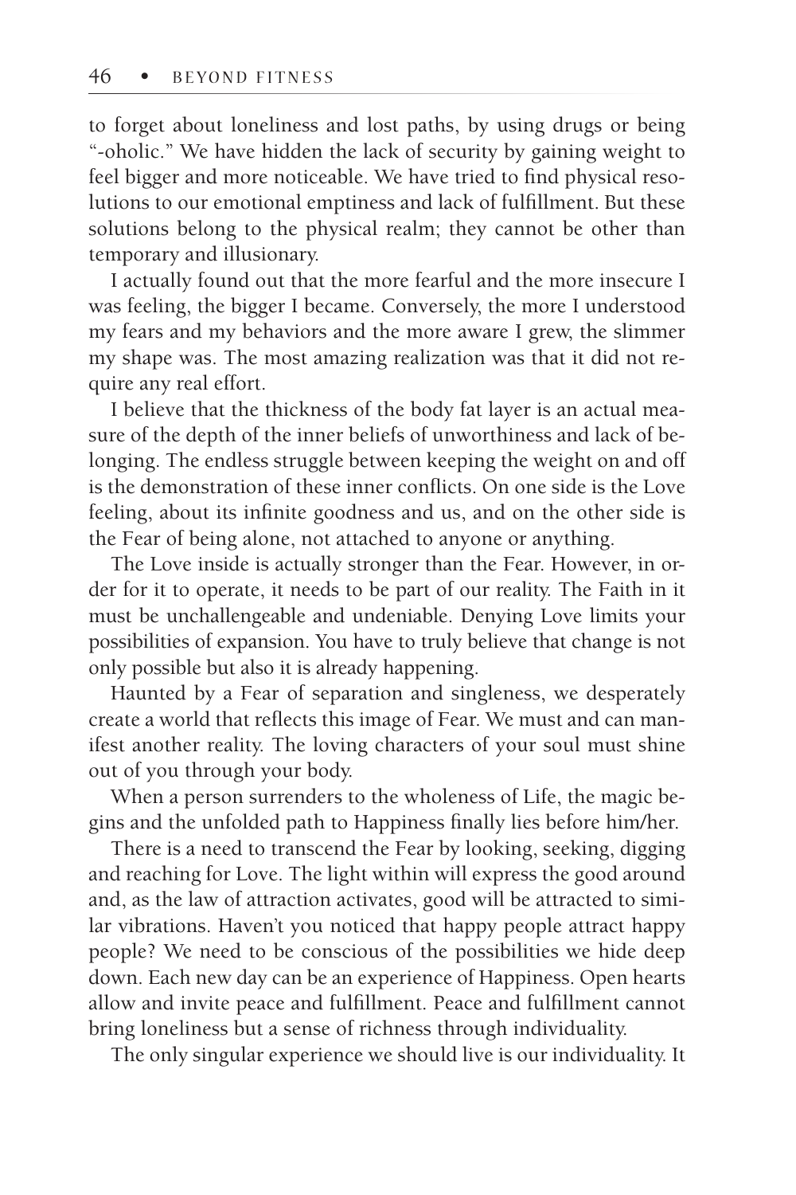to forget about loneliness and lost paths, by using drugs or being "-oholic." We have hidden the lack of security by gaining weight to feel bigger and more noticeable. We have tried to find physical resolutions to our emotional emptiness and lack of fulfillment. But these solutions belong to the physical realm; they cannot be other than temporary and illusionary.

I actually found out that the more fearful and the more insecure I was feeling, the bigger I became. Conversely, the more I understood my fears and my behaviors and the more aware I grew, the slimmer my shape was. The most amazing realization was that it did not require any real effort.

I believe that the thickness of the body fat layer is an actual measure of the depth of the inner beliefs of unworthiness and lack of belonging. The endless struggle between keeping the weight on and off is the demonstration of these inner conflicts. On one side is the Love feeling, about its infinite goodness and us, and on the other side is the Fear of being alone, not attached to anyone or anything.

The Love inside is actually stronger than the Fear. However, in order for it to operate, it needs to be part of our reality. The Faith in it must be unchallengeable and undeniable. Denying Love limits your possibilities of expansion. You have to truly believe that change is not only possible but also it is already happening.

Haunted by a Fear of separation and singleness, we desperately create a world that reflects this image of Fear. We must and can manifest another reality. The loving characters of your soul must shine out of you through your body.

When a person surrenders to the wholeness of Life, the magic begins and the unfolded path to Happiness finally lies before him/her.

There is a need to transcend the Fear by looking, seeking, digging and reaching for Love. The light within will express the good around and, as the law of attraction activates, good will be attracted to similar vibrations. Haven't you noticed that happy people attract happy people? We need to be conscious of the possibilities we hide deep down. Each new day can be an experience of Happiness. Open hearts allow and invite peace and fulfillment. Peace and fulfillment cannot bring loneliness but a sense of richness through individuality.

The only singular experience we should live is our individuality. It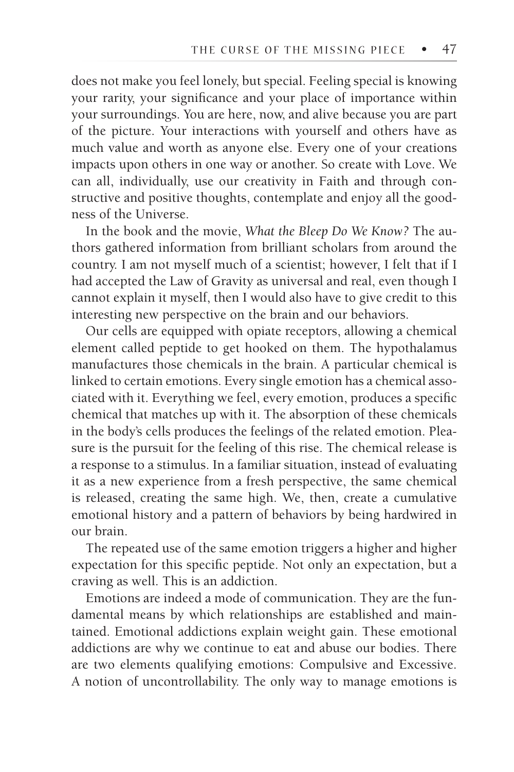does not make you feel lonely, but special. Feeling special is knowing your rarity, your significance and your place of importance within your surroundings. You are here, now, and alive because you are part of the picture. Your interactions with yourself and others have as much value and worth as anyone else. Every one of your creations impacts upon others in one way or another. So create with Love. We can all, individually, use our creativity in Faith and through constructive and positive thoughts, contemplate and enjoy all the goodness of the Universe.

In the book and the movie, *What the Bleep Do We Know?* The authors gathered information from brilliant scholars from around the country. I am not myself much of a scientist; however, I felt that if I had accepted the Law of Gravity as universal and real, even though I cannot explain it myself, then I would also have to give credit to this interesting new perspective on the brain and our behaviors.

Our cells are equipped with opiate receptors, allowing a chemical element called peptide to get hooked on them. The hypothalamus manufactures those chemicals in the brain. A particular chemical is linked to certain emotions. Every single emotion has a chemical associated with it. Everything we feel, every emotion, produces a specific chemical that matches up with it. The absorption of these chemicals in the body's cells produces the feelings of the related emotion. Pleasure is the pursuit for the feeling of this rise. The chemical release is a response to a stimulus. In a familiar situation, instead of evaluating it as a new experience from a fresh perspective, the same chemical is released, creating the same high. We, then, create a cumulative emotional history and a pattern of behaviors by being hardwired in our brain.

The repeated use of the same emotion triggers a higher and higher expectation for this specific peptide. Not only an expectation, but a craving as well. This is an addiction.

Emotions are indeed a mode of communication. They are the fundamental means by which relationships are established and maintained. Emotional addictions explain weight gain. These emotional addictions are why we continue to eat and abuse our bodies. There are two elements qualifying emotions: Compulsive and Excessive. A notion of uncontrollability. The only way to manage emotions is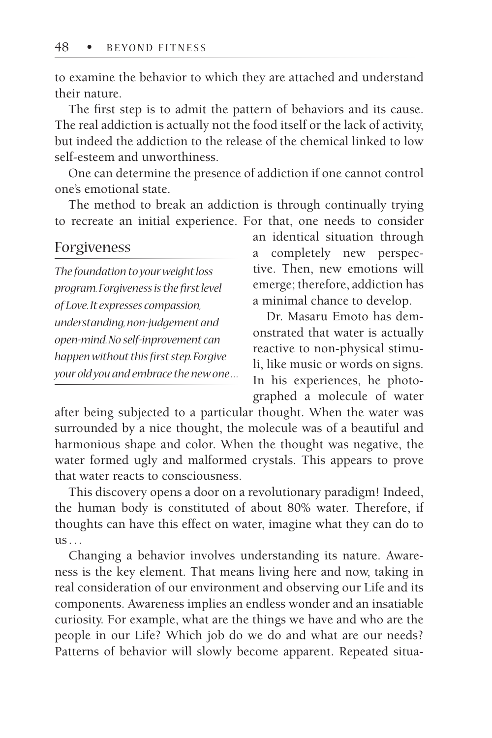to examine the behavior to which they are attached and understand their nature.

The first step is to admit the pattern of behaviors and its cause. The real addiction is actually not the food itself or the lack of activity, but indeed the addiction to the release of the chemical linked to low self-esteem and unworthiness.

One can determine the presence of addiction if one cannot control one's emotional state.

The method to break an addiction is through continually trying to recreate an initial experience. For that, one needs to consider an identical situation through a completely new perspective. Then, new emotions will emerge; therefore, addiction has a minimal chance to develop.

### Forgiveness

*The foundation to your weight loss program. Forgiveness is the first level of Love. It expresses compassion, understanding, non-judgement and open-mind. No self-inprovement can happen without this first step. Forgive your old you and embrace the new one…*

Dr. Masaru Emoto has demonstrated that water is actually reactive to non-physical stimuli, like music or words on signs. In his experiences, he photographed a molecule of water after being subjected to a particular thought. When the water was surrounded by a nice thought, the molecule was of a beautiful and harmonious shape and color. When the thought was negative, the water formed ugly and malformed crystals. This appears to prove that water reacts to consciousness.

This discovery opens a door on a revolutionary paradigm! Indeed, the human body is constituted of about 80% water. Therefore, if thoughts can have this effect on water, imagine what they can do to us…

Changing a behavior involves understanding its nature. Awareness is the key element. That means living here and now, taking in real consideration of our environment and observing our Life and its components. Awareness implies an endless wonder and an insatiable curiosity. For example, what are the things we have and who are the people in our Life? Which job do we do and what are our needs? Patterns of behavior will slowly become apparent. Repeated situa-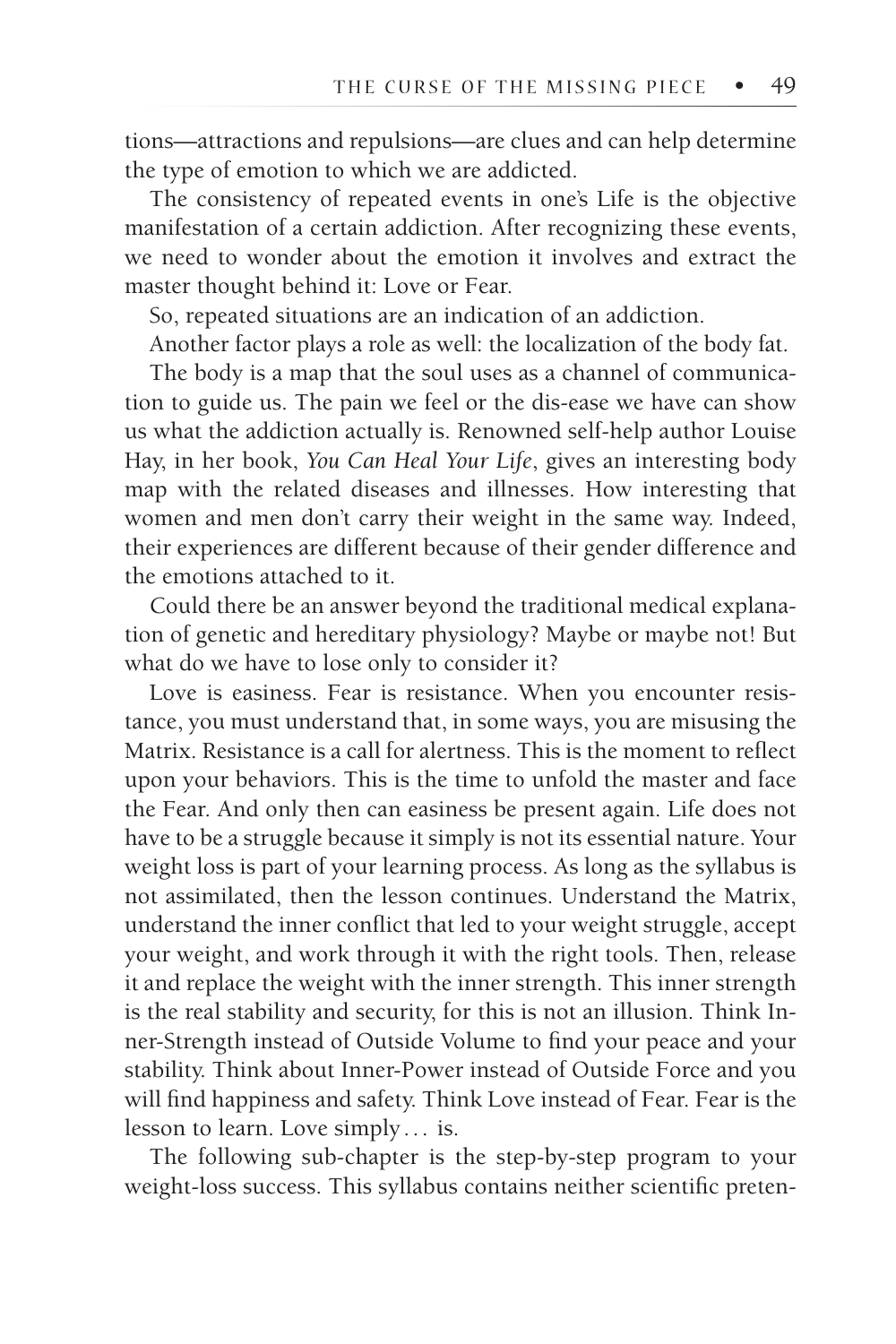tions—attractions and repulsions—are clues and can help determine the type of emotion to which we are addicted.

The consistency of repeated events in one's Life is the objective manifestation of a certain addiction. After recognizing these events, we need to wonder about the emotion it involves and extract the master thought behind it: Love or Fear.

So, repeated situations are an indication of an addiction.

Another factor plays a role as well: the localization of the body fat.

The body is a map that the soul uses as a channel of communication to guide us. The pain we feel or the dis-ease we have can show us what the addiction actually is. Renowned self-help author Louise Hay, in her book, *You Can Heal Your Life*, gives an interesting body map with the related diseases and illnesses. How interesting that women and men don't carry their weight in the same way. Indeed, their experiences are different because of their gender difference and the emotions attached to it.

Could there be an answer beyond the traditional medical explanation of genetic and hereditary physiology? Maybe or maybe not! But what do we have to lose only to consider it?

Love is easiness. Fear is resistance. When you encounter resistance, you must understand that, in some ways, you are misusing the Matrix. Resistance is a call for alertness. This is the moment to reflect upon your behaviors. This is the time to unfold the master and face the Fear. And only then can easiness be present again. Life does not have to be a struggle because it simply is not its essential nature. Your weight loss is part of your learning process. As long as the syllabus is not assimilated, then the lesson continues. Understand the Matrix, understand the inner conflict that led to your weight struggle, accept your weight, and work through it with the right tools. Then, release it and replace the weight with the inner strength. This inner strength is the real stability and security, for this is not an illusion. Think Inner-Strength instead of Outside Volume to find your peace and your stability. Think about Inner-Power instead of Outside Force and you will find happiness and safety. Think Love instead of Fear. Fear is the lesson to learn. Love simply… is.

The following sub-chapter is the step-by-step program to your weight-loss success. This syllabus contains neither scientific preten-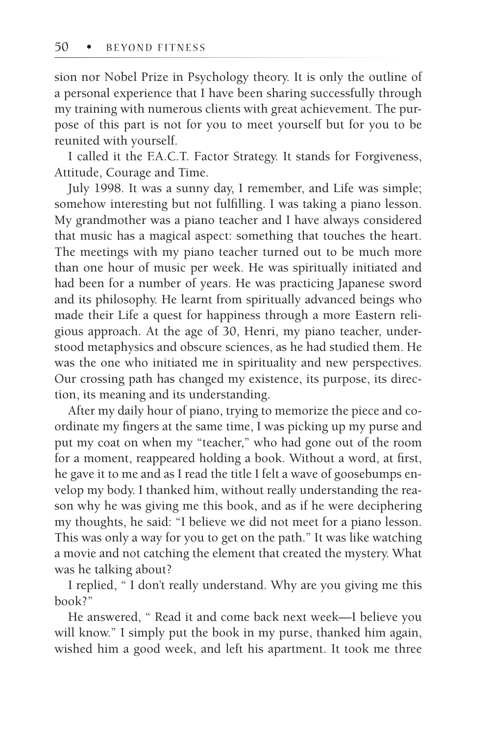sion nor Nobel Prize in Psychology theory. It is only the outline of a personal experience that I have been sharing successfully through my training with numerous clients with great achievement. The purpose of this part is not for you to meet yourself but for you to be reunited with yourself.

I called it the F.A.C.T. Factor Strategy. It stands for Forgiveness, Attitude, Courage and Time.

July 1998. It was a sunny day, I remember, and Life was simple; somehow interesting but not fulfilling. I was taking a piano lesson. My grandmother was a piano teacher and I have always considered that music has a magical aspect: something that touches the heart. The meetings with my piano teacher turned out to be much more than one hour of music per week. He was spiritually initiated and had been for a number of years. He was practicing Japanese sword and its philosophy. He learnt from spiritually advanced beings who made their Life a quest for happiness through a more Eastern religious approach. At the age of 30, Henri, my piano teacher, understood metaphysics and obscure sciences, as he had studied them. He was the one who initiated me in spirituality and new perspectives. Our crossing path has changed my existence, its purpose, its direction, its meaning and its understanding.

After my daily hour of piano, trying to memorize the piece and coordinate my fingers at the same time, I was picking up my purse and put my coat on when my "teacher," who had gone out of the room for a moment, reappeared holding a book. Without a word, at first, he gave it to me and as I read the title I felt a wave of goosebumps envelop my body. I thanked him, without really understanding the reason why he was giving me this book, and as if he were deciphering my thoughts, he said: "I believe we did not meet for a piano lesson. This was only a way for you to get on the path." It was like watching a movie and not catching the element that created the mystery. What was he talking about?

I replied, " I don't really understand. Why are you giving me this book?"

He answered, " Read it and come back next week—I believe you will know." I simply put the book in my purse, thanked him again, wished him a good week, and left his apartment. It took me three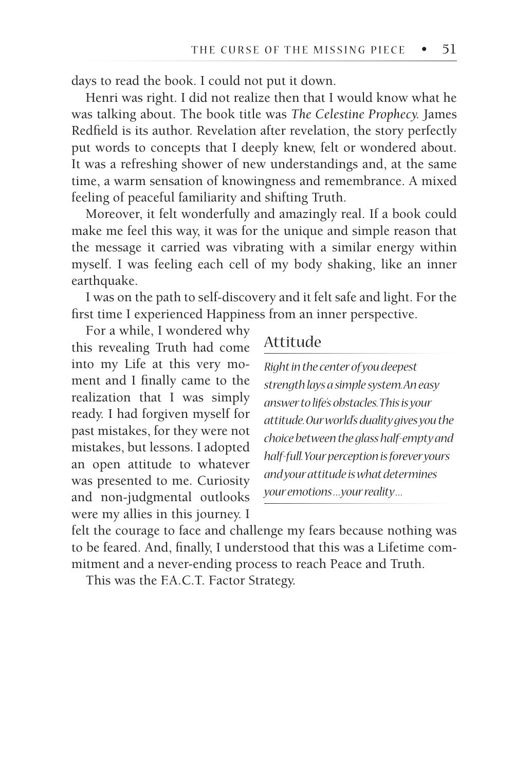days to read the book. I could not put it down.

Henri was right. I did not realize then that I would know what he was talking about. The book title was *The Celestine Prophecy.* James Redfield is its author. Revelation after revelation, the story perfectly put words to concepts that I deeply knew, felt or wondered about. It was a refreshing shower of new understandings and, at the same time, a warm sensation of knowingness and remembrance. A mixed feeling of peaceful familiarity and shifting Truth.

Moreover, it felt wonderfully and amazingly real. If a book could make me feel this way, it was for the unique and simple reason that the message it carried was vibrating with a similar energy within myself. I was feeling each cell of my body shaking, like an inner earthquake.

I was on the path to self-discovery and it felt safe and light. For the first time I experienced Happiness from an inner perspective.

For a while, I wondered why this revealing Truth had come into my Life at this very moment and I finally came to the realization that I was simply ready. I had forgiven myself for past mistakes, for they were not mistakes, but lessons. I adopted an open attitude to whatever was presented to me. Curiosity and non-judgmental outlooks were my allies in this journey. I felt the courage to face and challenge my fears because nothing was to be feared. And, finally, I understood that this was a Lifetime commitment and a never-ending process to reach Peace and Truth.

This was the F.A.C.T. Factor Strategy.

### Attitude

*Right in the center of you deepest strength lays a simple system. An easy answer to life's obstacles. This is your attitude. Our world's duality gives you the choice between the glass half-empty and half-full. Your perception is forever yours and your attitude is what determines your emotions…your reality…*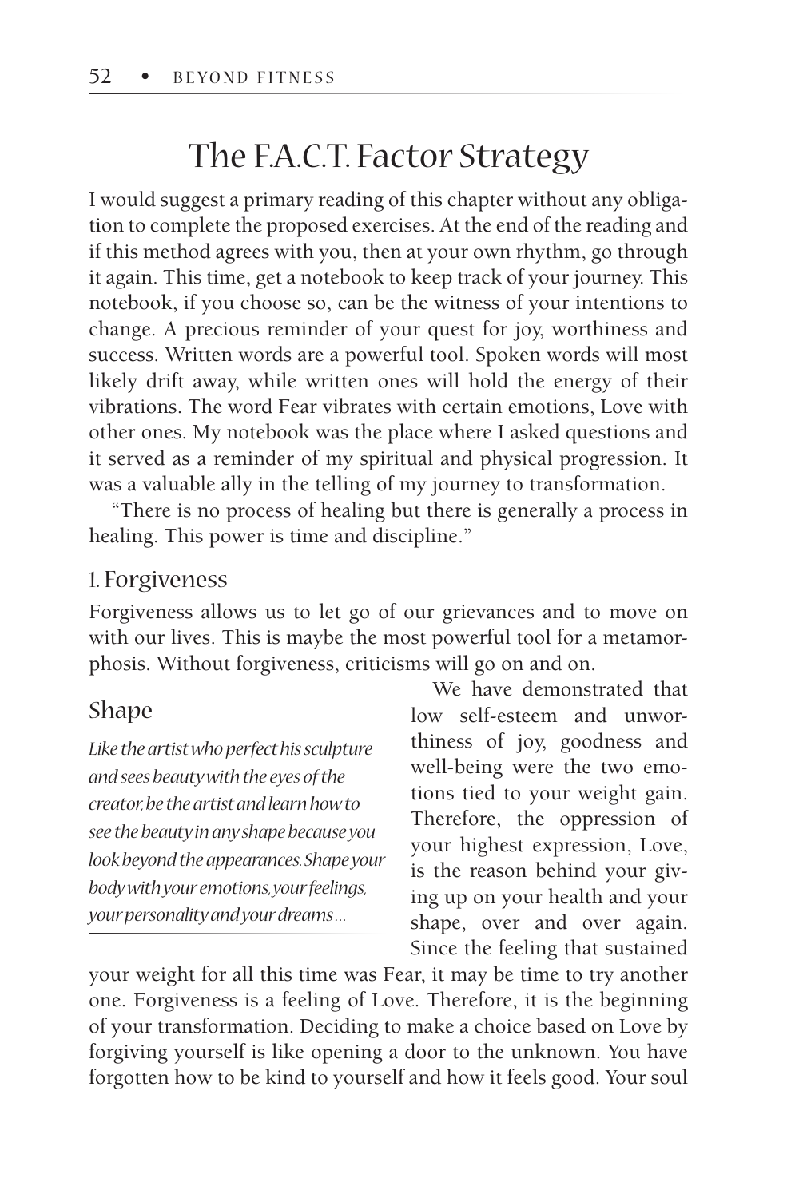# The F.A.C.T. Factor Strategy

I would suggest a primary reading of this chapter without any obligation to complete the proposed exercises. At the end of the reading and if this method agrees with you, then at your own rhythm, go through it again. This time, get a notebook to keep track of your journey. This notebook, if you choose so, can be the witness of your intentions to change. A precious reminder of your quest for joy, worthiness and success. Written words are a powerful tool. Spoken words will most likely drift away, while written ones will hold the energy of their vibrations. The word Fear vibrates with certain emotions, Love with other ones. My notebook was the place where I asked questions and it served as a reminder of my spiritual and physical progression. It was a valuable ally in the telling of my journey to transformation.

"There is no process of healing but there is generally a process in healing. This power is time and discipline."

## 1. Forgiveness

Forgiveness allows us to let go of our grievances and to move on with our lives. This is maybe the most powerful tool for a metamorphosis. Without forgiveness, criticisms will go on and on.

> **Shape**
>
> *Like the artist who perfect his sculpture and sees beauty with the eyes of the creator, be the artist and learn how to see the beauty in any shape because you look beyond the appearances. Shape your body with your emotions, your feelings, your personality and your dreams…*

We have demonstrated that low self-esteem and unworthiness of joy, goodness and well-being were the two emotions tied to your weight gain. Therefore, the oppression of your highest expression, Love, is the reason behind your giving up on your health and your shape, over and over again. Since the feeling that sustained your weight for all this time was Fear, it may be time to try another one. Forgiveness is a feeling of Love. Therefore, it is the beginning of your transformation. Deciding to make a choice based on Love by forgiving yourself is like opening a door to the unknown. You have forgotten how to be kind to yourself and how it feels good. Your soul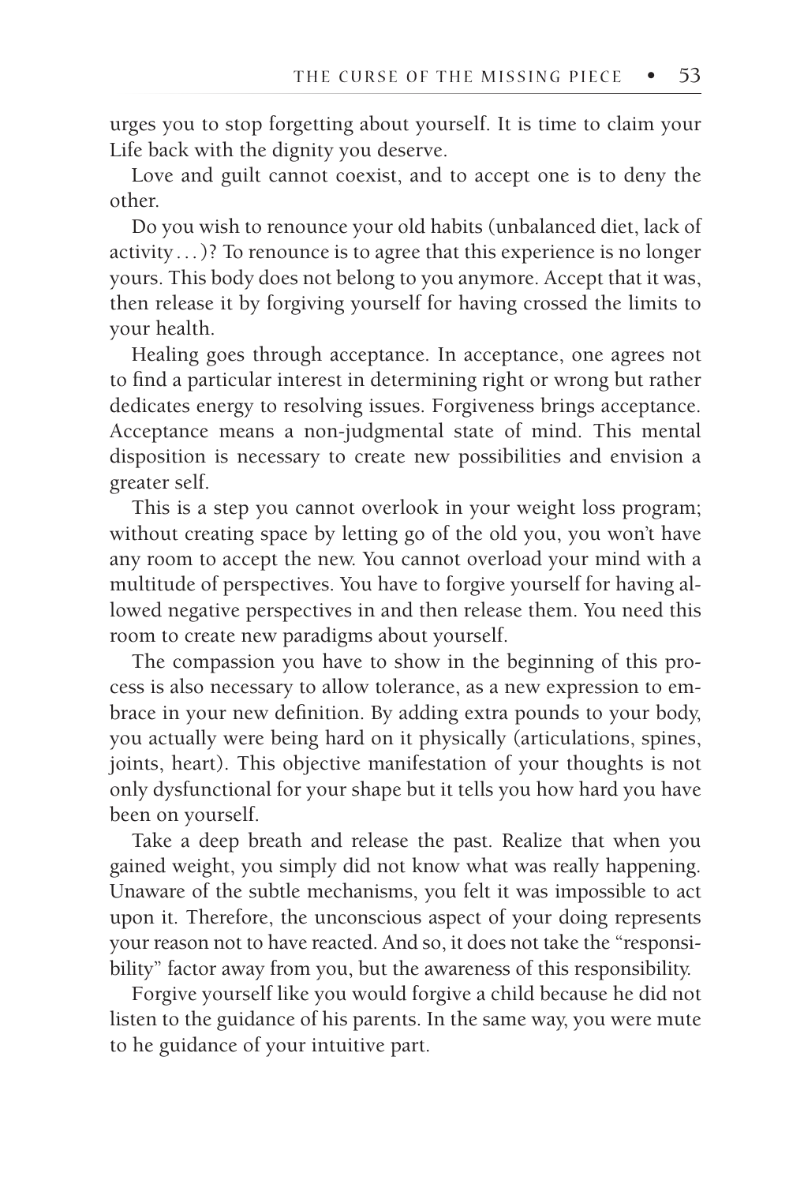urges you to stop forgetting about yourself. It is time to claim your Life back with the dignity you deserve.

Love and guilt cannot coexist, and to accept one is to deny the other.

Do you wish to renounce your old habits (unbalanced diet, lack of activity . . . )? To renounce is to agree that this experience is no longer yours. This body does not belong to you anymore. Accept that it was, then release it by forgiving yourself for having crossed the limits to your health.

Healing goes through acceptance. In acceptance, one agrees not to find a particular interest in determining right or wrong but rather dedicates energy to resolving issues. Forgiveness brings acceptance. Acceptance means a non-judgmental state of mind. This mental disposition is necessary to create new possibilities and envision a greater self.

This is a step you cannot overlook in your weight loss program; without creating space by letting go of the old you, you won't have any room to accept the new. You cannot overload your mind with a multitude of perspectives. You have to forgive yourself for having allowed negative perspectives in and then release them. You need this room to create new paradigms about yourself.

The compassion you have to show in the beginning of this process is also necessary to allow tolerance, as a new expression to embrace in your new definition. By adding extra pounds to your body, you actually were being hard on it physically (articulations, spines, joints, heart). This objective manifestation of your thoughts is not only dysfunctional for your shape but it tells you how hard you have been on yourself.

Take a deep breath and release the past. Realize that when you gained weight, you simply did not know what was really happening. Unaware of the subtle mechanisms, you felt it was impossible to act upon it. Therefore, the unconscious aspect of your doing represents your reason not to have reacted. And so, it does not take the "responsibility" factor away from you, but the awareness of this responsibility.

Forgive yourself like you would forgive a child because he did not listen to the guidance of his parents. In the same way, you were mute to he guidance of your intuitive part.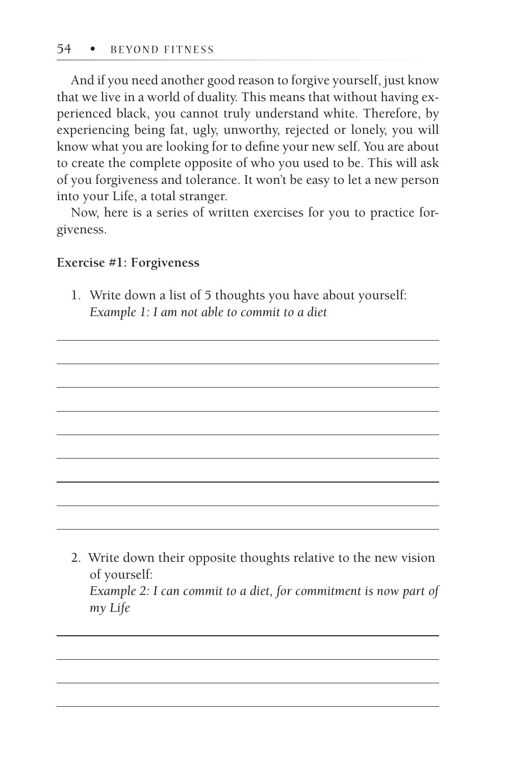And if you need another good reason to forgive yourself, just know that we live in a world of duality. This means that without having experienced black, you cannot truly understand white. Therefore, by experiencing being fat, ugly, unworthy, rejected or lonely, you will know what you are looking for to define your new self. You are about to create the complete opposite of who you used to be. This will ask of you forgiveness and tolerance. It won't be easy to let a new person into your Life, a total stranger.

Now, here is a series of written exercises for you to practice forgiveness.

**Exercise #1: Forgiveness**

1. Write down a list of 5 thoughts you have about yourself:
   *Example 1: I am not able to commit to a diet*

2. Write down their opposite thoughts relative to the new vision of yourself:
   *Example 2: I can commit to a diet, for commitment is now part of my Life*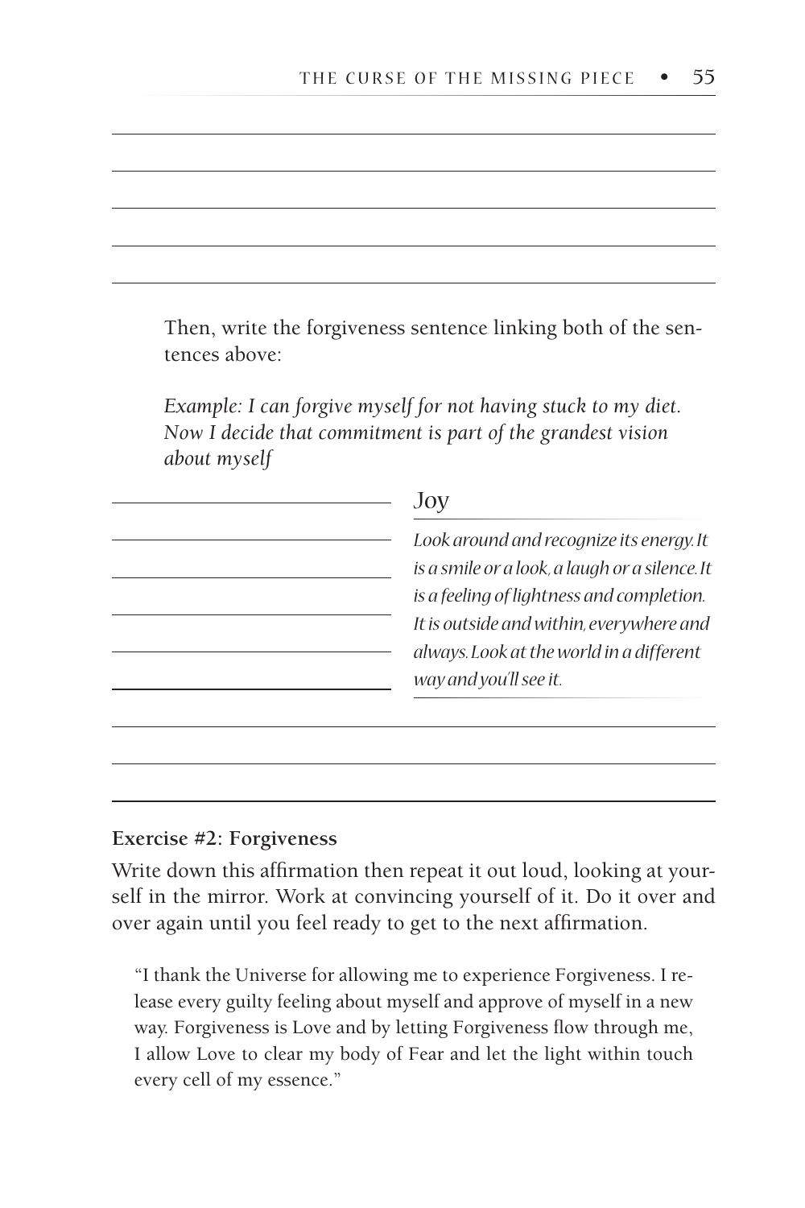Then, write the forgiveness sentence linking both of the sentences above:

*Example: I can forgive myself for not having stuck to my diet. Now I decide that commitment is part of the grandest vision about myself*

> **Joy**
>
> *Look around and recognize its energy. It is a smile or a look, a laugh or a silence. It is a feeling of lightness and completion. It is outside and within, everywhere and always. Look at the world in a different way and you'll see it.*

**Exercise #2: Forgiveness**

Write down this affirmation then repeat it out loud, looking at yourself in the mirror. Work at convincing yourself of it. Do it over and over again until you feel ready to get to the next affirmation.

> "I thank the Universe for allowing me to experience Forgiveness. I release every guilty feeling about myself and approve of myself in a new way. Forgiveness is Love and by letting Forgiveness flow through me, I allow Love to clear my body of Fear and let the light within touch every cell of my essence."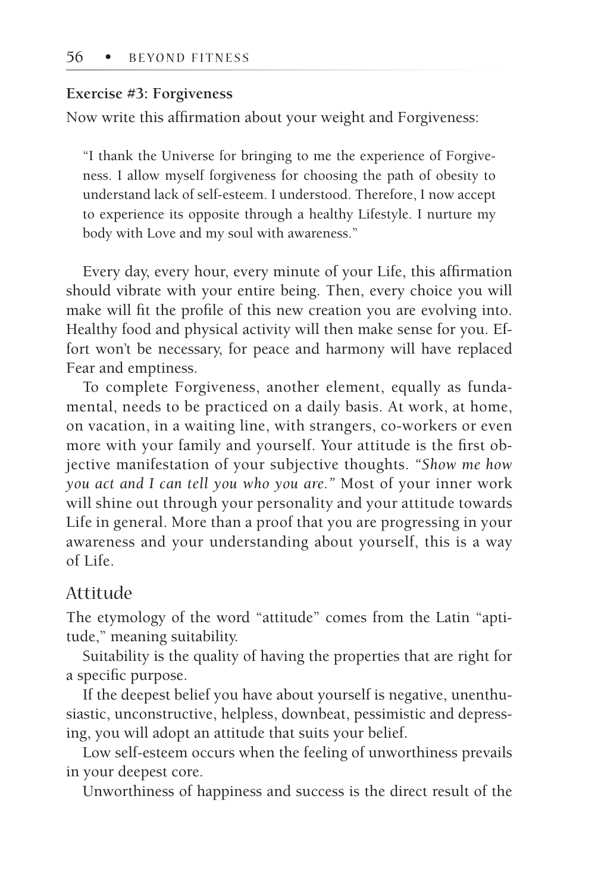**Exercise #3: Forgiveness**

Now write this affirmation about your weight and Forgiveness:

> "I thank the Universe for bringing to me the experience of Forgiveness. I allow myself forgiveness for choosing the path of obesity to understand lack of self-esteem. I understood. Therefore, I now accept to experience its opposite through a healthy Lifestyle. I nurture my body with Love and my soul with awareness."

Every day, every hour, every minute of your Life, this affirmation should vibrate with your entire being. Then, every choice you will make will fit the profile of this new creation you are evolving into. Healthy food and physical activity will then make sense for you. Effort won't be necessary, for peace and harmony will have replaced Fear and emptiness.

To complete Forgiveness, another element, equally as fundamental, needs to be practiced on a daily basis. At work, at home, on vacation, in a waiting line, with strangers, co-workers or even more with your family and yourself. Your attitude is the first objective manifestation of your subjective thoughts. *"Show me how you act and I can tell you who you are."* Most of your inner work will shine out through your personality and your attitude towards Life in general. More than a proof that you are progressing in your awareness and your understanding about yourself, this is a way of Life.

## Attitude

The etymology of the word "attitude" comes from the Latin "aptitude," meaning suitability.

Suitability is the quality of having the properties that are right for a specific purpose.

If the deepest belief you have about yourself is negative, unenthusiastic, unconstructive, helpless, downbeat, pessimistic and depressing, you will adopt an attitude that suits your belief.

Low self-esteem occurs when the feeling of unworthiness prevails in your deepest core.

Unworthiness of happiness and success is the direct result of the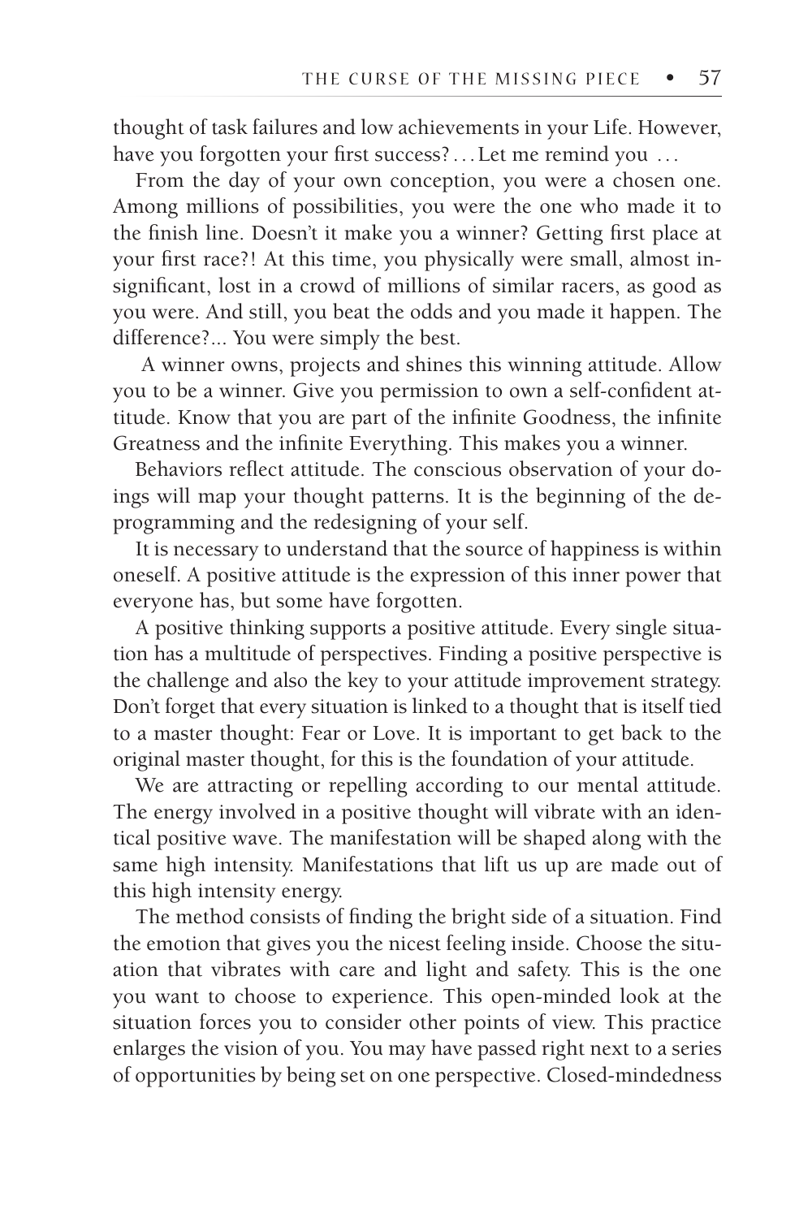thought of task failures and low achievements in your Life. However, have you forgotten your first success?…Let me remind you …

From the day of your own conception, you were a chosen one. Among millions of possibilities, you were the one who made it to the finish line. Doesn't it make you a winner? Getting first place at your first race?! At this time, you physically were small, almost insignificant, lost in a crowd of millions of similar racers, as good as you were. And still, you beat the odds and you made it happen. The difference?... You were simply the best.

A winner owns, projects and shines this winning attitude. Allow you to be a winner. Give you permission to own a self-confident attitude. Know that you are part of the infinite Goodness, the infinite Greatness and the infinite Everything. This makes you a winner.

Behaviors reflect attitude. The conscious observation of your doings will map your thought patterns. It is the beginning of the deprogramming and the redesigning of your self.

It is necessary to understand that the source of happiness is within oneself. A positive attitude is the expression of this inner power that everyone has, but some have forgotten.

A positive thinking supports a positive attitude. Every single situation has a multitude of perspectives. Finding a positive perspective is the challenge and also the key to your attitude improvement strategy. Don't forget that every situation is linked to a thought that is itself tied to a master thought: Fear or Love. It is important to get back to the original master thought, for this is the foundation of your attitude.

We are attracting or repelling according to our mental attitude. The energy involved in a positive thought will vibrate with an identical positive wave. The manifestation will be shaped along with the same high intensity. Manifestations that lift us up are made out of this high intensity energy.

The method consists of finding the bright side of a situation. Find the emotion that gives you the nicest feeling inside. Choose the situation that vibrates with care and light and safety. This is the one you want to choose to experience. This open-minded look at the situation forces you to consider other points of view. This practice enlarges the vision of you. You may have passed right next to a series of opportunities by being set on one perspective. Closed-mindedness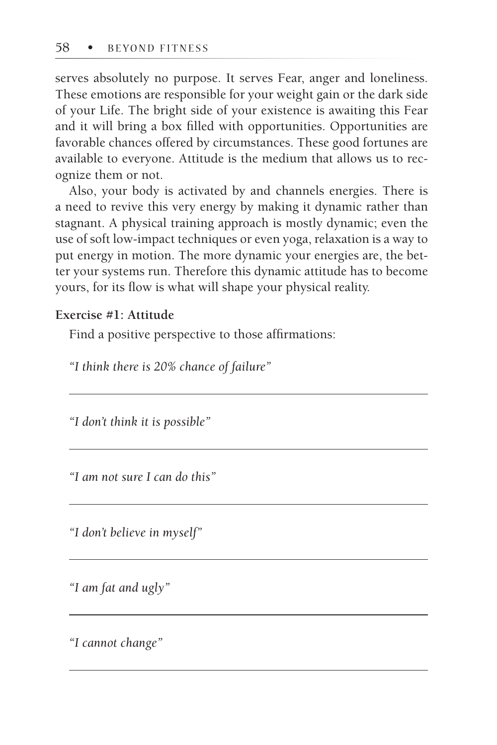serves absolutely no purpose. It serves Fear, anger and loneliness. These emotions are responsible for your weight gain or the dark side of your Life. The bright side of your existence is awaiting this Fear and it will bring a box filled with opportunities. Opportunities are favorable chances offered by circumstances. These good fortunes are available to everyone. Attitude is the medium that allows us to recognize them or not.

Also, your body is activated by and channels energies. There is a need to revive this very energy by making it dynamic rather than stagnant. A physical training approach is mostly dynamic; even the use of soft low-impact techniques or even yoga, relaxation is a way to put energy in motion. The more dynamic your energies are, the better your systems run. Therefore this dynamic attitude has to become yours, for its flow is what will shape your physical reality.

**Exercise #1: Attitude**

Find a positive perspective to those affirmations:

*"I think there is 20% chance of failure"*

---

*"I don't think it is possible"*

---

*"I am not sure I can do this"*

---

*"I don't believe in myself"*

---

*"I am fat and ugly"*

---

*"I cannot change"*

---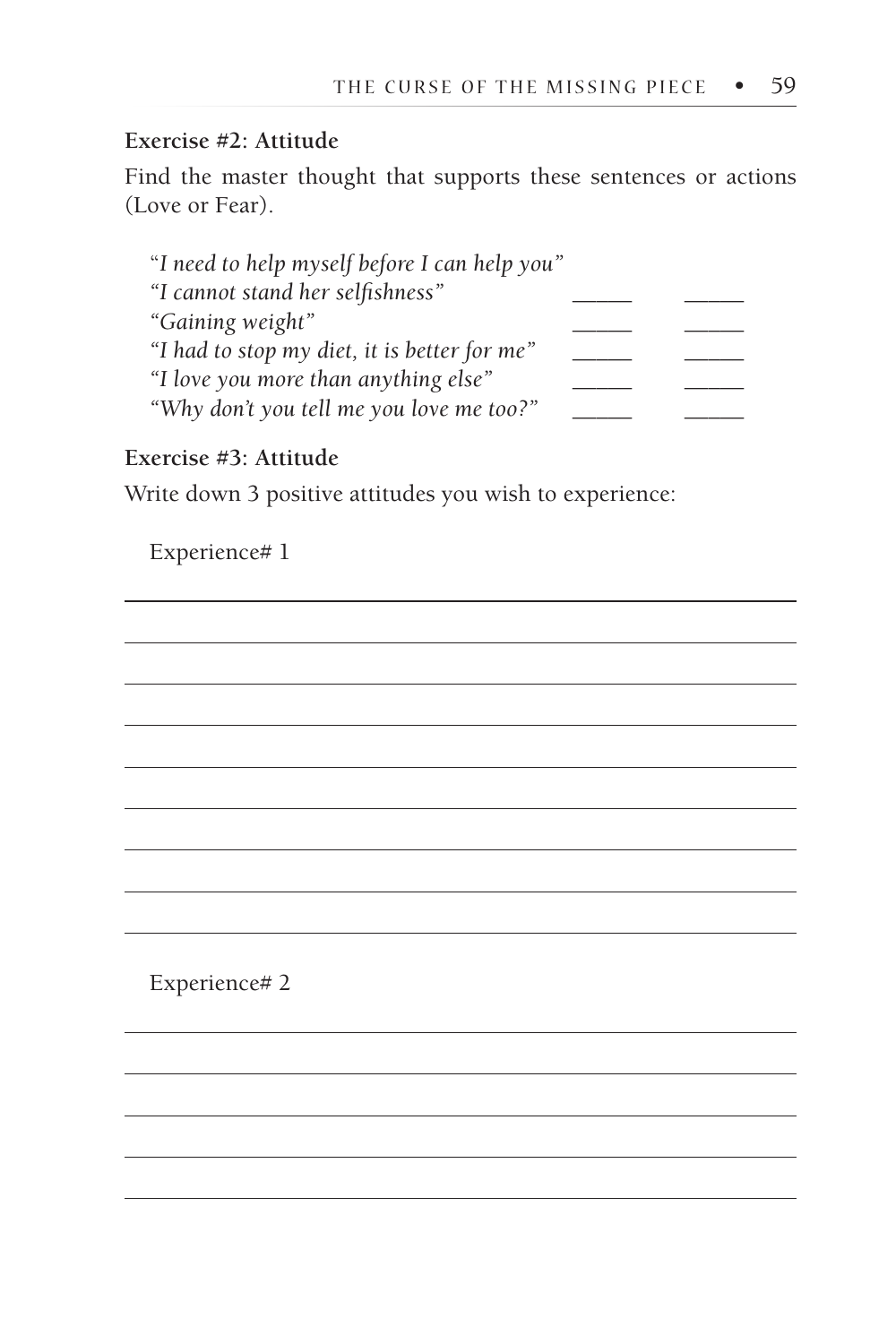**Exercise #2: Attitude**

Find the master thought that supports these sentences or actions (Love or Fear).

| | | |
|---|---|---|
| "*I need to help myself before I can help you*" | | |
| *"I cannot stand her selfishness"* | _____ | _____ |
| *"Gaining weight"* | _____ | _____ |
| *"I had to stop my diet, it is better for me"* | _____ | _____ |
| *"I love you more than anything else"* | _____ | _____ |
| *"Why don't you tell me you love me too?"* | _____ | _____ |

**Exercise #3: Attitude**

Write down 3 positive attitudes you wish to experience:

Experience# 1

___

___

___

___

___

___

___

___

___

Experience# 2

___

___

___

___

___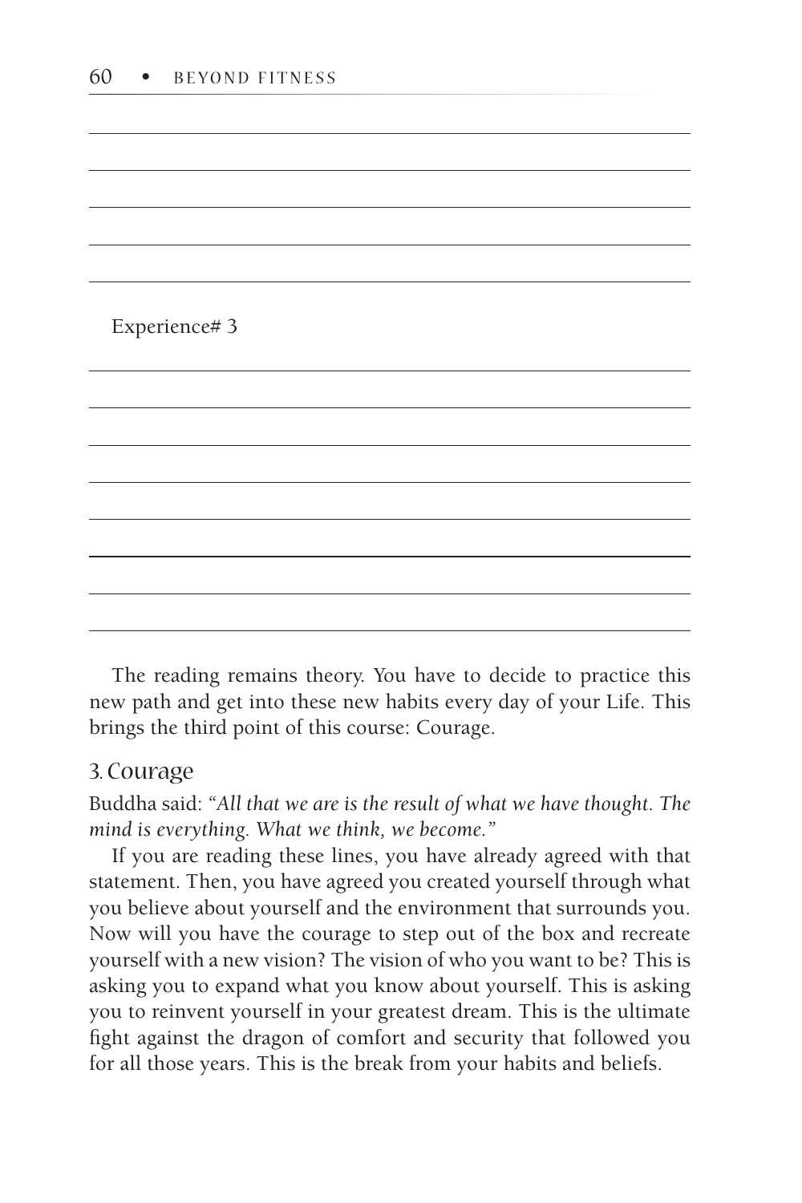Experience# 3

The reading remains theory. You have to decide to practice this new path and get into these new habits every day of your Life. This brings the third point of this course: Courage.

## 3. Courage

Buddha said: *"All that we are is the result of what we have thought. The mind is everything. What we think, we become."*

If you are reading these lines, you have already agreed with that statement. Then, you have agreed you created yourself through what you believe about yourself and the environment that surrounds you. Now will you have the courage to step out of the box and recreate yourself with a new vision? The vision of who you want to be? This is asking you to expand what you know about yourself. This is asking you to reinvent yourself in your greatest dream. This is the ultimate fight against the dragon of comfort and security that followed you for all those years. This is the break from your habits and beliefs.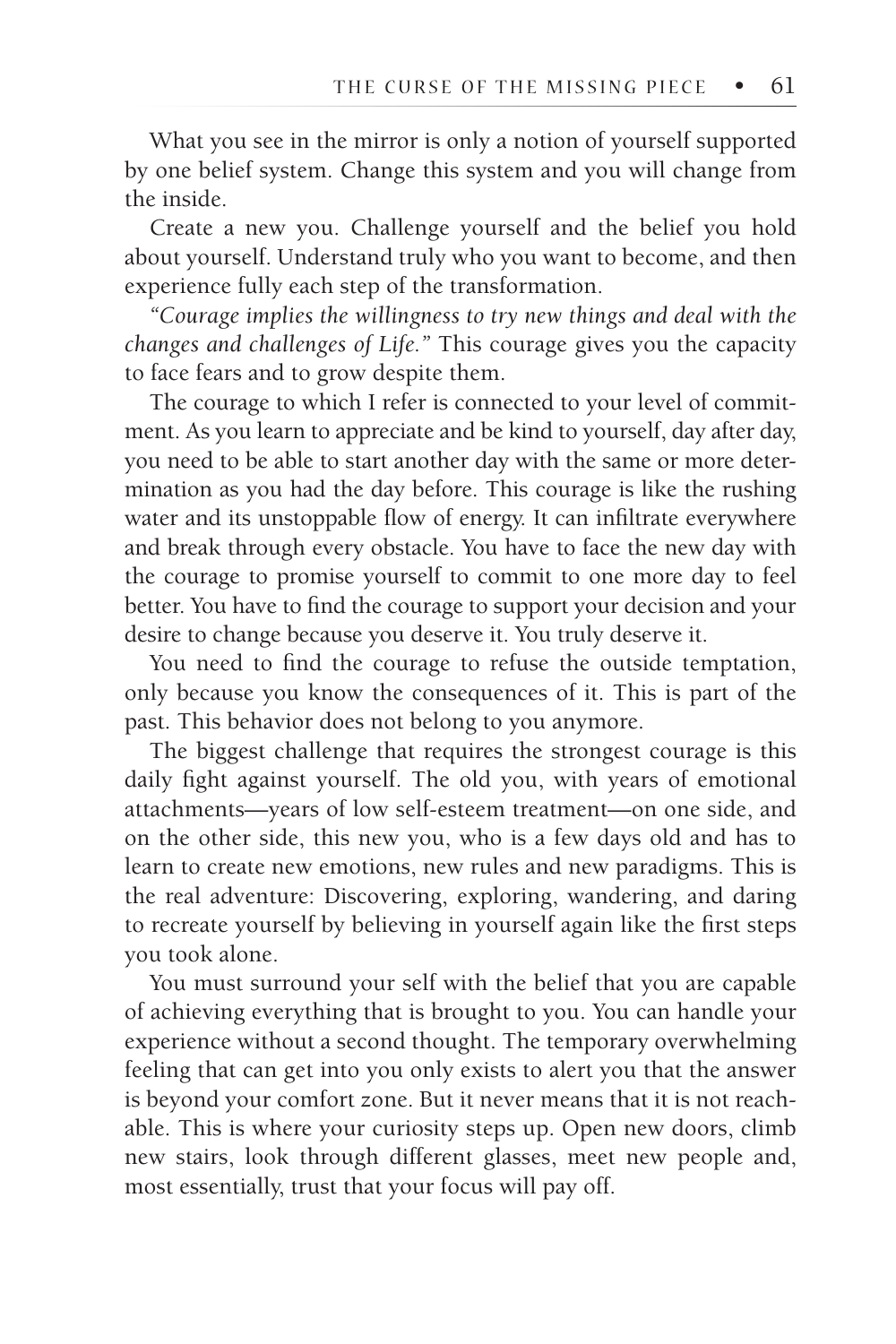What you see in the mirror is only a notion of yourself supported by one belief system. Change this system and you will change from the inside.

Create a new you. Challenge yourself and the belief you hold about yourself. Understand truly who you want to become, and then experience fully each step of the transformation.

*"Courage implies the willingness to try new things and deal with the changes and challenges of Life."* This courage gives you the capacity to face fears and to grow despite them.

The courage to which I refer is connected to your level of commitment. As you learn to appreciate and be kind to yourself, day after day, you need to be able to start another day with the same or more determination as you had the day before. This courage is like the rushing water and its unstoppable flow of energy. It can infiltrate everywhere and break through every obstacle. You have to face the new day with the courage to promise yourself to commit to one more day to feel better. You have to find the courage to support your decision and your desire to change because you deserve it. You truly deserve it.

You need to find the courage to refuse the outside temptation, only because you know the consequences of it. This is part of the past. This behavior does not belong to you anymore.

The biggest challenge that requires the strongest courage is this daily fight against yourself. The old you, with years of emotional attachments—years of low self-esteem treatment—on one side, and on the other side, this new you, who is a few days old and has to learn to create new emotions, new rules and new paradigms. This is the real adventure: Discovering, exploring, wandering, and daring to recreate yourself by believing in yourself again like the first steps you took alone.

You must surround your self with the belief that you are capable of achieving everything that is brought to you. You can handle your experience without a second thought. The temporary overwhelming feeling that can get into you only exists to alert you that the answer is beyond your comfort zone. But it never means that it is not reachable. This is where your curiosity steps up. Open new doors, climb new stairs, look through different glasses, meet new people and, most essentially, trust that your focus will pay off.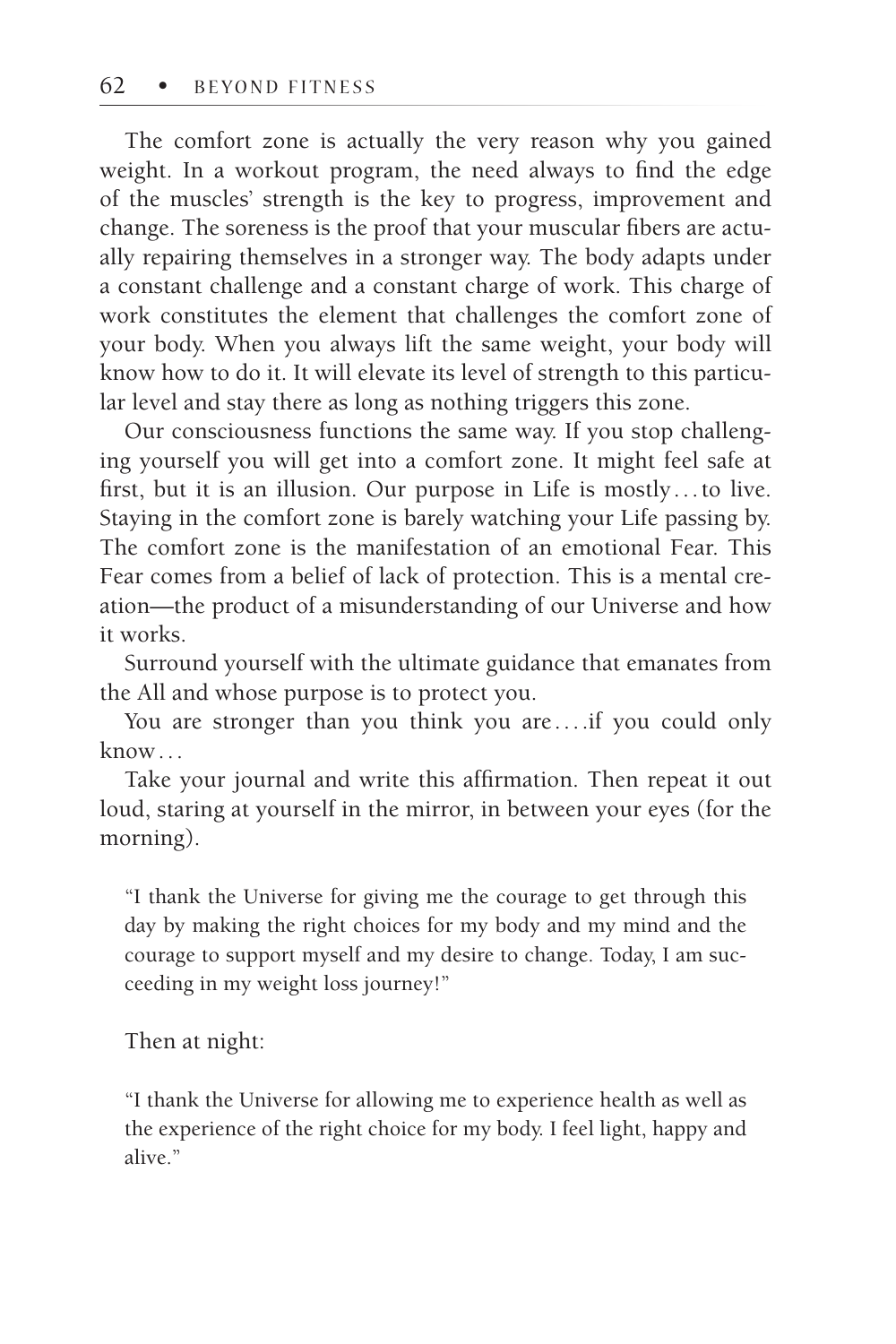The comfort zone is actually the very reason why you gained weight. In a workout program, the need always to find the edge of the muscles' strength is the key to progress, improvement and change. The soreness is the proof that your muscular fibers are actually repairing themselves in a stronger way. The body adapts under a constant challenge and a constant charge of work. This charge of work constitutes the element that challenges the comfort zone of your body. When you always lift the same weight, your body will know how to do it. It will elevate its level of strength to this particular level and stay there as long as nothing triggers this zone.

Our consciousness functions the same way. If you stop challenging yourself you will get into a comfort zone. It might feel safe at first, but it is an illusion. Our purpose in Life is mostly . . . to live. Staying in the comfort zone is barely watching your Life passing by. The comfort zone is the manifestation of an emotional Fear. This Fear comes from a belief of lack of protection. This is a mental creation—the product of a misunderstanding of our Universe and how it works.

Surround yourself with the ultimate guidance that emanates from the All and whose purpose is to protect you.

You are stronger than you think you are . . . .if you could only know . . .

Take your journal and write this affirmation. Then repeat it out loud, staring at yourself in the mirror, in between your eyes (for the morning).

> "I thank the Universe for giving me the courage to get through this day by making the right choices for my body and my mind and the courage to support myself and my desire to change. Today, I am succeeding in my weight loss journey!"

Then at night:

> "I thank the Universe for allowing me to experience health as well as the experience of the right choice for my body. I feel light, happy and alive."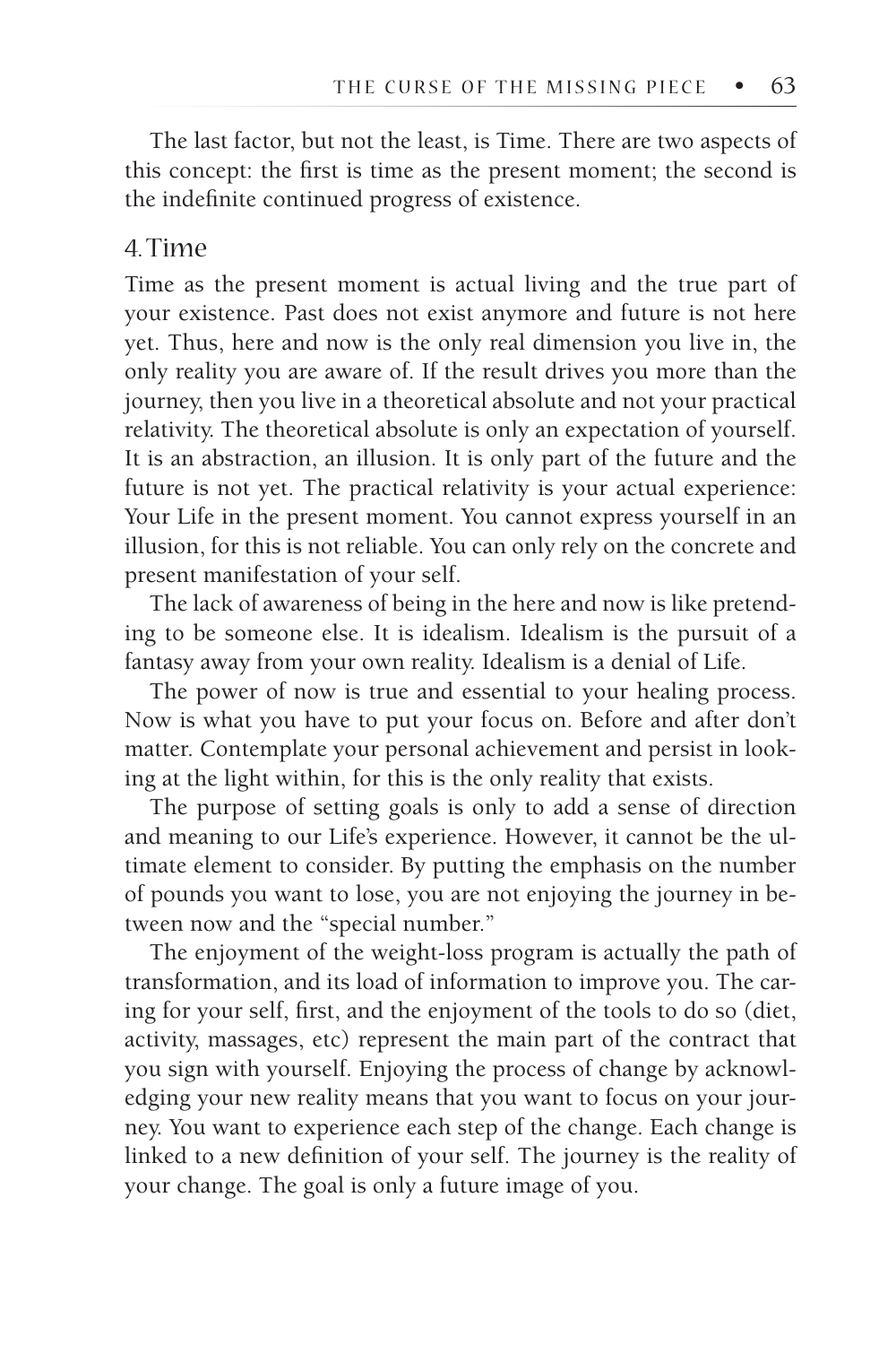The last factor, but not the least, is Time. There are two aspects of this concept: the first is time as the present moment; the second is the indefinite continued progress of existence.

## 4. Time

Time as the present moment is actual living and the true part of your existence. Past does not exist anymore and future is not here yet. Thus, here and now is the only real dimension you live in, the only reality you are aware of. If the result drives you more than the journey, then you live in a theoretical absolute and not your practical relativity. The theoretical absolute is only an expectation of yourself. It is an abstraction, an illusion. It is only part of the future and the future is not yet. The practical relativity is your actual experience: Your Life in the present moment. You cannot express yourself in an illusion, for this is not reliable. You can only rely on the concrete and present manifestation of your self.

The lack of awareness of being in the here and now is like pretending to be someone else. It is idealism. Idealism is the pursuit of a fantasy away from your own reality. Idealism is a denial of Life.

The power of now is true and essential to your healing process. Now is what you have to put your focus on. Before and after don't matter. Contemplate your personal achievement and persist in looking at the light within, for this is the only reality that exists.

The purpose of setting goals is only to add a sense of direction and meaning to our Life's experience. However, it cannot be the ultimate element to consider. By putting the emphasis on the number of pounds you want to lose, you are not enjoying the journey in between now and the "special number."

The enjoyment of the weight-loss program is actually the path of transformation, and its load of information to improve you. The caring for your self, first, and the enjoyment of the tools to do so (diet, activity, massages, etc) represent the main part of the contract that you sign with yourself. Enjoying the process of change by acknowledging your new reality means that you want to focus on your journey. You want to experience each step of the change. Each change is linked to a new definition of your self. The journey is the reality of your change. The goal is only a future image of you.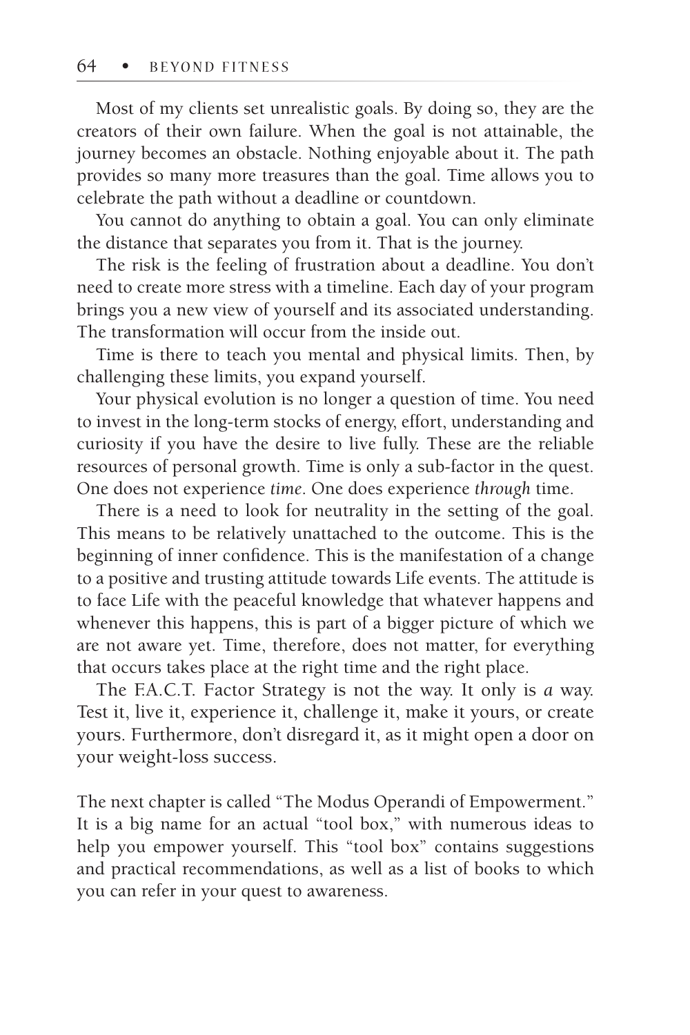Most of my clients set unrealistic goals. By doing so, they are the creators of their own failure. When the goal is not attainable, the journey becomes an obstacle. Nothing enjoyable about it. The path provides so many more treasures than the goal. Time allows you to celebrate the path without a deadline or countdown.

You cannot do anything to obtain a goal. You can only eliminate the distance that separates you from it. That is the journey.

The risk is the feeling of frustration about a deadline. You don't need to create more stress with a timeline. Each day of your program brings you a new view of yourself and its associated understanding. The transformation will occur from the inside out.

Time is there to teach you mental and physical limits. Then, by challenging these limits, you expand yourself.

Your physical evolution is no longer a question of time. You need to invest in the long-term stocks of energy, effort, understanding and curiosity if you have the desire to live fully. These are the reliable resources of personal growth. Time is only a sub-factor in the quest. One does not experience *time*. One does experience *through* time.

There is a need to look for neutrality in the setting of the goal. This means to be relatively unattached to the outcome. This is the beginning of inner confidence. This is the manifestation of a change to a positive and trusting attitude towards Life events. The attitude is to face Life with the peaceful knowledge that whatever happens and whenever this happens, this is part of a bigger picture of which we are not aware yet. Time, therefore, does not matter, for everything that occurs takes place at the right time and the right place.

The F.A.C.T. Factor Strategy is not the way. It only is *a* way. Test it, live it, experience it, challenge it, make it yours, or create yours. Furthermore, don't disregard it, as it might open a door on your weight-loss success.

The next chapter is called "The Modus Operandi of Empowerment." It is a big name for an actual "tool box," with numerous ideas to help you empower yourself. This "tool box" contains suggestions and practical recommendations, as well as a list of books to which you can refer in your quest to awareness.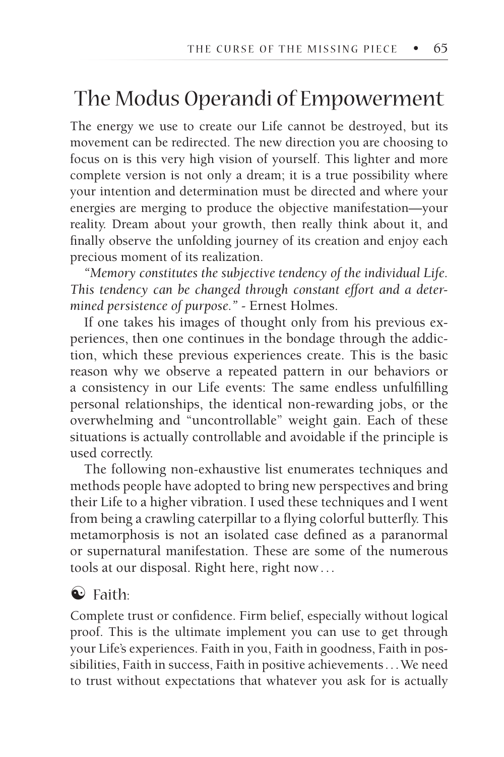# The Modus Operandi of Empowerment

The energy we use to create our Life cannot be destroyed, but its movement can be redirected. The new direction you are choosing to focus on is this very high vision of yourself. This lighter and more complete version is not only a dream; it is a true possibility where your intention and determination must be directed and where your energies are merging to produce the objective manifestation—your reality. Dream about your growth, then really think about it, and finally observe the unfolding journey of its creation and enjoy each precious moment of its realization.

*"Memory constitutes the subjective tendency of the individual Life. This tendency can be changed through constant effort and a determined persistence of purpose."* - Ernest Holmes.

If one takes his images of thought only from his previous experiences, then one continues in the bondage through the addiction, which these previous experiences create. This is the basic reason why we observe a repeated pattern in our behaviors or a consistency in our Life events: The same endless unfulfilling personal relationships, the identical non-rewarding jobs, or the overwhelming and "uncontrollable" weight gain. Each of these situations is actually controllable and avoidable if the principle is used correctly.

The following non-exhaustive list enumerates techniques and methods people have adopted to bring new perspectives and bring their Life to a higher vibration. I used these techniques and I went from being a crawling caterpillar to a flying colorful butterfly. This metamorphosis is not an isolated case defined as a paranormal or supernatural manifestation. These are some of the numerous tools at our disposal. Right here, right now...

## ☯ Faith:

Complete trust or confidence. Firm belief, especially without logical proof. This is the ultimate implement you can use to get through your Life's experiences. Faith in you, Faith in goodness, Faith in possibilities, Faith in success, Faith in positive achievements...We need to trust without expectations that whatever you ask for is actually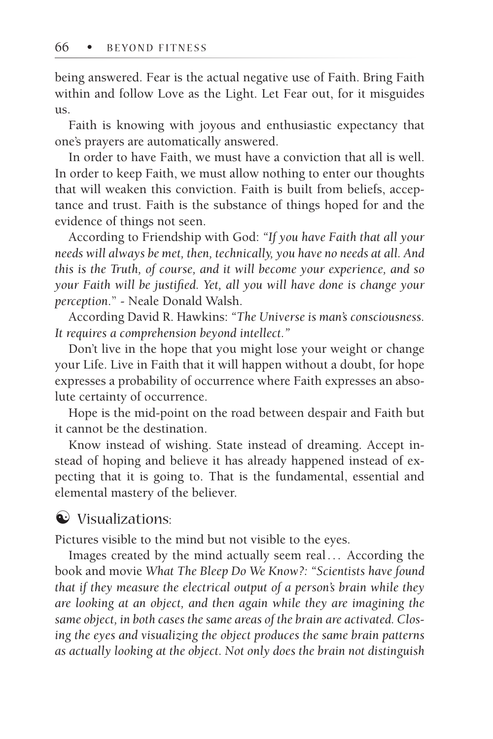being answered. Fear is the actual negative use of Faith. Bring Faith within and follow Love as the Light. Let Fear out, for it misguides us.

Faith is knowing with joyous and enthusiastic expectancy that one's prayers are automatically answered.

In order to have Faith, we must have a conviction that all is well. In order to keep Faith, we must allow nothing to enter our thoughts that will weaken this conviction. Faith is built from beliefs, acceptance and trust. Faith is the substance of things hoped for and the evidence of things not seen.

According to Friendship with God: *"If you have Faith that all your needs will always be met, then, technically, you have no needs at all. And this is the Truth, of course, and it will become your experience, and so your Faith will be justified. Yet, all you will have done is change your perception."* - Neale Donald Walsh.

According David R. Hawkins: *"The Universe is man's consciousness. It requires a comprehension beyond intellect."*

Don't live in the hope that you might lose your weight or change your Life. Live in Faith that it will happen without a doubt, for hope expresses a probability of occurrence where Faith expresses an absolute certainty of occurrence.

Hope is the mid-point on the road between despair and Faith but it cannot be the destination.

Know instead of wishing. State instead of dreaming. Accept instead of hoping and believe it has already happened instead of expecting that it is going to. That is the fundamental, essential and elemental mastery of the believer.

## ☯ Visualizations:

Pictures visible to the mind but not visible to the eyes.

Images created by the mind actually seem real… According the book and movie *What The Bleep Do We Know?: "Scientists have found that if they measure the electrical output of a person's brain while they are looking at an object, and then again while they are imagining the same object, in both cases the same areas of the brain are activated. Closing the eyes and visualizing the object produces the same brain patterns as actually looking at the object. Not only does the brain not distinguish*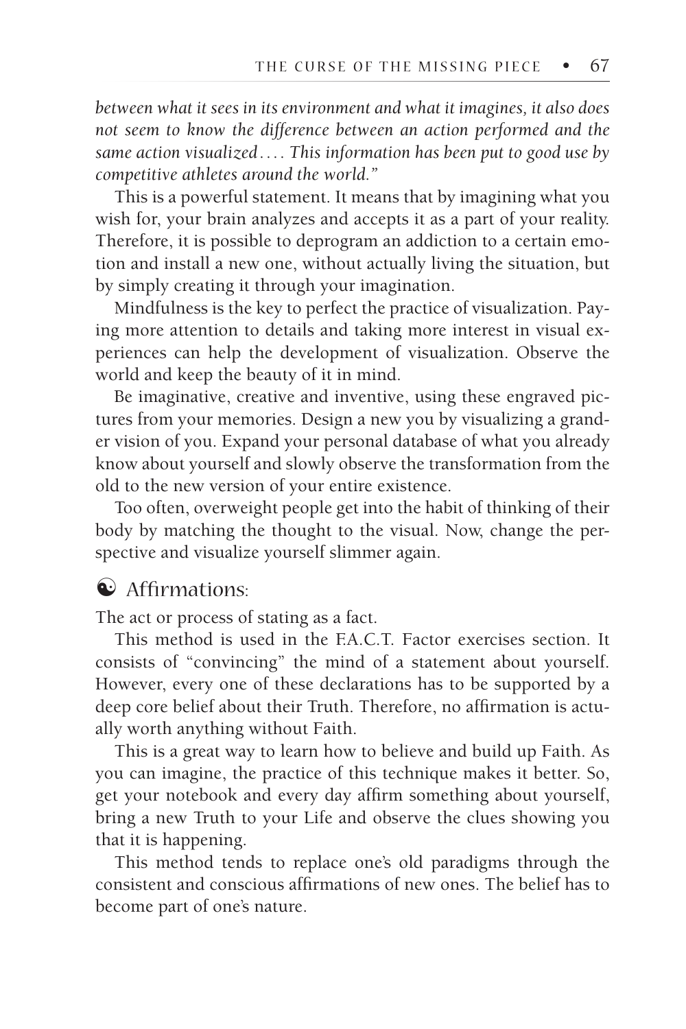*between what it sees in its environment and what it imagines, it also does not seem to know the difference between an action performed and the same action visualized.... This information has been put to good use by competitive athletes around the world."*

This is a powerful statement. It means that by imagining what you wish for, your brain analyzes and accepts it as a part of your reality. Therefore, it is possible to deprogram an addiction to a certain emotion and install a new one, without actually living the situation, but by simply creating it through your imagination.

Mindfulness is the key to perfect the practice of visualization. Paying more attention to details and taking more interest in visual experiences can help the development of visualization. Observe the world and keep the beauty of it in mind.

Be imaginative, creative and inventive, using these engraved pictures from your memories. Design a new you by visualizing a grander vision of you. Expand your personal database of what you already know about yourself and slowly observe the transformation from the old to the new version of your entire existence.

Too often, overweight people get into the habit of thinking of their body by matching the thought to the visual. Now, change the perspective and visualize yourself slimmer again.

### ☯ Affirmations:

The act or process of stating as a fact.

This method is used in the F.A.C.T. Factor exercises section. It consists of "convincing" the mind of a statement about yourself. However, every one of these declarations has to be supported by a deep core belief about their Truth. Therefore, no affirmation is actually worth anything without Faith.

This is a great way to learn how to believe and build up Faith. As you can imagine, the practice of this technique makes it better. So, get your notebook and every day affirm something about yourself, bring a new Truth to your Life and observe the clues showing you that it is happening.

This method tends to replace one's old paradigms through the consistent and conscious affirmations of new ones. The belief has to become part of one's nature.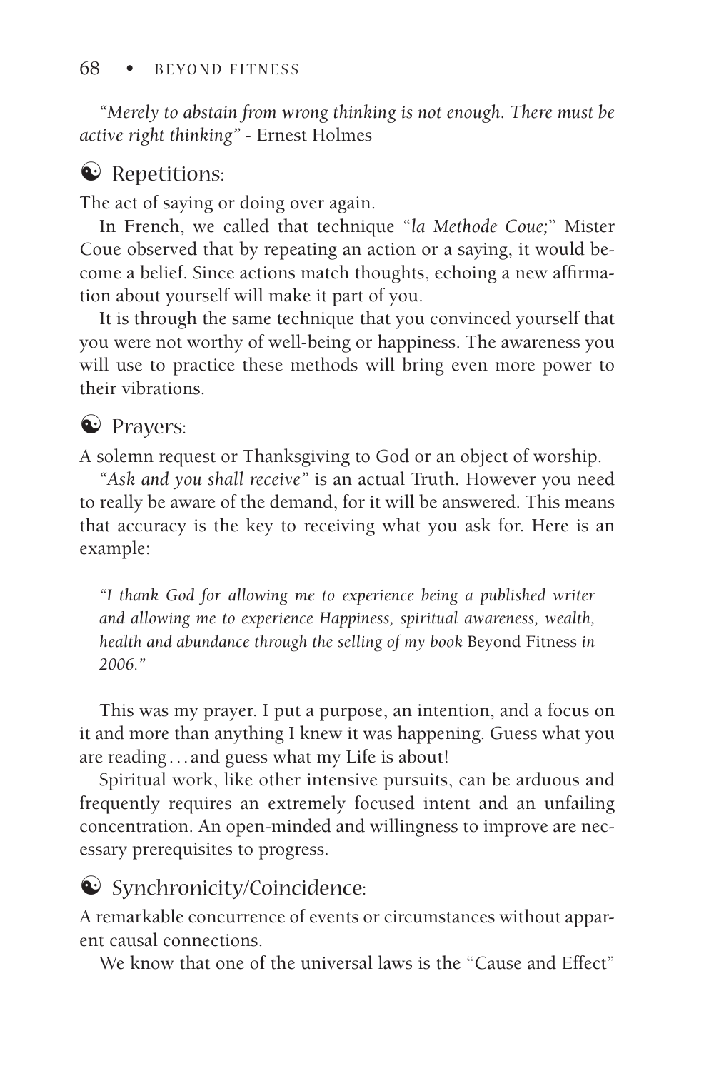*"Merely to abstain from wrong thinking is not enough. There must be active right thinking"* - Ernest Holmes

## ☯ Repetitions:

The act of saying or doing over again.

In French, we called that technique "*la Methode Coue;*" Mister Coue observed that by repeating an action or a saying, it would become a belief. Since actions match thoughts, echoing a new affirmation about yourself will make it part of you.

It is through the same technique that you convinced yourself that you were not worthy of well-being or happiness. The awareness you will use to practice these methods will bring even more power to their vibrations.

## ☯ Prayers:

A solemn request or Thanksgiving to God or an object of worship.

*"Ask and you shall receive"* is an actual Truth. However you need to really be aware of the demand, for it will be answered. This means that accuracy is the key to receiving what you ask for. Here is an example:

> *"I thank God for allowing me to experience being a published writer and allowing me to experience Happiness, spiritual awareness, wealth, health and abundance through the selling of my book* Beyond Fitness *in 2006."*

This was my prayer. I put a purpose, an intention, and a focus on it and more than anything I knew it was happening. Guess what you are reading . . . and guess what my Life is about!

Spiritual work, like other intensive pursuits, can be arduous and frequently requires an extremely focused intent and an unfailing concentration. An open-minded and willingness to improve are necessary prerequisites to progress.

## ☯ Synchronicity/Coincidence:

A remarkable concurrence of events or circumstances without apparent causal connections.

We know that one of the universal laws is the "Cause and Effect"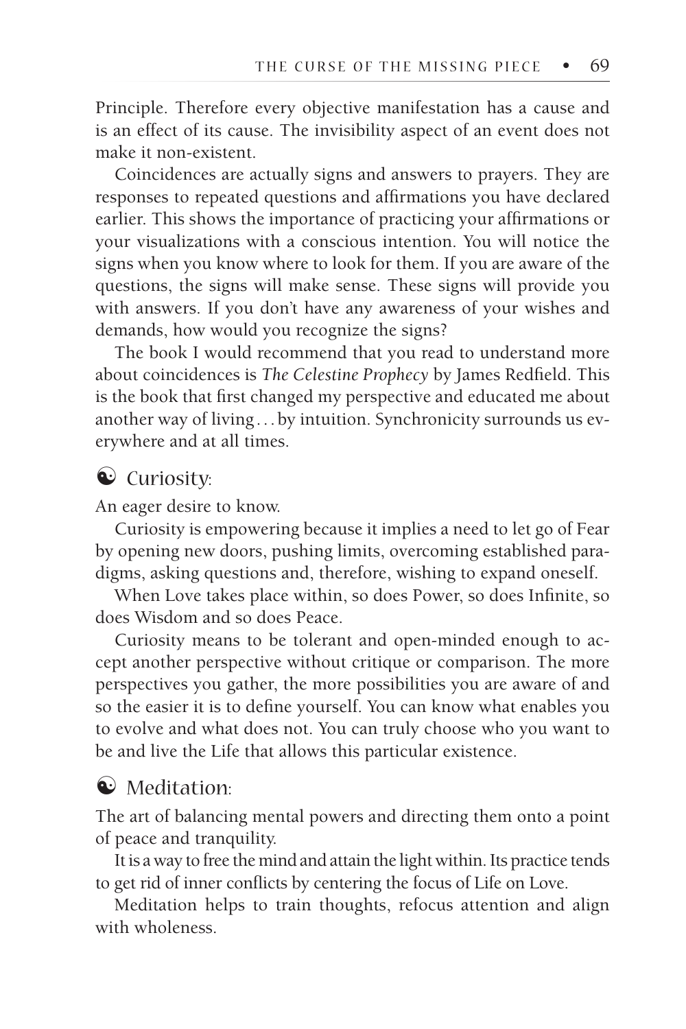Principle. Therefore every objective manifestation has a cause and is an effect of its cause. The invisibility aspect of an event does not make it non-existent.

Coincidences are actually signs and answers to prayers. They are responses to repeated questions and affirmations you have declared earlier. This shows the importance of practicing your affirmations or your visualizations with a conscious intention. You will notice the signs when you know where to look for them. If you are aware of the questions, the signs will make sense. These signs will provide you with answers. If you don't have any awareness of your wishes and demands, how would you recognize the signs?

The book I would recommend that you read to understand more about coincidences is *The Celestine Prophecy* by James Redfield. This is the book that first changed my perspective and educated me about another way of living . . . by intuition. Synchronicity surrounds us everywhere and at all times.

### ☯ Curiosity:

An eager desire to know.

Curiosity is empowering because it implies a need to let go of Fear by opening new doors, pushing limits, overcoming established paradigms, asking questions and, therefore, wishing to expand oneself.

When Love takes place within, so does Power, so does Infinite, so does Wisdom and so does Peace.

Curiosity means to be tolerant and open-minded enough to accept another perspective without critique or comparison. The more perspectives you gather, the more possibilities you are aware of and so the easier it is to define yourself. You can know what enables you to evolve and what does not. You can truly choose who you want to be and live the Life that allows this particular existence.

### ☯ Meditation:

The art of balancing mental powers and directing them onto a point of peace and tranquility.

It is a way to free the mind and attain the light within. Its practice tends to get rid of inner conflicts by centering the focus of Life on Love.

Meditation helps to train thoughts, refocus attention and align with wholeness.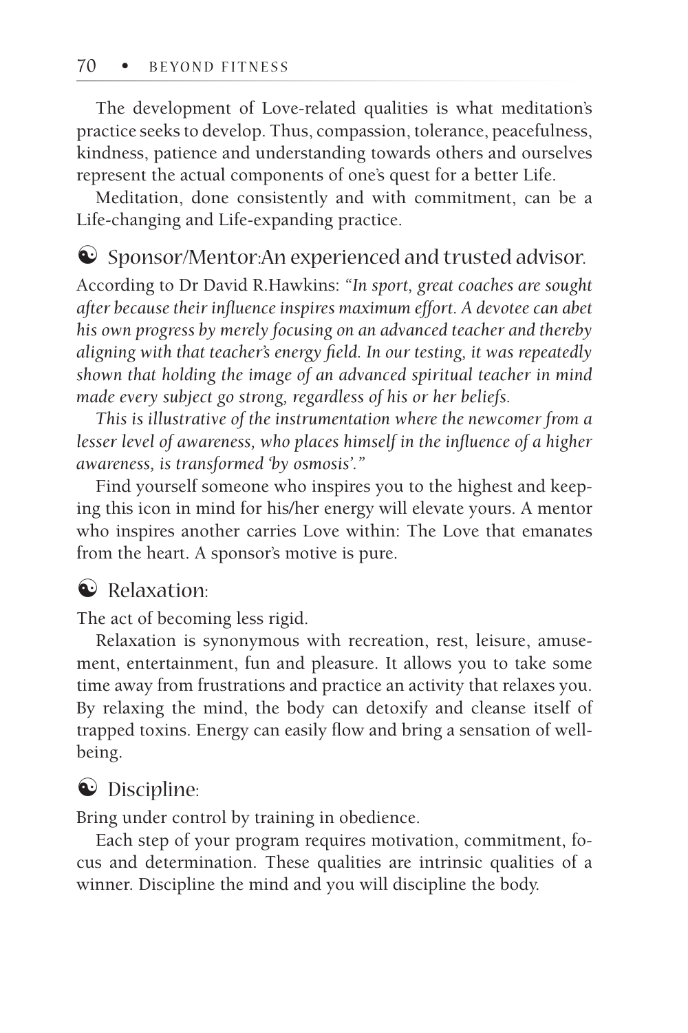The development of Love-related qualities is what meditation's practice seeks to develop. Thus, compassion, tolerance, peacefulness, kindness, patience and understanding towards others and ourselves represent the actual components of one's quest for a better Life.

Meditation, done consistently and with commitment, can be a Life-changing and Life-expanding practice.

### ☯ Sponsor/Mentor:An experienced and trusted advisor.

According to Dr David R.Hawkins: *"In sport, great coaches are sought after because their influence inspires maximum effort. A devotee can abet his own progress by merely focusing on an advanced teacher and thereby aligning with that teacher's energy field. In our testing, it was repeatedly shown that holding the image of an advanced spiritual teacher in mind made every subject go strong, regardless of his or her beliefs.*

*This is illustrative of the instrumentation where the newcomer from a lesser level of awareness, who places himself in the influence of a higher awareness, is transformed 'by osmosis'."*

Find yourself someone who inspires you to the highest and keeping this icon in mind for his/her energy will elevate yours. A mentor who inspires another carries Love within: The Love that emanates from the heart. A sponsor's motive is pure.

### ☯ Relaxation:

The act of becoming less rigid.

Relaxation is synonymous with recreation, rest, leisure, amusement, entertainment, fun and pleasure. It allows you to take some time away from frustrations and practice an activity that relaxes you. By relaxing the mind, the body can detoxify and cleanse itself of trapped toxins. Energy can easily flow and bring a sensation of well-being.

### ☯ Discipline:

Bring under control by training in obedience.

Each step of your program requires motivation, commitment, focus and determination. These qualities are intrinsic qualities of a winner. Discipline the mind and you will discipline the body.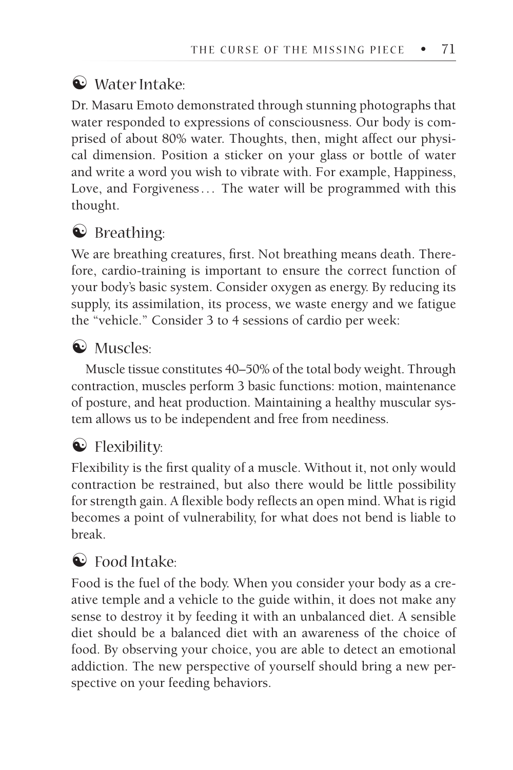## ☯ Water Intake:

Dr. Masaru Emoto demonstrated through stunning photographs that water responded to expressions of consciousness. Our body is comprised of about 80% water. Thoughts, then, might affect our physical dimension. Position a sticker on your glass or bottle of water and write a word you wish to vibrate with. For example, Happiness, Love, and Forgiveness... The water will be programmed with this thought.

## ☯ Breathing:

We are breathing creatures, first. Not breathing means death. Therefore, cardio-training is important to ensure the correct function of your body's basic system. Consider oxygen as energy. By reducing its supply, its assimilation, its process, we waste energy and we fatigue the "vehicle." Consider 3 to 4 sessions of cardio per week:

## ☯ Muscles:

Muscle tissue constitutes 40–50% of the total body weight. Through contraction, muscles perform 3 basic functions: motion, maintenance of posture, and heat production. Maintaining a healthy muscular system allows us to be independent and free from neediness.

## ☯ Flexibility:

Flexibility is the first quality of a muscle. Without it, not only would contraction be restrained, but also there would be little possibility for strength gain. A flexible body reflects an open mind. What is rigid becomes a point of vulnerability, for what does not bend is liable to break.

## ☯ Food Intake:

Food is the fuel of the body. When you consider your body as a creative temple and a vehicle to the guide within, it does not make any sense to destroy it by feeding it with an unbalanced diet. A sensible diet should be a balanced diet with an awareness of the choice of food. By observing your choice, you are able to detect an emotional addiction. The new perspective of yourself should bring a new perspective on your feeding behaviors.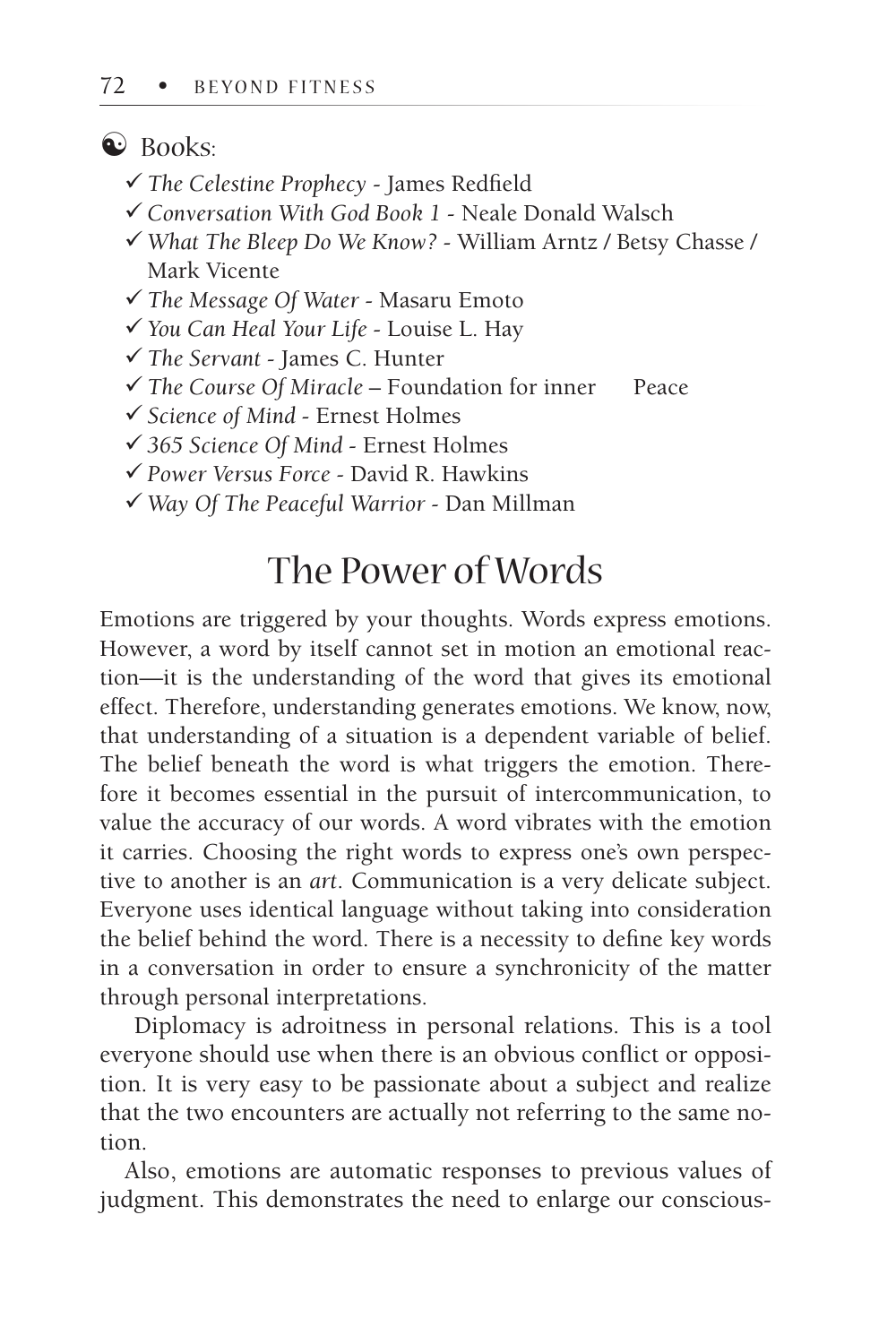☯ Books:

- ✓ *The Celestine Prophecy* - James Redfield
- ✓ *Conversation With God Book 1* - Neale Donald Walsch
- ✓ *What The Bleep Do We Know?* - William Arntz / Betsy Chasse / Mark Vicente
- ✓ *The Message Of Water* - Masaru Emoto
- ✓ *You Can Heal Your Life* - Louise L. Hay
- ✓ *The Servant* - James C. Hunter
- ✓ *The Course Of Miracle* – Foundation for inner Peace
- ✓ *Science of Mind* - Ernest Holmes
- ✓ *365 Science Of Mind* - Ernest Holmes
- ✓ *Power Versus Force* - David R. Hawkins
- ✓ *Way Of The Peaceful Warrior* - Dan Millman

## The Power of Words

Emotions are triggered by your thoughts. Words express emotions. However, a word by itself cannot set in motion an emotional reaction—it is the understanding of the word that gives its emotional effect. Therefore, understanding generates emotions. We know, now, that understanding of a situation is a dependent variable of belief. The belief beneath the word is what triggers the emotion. Therefore it becomes essential in the pursuit of intercommunication, to value the accuracy of our words. A word vibrates with the emotion it carries. Choosing the right words to express one's own perspective to another is an *art*. Communication is a very delicate subject. Everyone uses identical language without taking into consideration the belief behind the word. There is a necessity to define key words in a conversation in order to ensure a synchronicity of the matter through personal interpretations.

Diplomacy is adroitness in personal relations. This is a tool everyone should use when there is an obvious conflict or opposition. It is very easy to be passionate about a subject and realize that the two encounters are actually not referring to the same notion.

Also, emotions are automatic responses to previous values of judgment. This demonstrates the need to enlarge our conscious-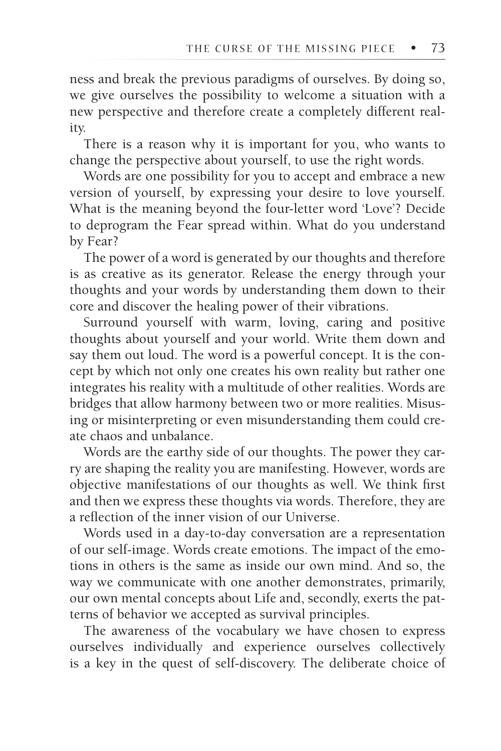ness and break the previous paradigms of ourselves. By doing so, we give ourselves the possibility to welcome a situation with a new perspective and therefore create a completely different reality.

There is a reason why it is important for you, who wants to change the perspective about yourself, to use the right words.

Words are one possibility for you to accept and embrace a new version of yourself, by expressing your desire to love yourself. What is the meaning beyond the four-letter word 'Love'? Decide to deprogram the Fear spread within. What do you understand by Fear?

The power of a word is generated by our thoughts and therefore is as creative as its generator. Release the energy through your thoughts and your words by understanding them down to their core and discover the healing power of their vibrations.

Surround yourself with warm, loving, caring and positive thoughts about yourself and your world. Write them down and say them out loud. The word is a powerful concept. It is the concept by which not only one creates his own reality but rather one integrates his reality with a multitude of other realities. Words are bridges that allow harmony between two or more realities. Misusing or misinterpreting or even misunderstanding them could create chaos and unbalance.

Words are the earthy side of our thoughts. The power they carry are shaping the reality you are manifesting. However, words are objective manifestations of our thoughts as well. We think first and then we express these thoughts via words. Therefore, they are a reflection of the inner vision of our Universe.

Words used in a day-to-day conversation are a representation of our self-image. Words create emotions. The impact of the emotions in others is the same as inside our own mind. And so, the way we communicate with one another demonstrates, primarily, our own mental concepts about Life and, secondly, exerts the patterns of behavior we accepted as survival principles.

The awareness of the vocabulary we have chosen to express ourselves individually and experience ourselves collectively is a key in the quest of self-discovery. The deliberate choice of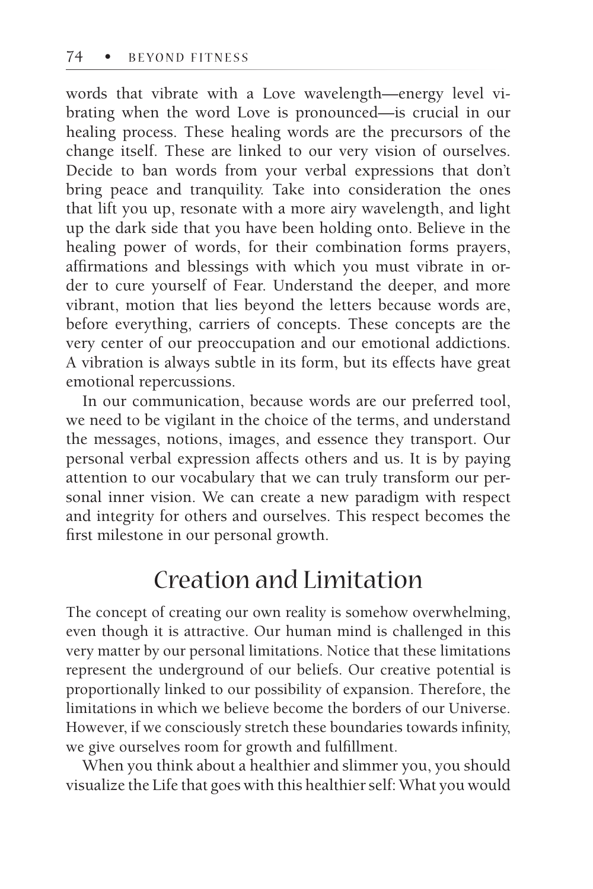words that vibrate with a Love wavelength—energy level vibrating when the word Love is pronounced—is crucial in our healing process. These healing words are the precursors of the change itself. These are linked to our very vision of ourselves. Decide to ban words from your verbal expressions that don't bring peace and tranquility. Take into consideration the ones that lift you up, resonate with a more airy wavelength, and light up the dark side that you have been holding onto. Believe in the healing power of words, for their combination forms prayers, affirmations and blessings with which you must vibrate in order to cure yourself of Fear. Understand the deeper, and more vibrant, motion that lies beyond the letters because words are, before everything, carriers of concepts. These concepts are the very center of our preoccupation and our emotional addictions. A vibration is always subtle in its form, but its effects have great emotional repercussions.

In our communication, because words are our preferred tool, we need to be vigilant in the choice of the terms, and understand the messages, notions, images, and essence they transport. Our personal verbal expression affects others and us. It is by paying attention to our vocabulary that we can truly transform our personal inner vision. We can create a new paradigm with respect and integrity for others and ourselves. This respect becomes the first milestone in our personal growth.

## Creation and Limitation

The concept of creating our own reality is somehow overwhelming, even though it is attractive. Our human mind is challenged in this very matter by our personal limitations. Notice that these limitations represent the underground of our beliefs. Our creative potential is proportionally linked to our possibility of expansion. Therefore, the limitations in which we believe become the borders of our Universe. However, if we consciously stretch these boundaries towards infinity, we give ourselves room for growth and fulfillment.

When you think about a healthier and slimmer you, you should visualize the Life that goes with this healthier self: What you would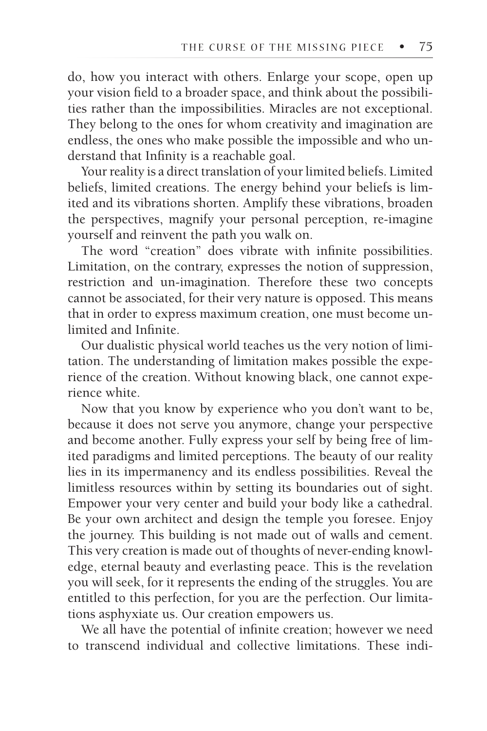do, how you interact with others. Enlarge your scope, open up your vision field to a broader space, and think about the possibilities rather than the impossibilities. Miracles are not exceptional. They belong to the ones for whom creativity and imagination are endless, the ones who make possible the impossible and who understand that Infinity is a reachable goal.

Your reality is a direct translation of your limited beliefs. Limited beliefs, limited creations. The energy behind your beliefs is limited and its vibrations shorten. Amplify these vibrations, broaden the perspectives, magnify your personal perception, re-imagine yourself and reinvent the path you walk on.

The word "creation" does vibrate with infinite possibilities. Limitation, on the contrary, expresses the notion of suppression, restriction and un-imagination. Therefore these two concepts cannot be associated, for their very nature is opposed. This means that in order to express maximum creation, one must become unlimited and Infinite.

Our dualistic physical world teaches us the very notion of limitation. The understanding of limitation makes possible the experience of the creation. Without knowing black, one cannot experience white.

Now that you know by experience who you don't want to be, because it does not serve you anymore, change your perspective and become another. Fully express your self by being free of limited paradigms and limited perceptions. The beauty of our reality lies in its impermanency and its endless possibilities. Reveal the limitless resources within by setting its boundaries out of sight. Empower your very center and build your body like a cathedral. Be your own architect and design the temple you foresee. Enjoy the journey. This building is not made out of walls and cement. This very creation is made out of thoughts of never-ending knowledge, eternal beauty and everlasting peace. This is the revelation you will seek, for it represents the ending of the struggles. You are entitled to this perfection, for you are the perfection. Our limitations asphyxiate us. Our creation empowers us.

We all have the potential of infinite creation; however we need to transcend individual and collective limitations. These indi-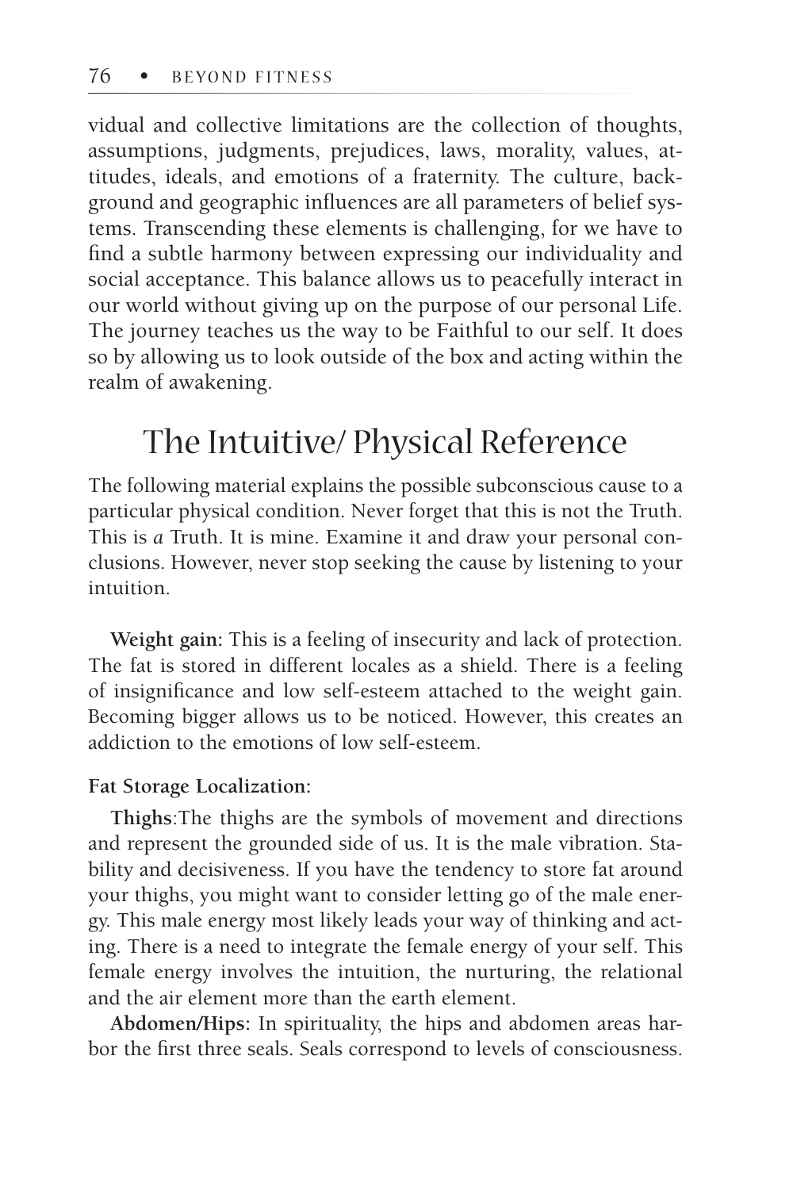vidual and collective limitations are the collection of thoughts, assumptions, judgments, prejudices, laws, morality, values, attitudes, ideals, and emotions of a fraternity. The culture, background and geographic influences are all parameters of belief systems. Transcending these elements is challenging, for we have to find a subtle harmony between expressing our individuality and social acceptance. This balance allows us to peacefully interact in our world without giving up on the purpose of our personal Life. The journey teaches us the way to be Faithful to our self. It does so by allowing us to look outside of the box and acting within the realm of awakening.

## The Intuitive/ Physical Reference

The following material explains the possible subconscious cause to a particular physical condition. Never forget that this is not the Truth. This is *a* Truth. It is mine. Examine it and draw your personal conclusions. However, never stop seeking the cause by listening to your intuition.

**Weight gain:** This is a feeling of insecurity and lack of protection. The fat is stored in different locales as a shield. There is a feeling of insignificance and low self-esteem attached to the weight gain. Becoming bigger allows us to be noticed. However, this creates an addiction to the emotions of low self-esteem.

**Fat Storage Localization:**

**Thighs**:The thighs are the symbols of movement and directions and represent the grounded side of us. It is the male vibration. Stability and decisiveness. If you have the tendency to store fat around your thighs, you might want to consider letting go of the male energy. This male energy most likely leads your way of thinking and acting. There is a need to integrate the female energy of your self. This female energy involves the intuition, the nurturing, the relational and the air element more than the earth element.

**Abdomen/Hips:** In spirituality, the hips and abdomen areas harbor the first three seals. Seals correspond to levels of consciousness.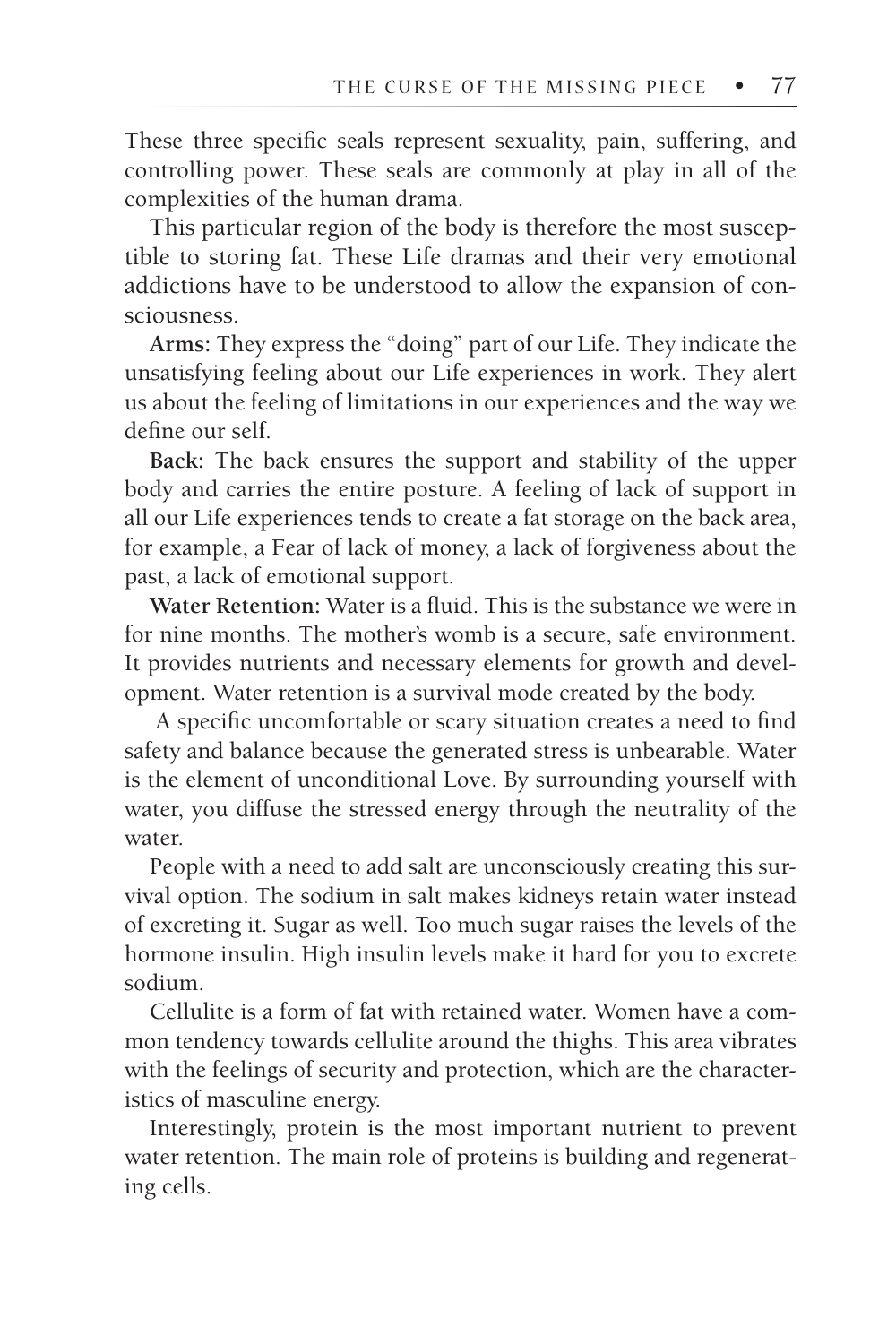These three specific seals represent sexuality, pain, suffering, and controlling power. These seals are commonly at play in all of the complexities of the human drama.

This particular region of the body is therefore the most susceptible to storing fat. These Life dramas and their very emotional addictions have to be understood to allow the expansion of consciousness.

**Arms:** They express the "doing" part of our Life. They indicate the unsatisfying feeling about our Life experiences in work. They alert us about the feeling of limitations in our experiences and the way we define our self.

**Back:** The back ensures the support and stability of the upper body and carries the entire posture. A feeling of lack of support in all our Life experiences tends to create a fat storage on the back area, for example, a Fear of lack of money, a lack of forgiveness about the past, a lack of emotional support.

**Water Retention:** Water is a fluid. This is the substance we were in for nine months. The mother's womb is a secure, safe environment. It provides nutrients and necessary elements for growth and development. Water retention is a survival mode created by the body.

A specific uncomfortable or scary situation creates a need to find safety and balance because the generated stress is unbearable. Water is the element of unconditional Love. By surrounding yourself with water, you diffuse the stressed energy through the neutrality of the water.

People with a need to add salt are unconsciously creating this survival option. The sodium in salt makes kidneys retain water instead of excreting it. Sugar as well. Too much sugar raises the levels of the hormone insulin. High insulin levels make it hard for you to excrete sodium.

Cellulite is a form of fat with retained water. Women have a common tendency towards cellulite around the thighs. This area vibrates with the feelings of security and protection, which are the characteristics of masculine energy.

Interestingly, protein is the most important nutrient to prevent water retention. The main role of proteins is building and regenerating cells.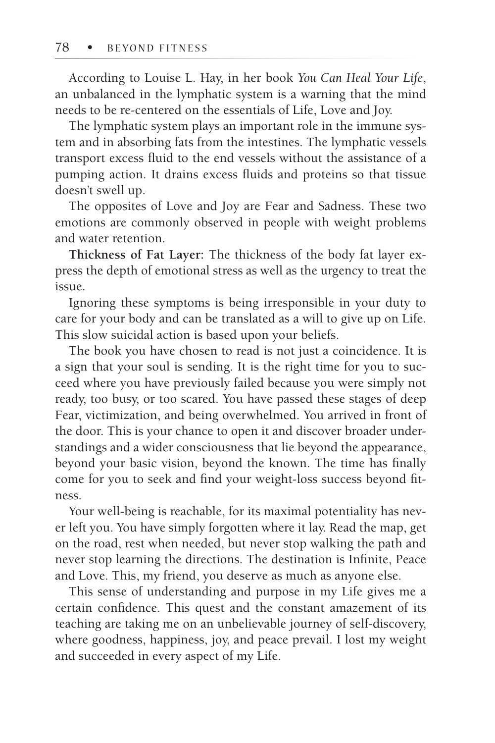According to Louise L. Hay, in her book *You Can Heal Your Life*, an unbalanced in the lymphatic system is a warning that the mind needs to be re-centered on the essentials of Life, Love and Joy.

The lymphatic system plays an important role in the immune system and in absorbing fats from the intestines. The lymphatic vessels transport excess fluid to the end vessels without the assistance of a pumping action. It drains excess fluids and proteins so that tissue doesn't swell up.

The opposites of Love and Joy are Fear and Sadness. These two emotions are commonly observed in people with weight problems and water retention.

**Thickness of Fat Layer:** The thickness of the body fat layer express the depth of emotional stress as well as the urgency to treat the issue.

Ignoring these symptoms is being irresponsible in your duty to care for your body and can be translated as a will to give up on Life. This slow suicidal action is based upon your beliefs.

The book you have chosen to read is not just a coincidence. It is a sign that your soul is sending. It is the right time for you to succeed where you have previously failed because you were simply not ready, too busy, or too scared. You have passed these stages of deep Fear, victimization, and being overwhelmed. You arrived in front of the door. This is your chance to open it and discover broader understandings and a wider consciousness that lie beyond the appearance, beyond your basic vision, beyond the known. The time has finally come for you to seek and find your weight-loss success beyond fitness.

Your well-being is reachable, for its maximal potentiality has never left you. You have simply forgotten where it lay. Read the map, get on the road, rest when needed, but never stop walking the path and never stop learning the directions. The destination is Infinite, Peace and Love. This, my friend, you deserve as much as anyone else.

This sense of understanding and purpose in my Life gives me a certain confidence. This quest and the constant amazement of its teaching are taking me on an unbelievable journey of self-discovery, where goodness, happiness, joy, and peace prevail. I lost my weight and succeeded in every aspect of my Life.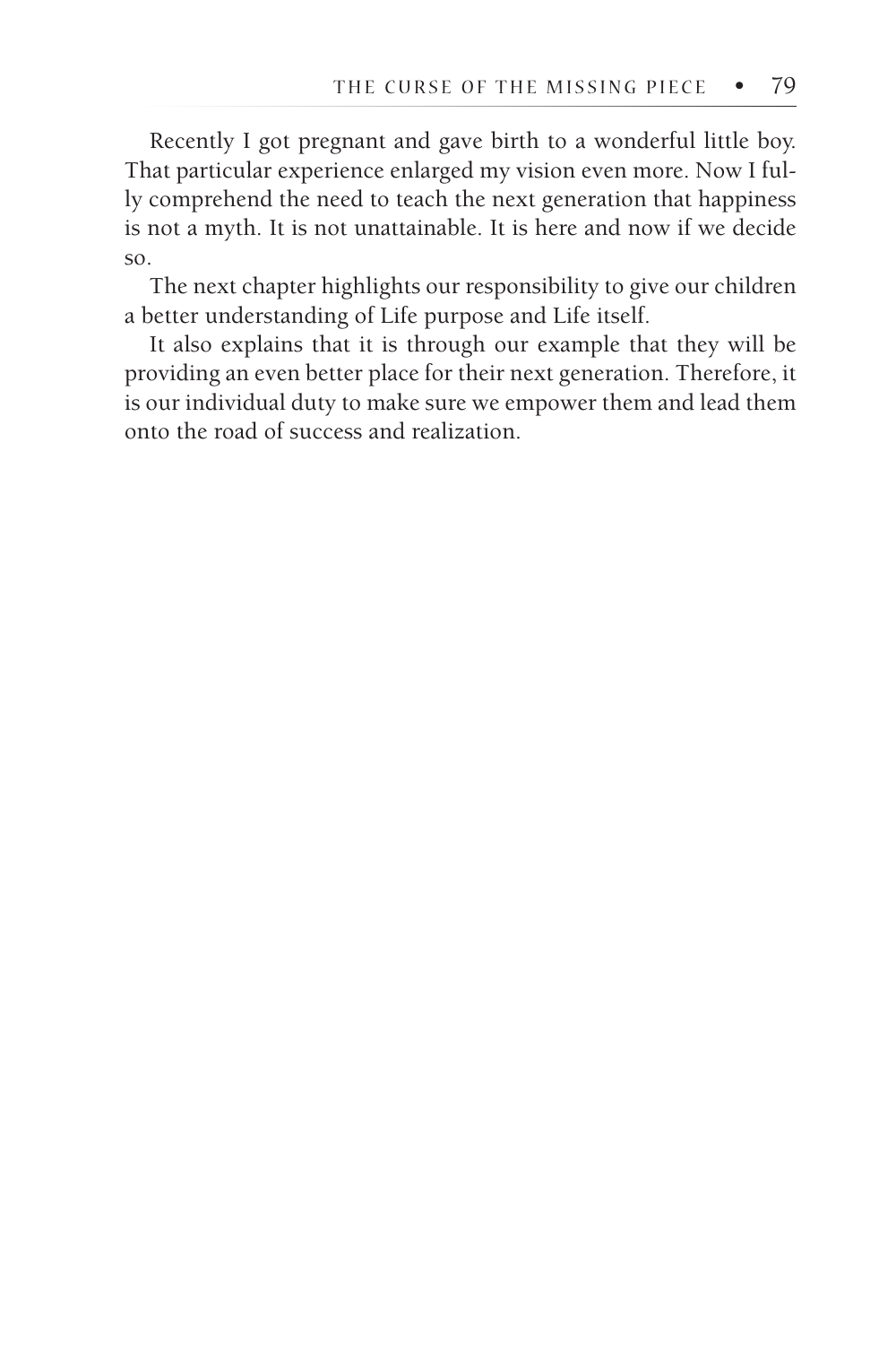Recently I got pregnant and gave birth to a wonderful little boy. That particular experience enlarged my vision even more. Now I fully comprehend the need to teach the next generation that happiness is not a myth. It is not unattainable. It is here and now if we decide so.

The next chapter highlights our responsibility to give our children a better understanding of Life purpose and Life itself.

It also explains that it is through our example that they will be providing an even better place for their next generation. Therefore, it is our individual duty to make sure we empower them and lead them onto the road of success and realization.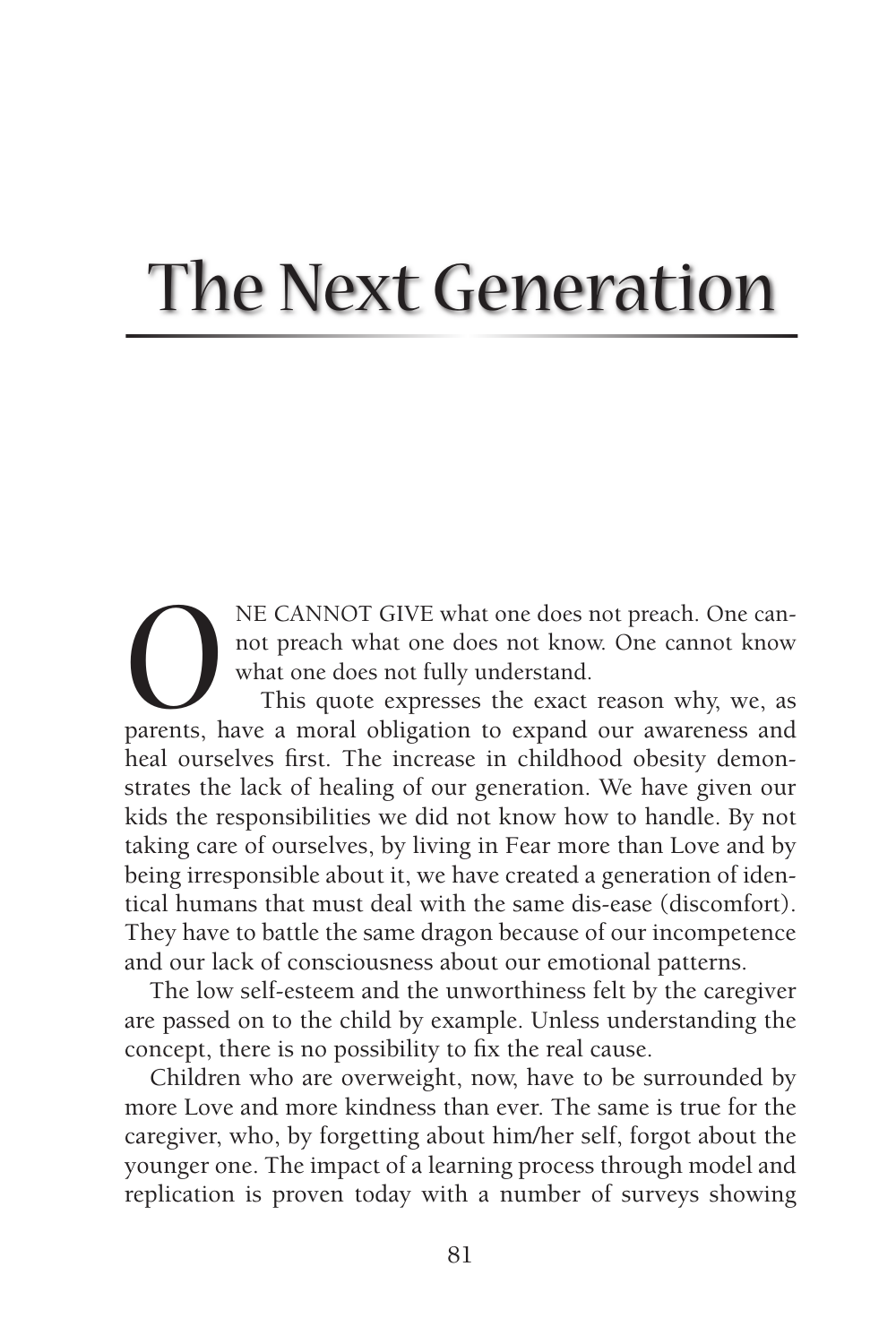# The Next Generation

ONE CANNOT GIVE what one does not preach. One cannot preach what one does not know. One cannot know what one does not fully understand.

This quote expresses the exact reason why, we, as parents, have a moral obligation to expand our awareness and heal ourselves first. The increase in childhood obesity demonstrates the lack of healing of our generation. We have given our kids the responsibilities we did not know how to handle. By not taking care of ourselves, by living in Fear more than Love and by being irresponsible about it, we have created a generation of identical humans that must deal with the same dis-ease (discomfort). They have to battle the same dragon because of our incompetence and our lack of consciousness about our emotional patterns.

The low self-esteem and the unworthiness felt by the caregiver are passed on to the child by example. Unless understanding the concept, there is no possibility to fix the real cause.

Children who are overweight, now, have to be surrounded by more Love and more kindness than ever. The same is true for the caregiver, who, by forgetting about him/her self, forgot about the younger one. The impact of a learning process through model and replication is proven today with a number of surveys showing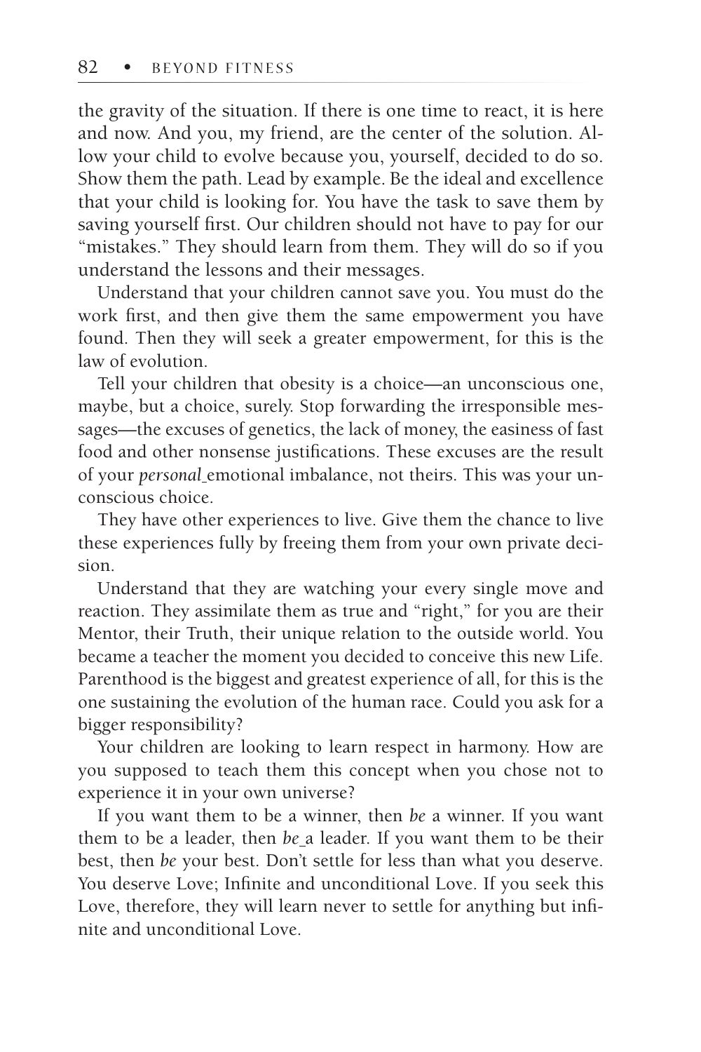the gravity of the situation. If there is one time to react, it is here and now. And you, my friend, are the center of the solution. Allow your child to evolve because you, yourself, decided to do so. Show them the path. Lead by example. Be the ideal and excellence that your child is looking for. You have the task to save them by saving yourself first. Our children should not have to pay for our "mistakes." They should learn from them. They will do so if you understand the lessons and their messages.

Understand that your children cannot save you. You must do the work first, and then give them the same empowerment you have found. Then they will seek a greater empowerment, for this is the law of evolution.

Tell your children that obesity is a choice—an unconscious one, maybe, but a choice, surely. Stop forwarding the irresponsible messages—the excuses of genetics, the lack of money, the easiness of fast food and other nonsense justifications. These excuses are the result of your *personal* emotional imbalance, not theirs. This was your unconscious choice.

They have other experiences to live. Give them the chance to live these experiences fully by freeing them from your own private decision.

Understand that they are watching your every single move and reaction. They assimilate them as true and "right," for you are their Mentor, their Truth, their unique relation to the outside world. You became a teacher the moment you decided to conceive this new Life. Parenthood is the biggest and greatest experience of all, for this is the one sustaining the evolution of the human race. Could you ask for a bigger responsibility?

Your children are looking to learn respect in harmony. How are you supposed to teach them this concept when you chose not to experience it in your own universe?

If you want them to be a winner, then *be* a winner. If you want them to be a leader, then *be* a leader. If you want them to be their best, then *be* your best. Don't settle for less than what you deserve. You deserve Love; Infinite and unconditional Love. If you seek this Love, therefore, they will learn never to settle for anything but infinite and unconditional Love.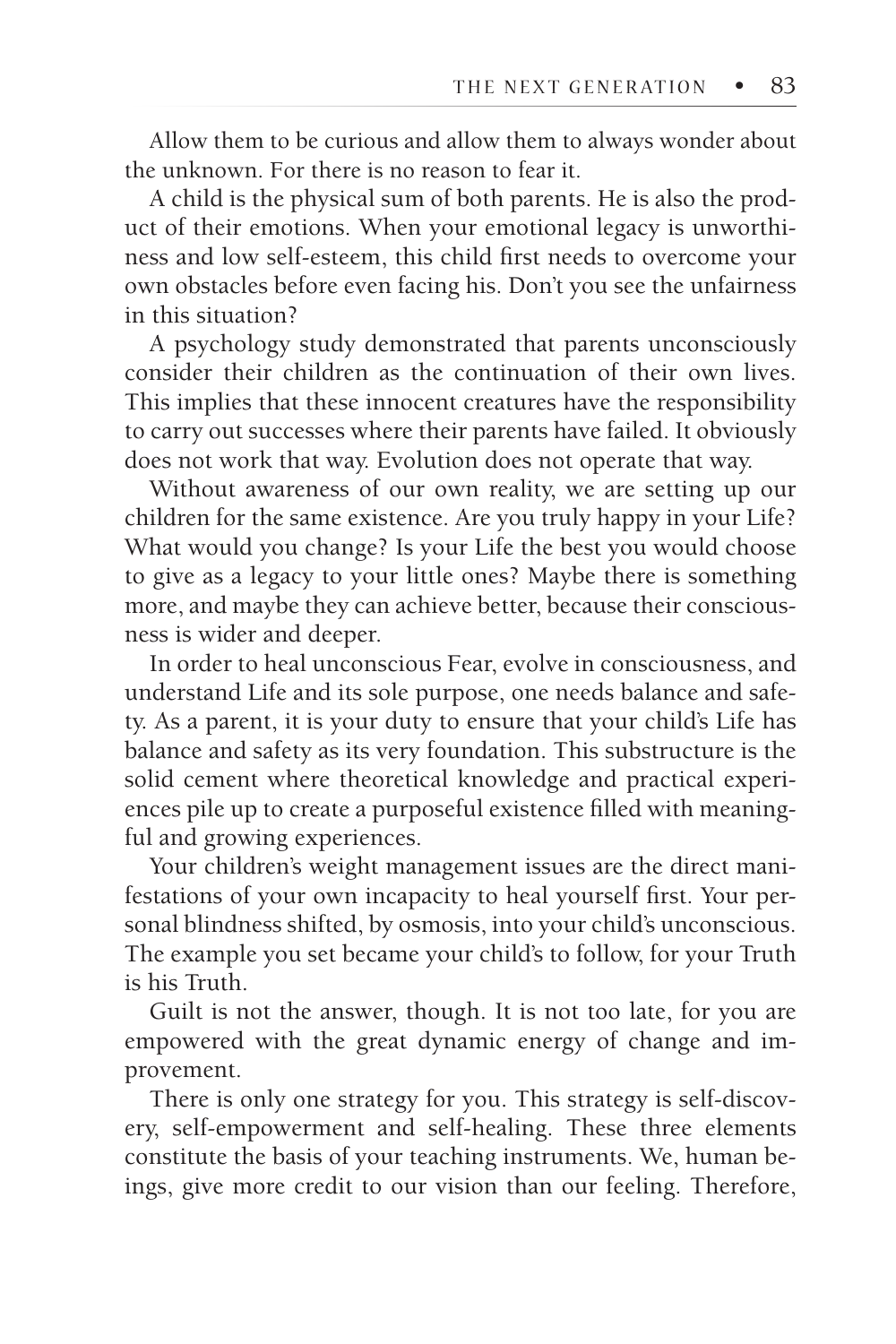Allow them to be curious and allow them to always wonder about the unknown. For there is no reason to fear it.

A child is the physical sum of both parents. He is also the product of their emotions. When your emotional legacy is unworthiness and low self-esteem, this child first needs to overcome your own obstacles before even facing his. Don't you see the unfairness in this situation?

A psychology study demonstrated that parents unconsciously consider their children as the continuation of their own lives. This implies that these innocent creatures have the responsibility to carry out successes where their parents have failed. It obviously does not work that way. Evolution does not operate that way.

Without awareness of our own reality, we are setting up our children for the same existence. Are you truly happy in your Life? What would you change? Is your Life the best you would choose to give as a legacy to your little ones? Maybe there is something more, and maybe they can achieve better, because their consciousness is wider and deeper.

In order to heal unconscious Fear, evolve in consciousness, and understand Life and its sole purpose, one needs balance and safety. As a parent, it is your duty to ensure that your child's Life has balance and safety as its very foundation. This substructure is the solid cement where theoretical knowledge and practical experiences pile up to create a purposeful existence filled with meaningful and growing experiences.

Your children's weight management issues are the direct manifestations of your own incapacity to heal yourself first. Your personal blindness shifted, by osmosis, into your child's unconscious. The example you set became your child's to follow, for your Truth is his Truth.

Guilt is not the answer, though. It is not too late, for you are empowered with the great dynamic energy of change and improvement.

There is only one strategy for you. This strategy is self-discovery, self-empowerment and self-healing. These three elements constitute the basis of your teaching instruments. We, human beings, give more credit to our vision than our feeling. Therefore,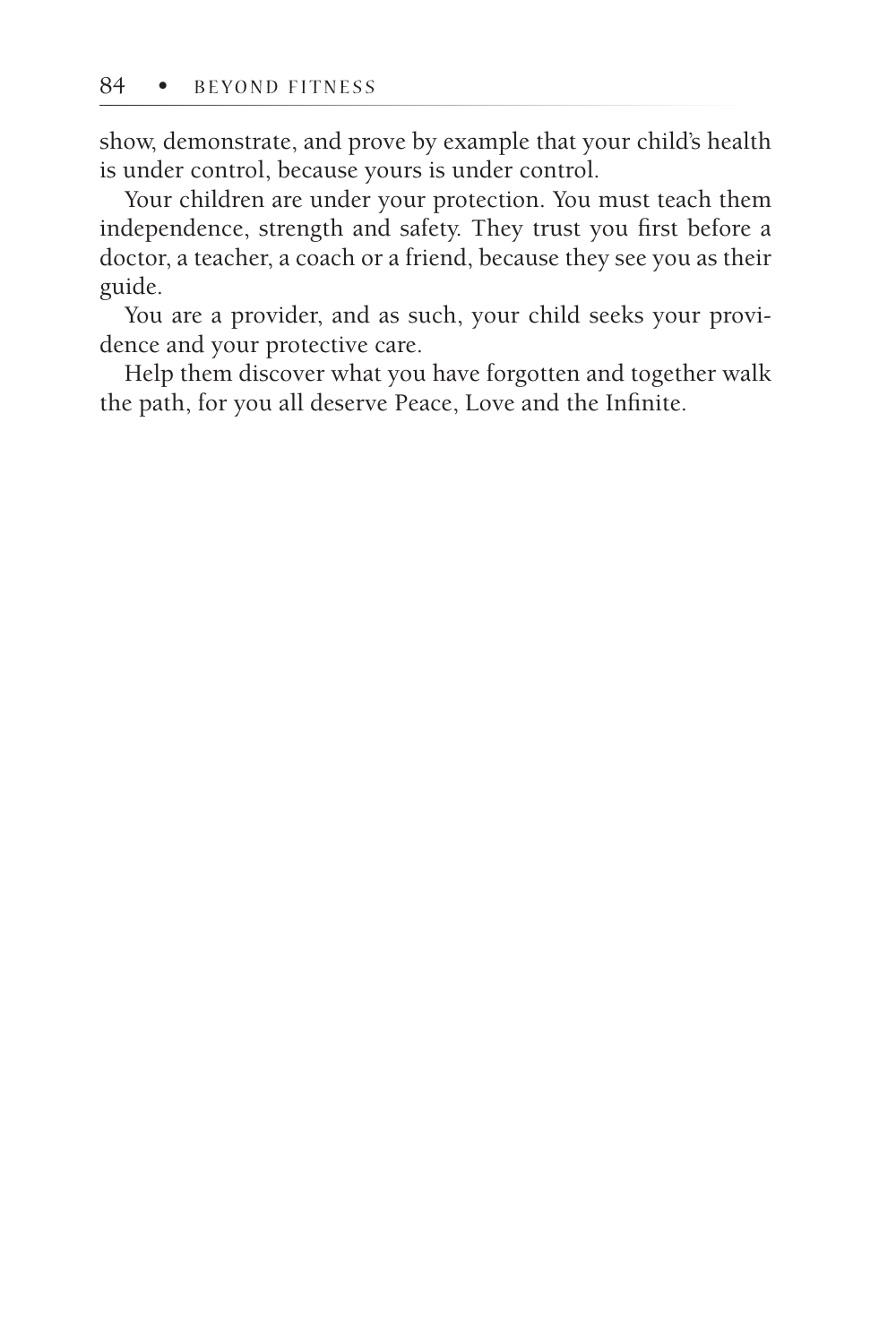show, demonstrate, and prove by example that your child's health is under control, because yours is under control.

Your children are under your protection. You must teach them independence, strength and safety. They trust you first before a doctor, a teacher, a coach or a friend, because they see you as their guide.

You are a provider, and as such, your child seeks your providence and your protective care.

Help them discover what you have forgotten and together walk the path, for you all deserve Peace, Love and the Infinite.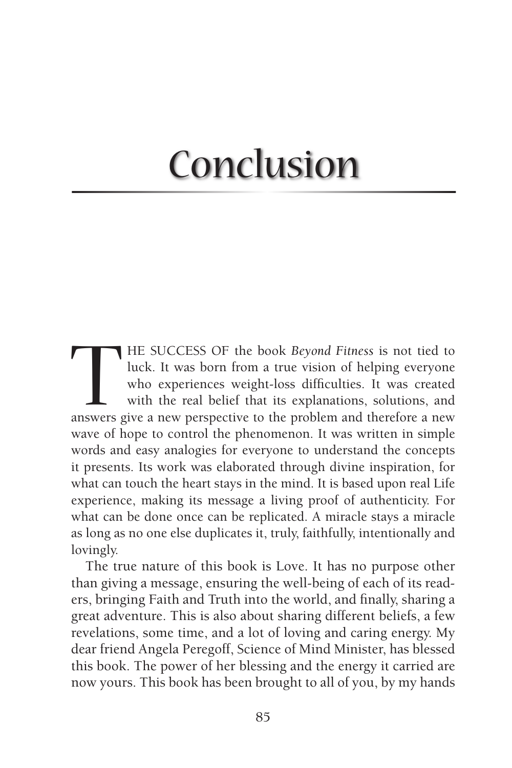# Conclusion

THE SUCCESS OF the book *Beyond Fitness* is not tied to luck. It was born from a true vision of helping everyone who experiences weight-loss difficulties. It was created with the real belief that its explanations, solutions, and answers give a new perspective to the problem and therefore a new wave of hope to control the phenomenon. It was written in simple words and easy analogies for everyone to understand the concepts it presents. Its work was elaborated through divine inspiration, for what can touch the heart stays in the mind. It is based upon real Life experience, making its message a living proof of authenticity. For what can be done once can be replicated. A miracle stays a miracle as long as no one else duplicates it, truly, faithfully, intentionally and lovingly.

The true nature of this book is Love. It has no purpose other than giving a message, ensuring the well-being of each of its readers, bringing Faith and Truth into the world, and finally, sharing a great adventure. This is also about sharing different beliefs, a few revelations, some time, and a lot of loving and caring energy. My dear friend Angela Peregoff, Science of Mind Minister, has blessed this book. The power of her blessing and the energy it carried are now yours. This book has been brought to all of you, by my hands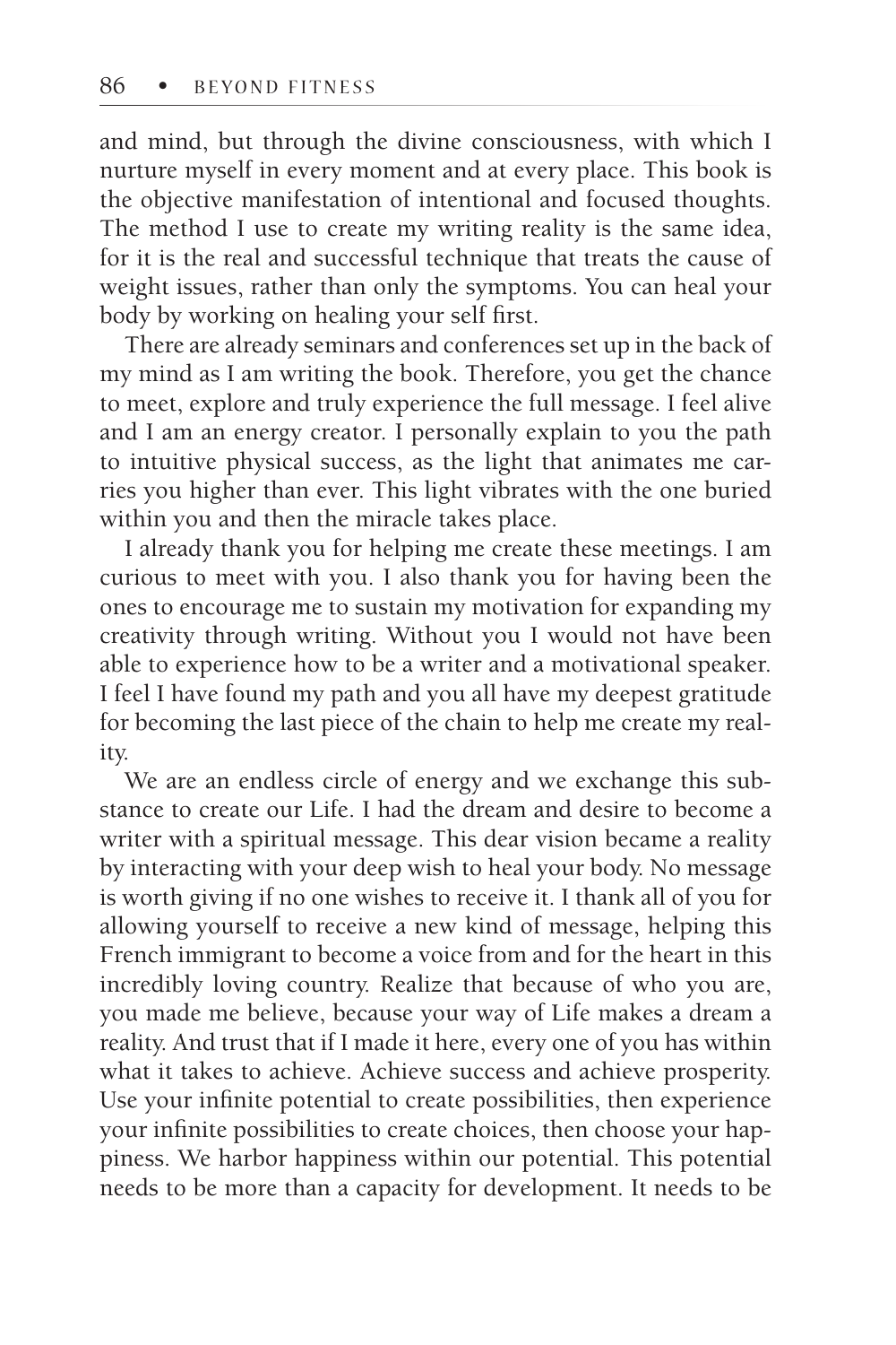and mind, but through the divine consciousness, with which I nurture myself in every moment and at every place. This book is the objective manifestation of intentional and focused thoughts. The method I use to create my writing reality is the same idea, for it is the real and successful technique that treats the cause of weight issues, rather than only the symptoms. You can heal your body by working on healing your self first.

There are already seminars and conferences set up in the back of my mind as I am writing the book. Therefore, you get the chance to meet, explore and truly experience the full message. I feel alive and I am an energy creator. I personally explain to you the path to intuitive physical success, as the light that animates me carries you higher than ever. This light vibrates with the one buried within you and then the miracle takes place.

I already thank you for helping me create these meetings. I am curious to meet with you. I also thank you for having been the ones to encourage me to sustain my motivation for expanding my creativity through writing. Without you I would not have been able to experience how to be a writer and a motivational speaker. I feel I have found my path and you all have my deepest gratitude for becoming the last piece of the chain to help me create my reality.

We are an endless circle of energy and we exchange this substance to create our Life. I had the dream and desire to become a writer with a spiritual message. This dear vision became a reality by interacting with your deep wish to heal your body. No message is worth giving if no one wishes to receive it. I thank all of you for allowing yourself to receive a new kind of message, helping this French immigrant to become a voice from and for the heart in this incredibly loving country. Realize that because of who you are, you made me believe, because your way of Life makes a dream a reality. And trust that if I made it here, every one of you has within what it takes to achieve. Achieve success and achieve prosperity. Use your infinite potential to create possibilities, then experience your infinite possibilities to create choices, then choose your happiness. We harbor happiness within our potential. This potential needs to be more than a capacity for development. It needs to be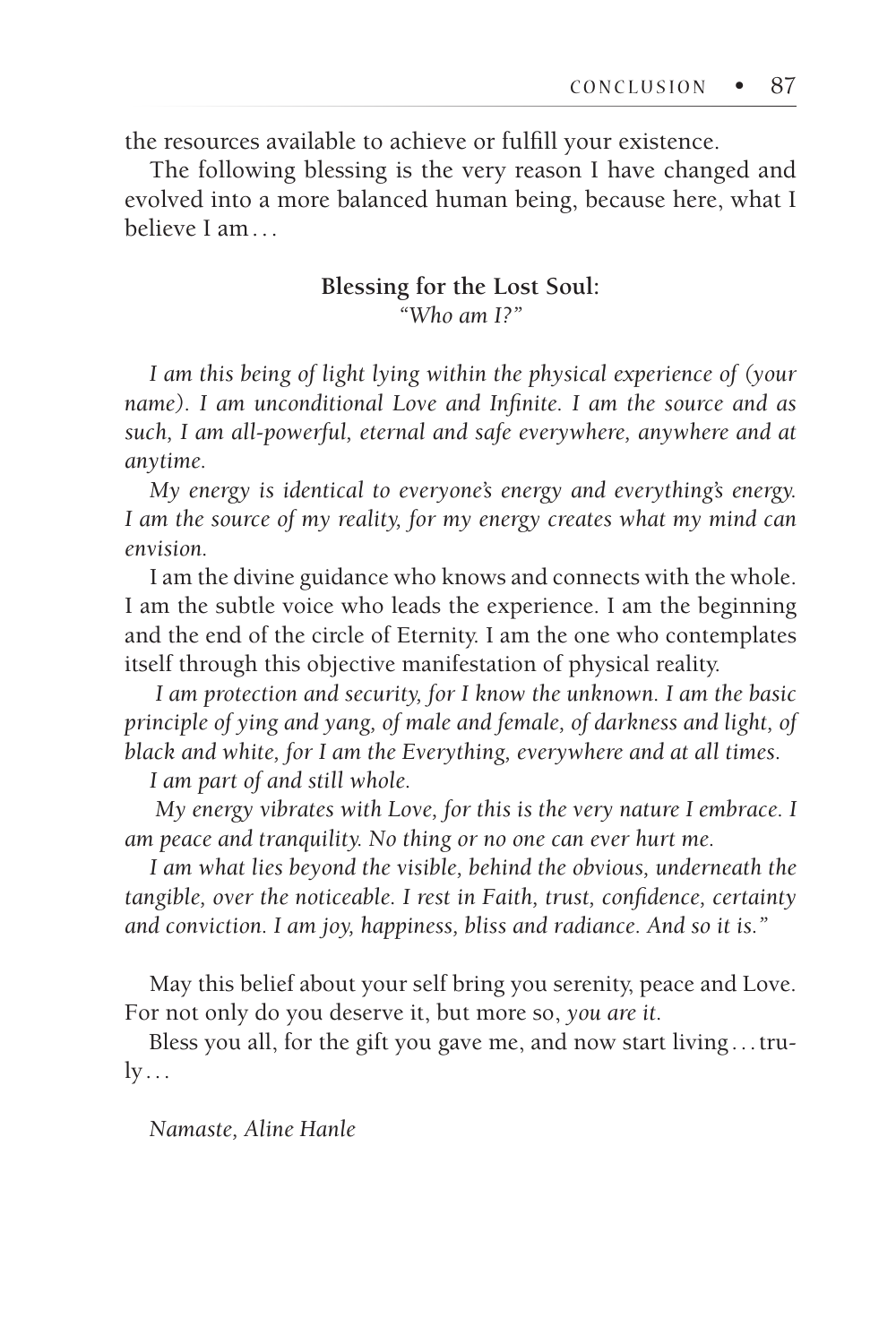the resources available to achieve or fulfill your existence.

The following blessing is the very reason I have changed and evolved into a more balanced human being, because here, what I believe I am…

**Blessing for the Lost Soul:**
*"Who am I?"*

*I am this being of light lying within the physical experience of (your name). I am unconditional Love and Infinite. I am the source and as such, I am all-powerful, eternal and safe everywhere, anywhere and at anytime.*

*My energy is identical to everyone's energy and everything's energy. I am the source of my reality, for my energy creates what my mind can envision.*

I am the divine guidance who knows and connects with the whole. I am the subtle voice who leads the experience. I am the beginning and the end of the circle of Eternity. I am the one who contemplates itself through this objective manifestation of physical reality.

*I am protection and security, for I know the unknown. I am the basic principle of ying and yang, of male and female, of darkness and light, of black and white, for I am the Everything, everywhere and at all times.*

*I am part of and still whole.*

*My energy vibrates with Love, for this is the very nature I embrace. I am peace and tranquility. No thing or no one can ever hurt me.*

*I am what lies beyond the visible, behind the obvious, underneath the tangible, over the noticeable. I rest in Faith, trust, confidence, certainty and conviction. I am joy, happiness, bliss and radiance. And so it is."*

May this belief about your self bring you serenity, peace and Love. For not only do you deserve it, but more so, *you are it.*

Bless you all, for the gift you gave me, and now start living…truly…

*Namaste, Aline Hanle*